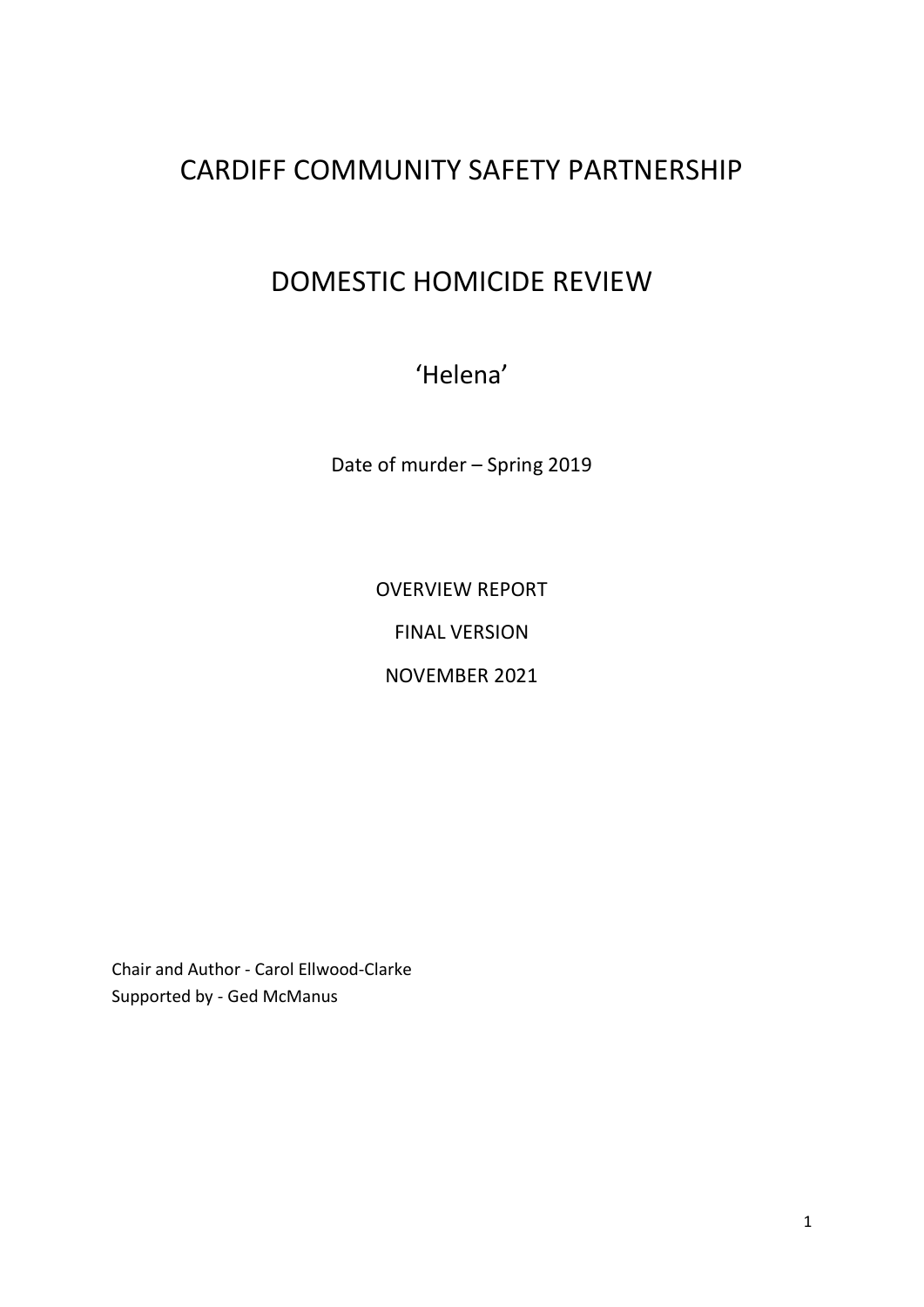# CARDIFF COMMUNITY SAFETY PARTNERSHIP

# DOMESTIC HOMICIDE REVIEW

## 'Helena'

Date of murder – Spring 2019

OVERVIEW REPORT

FINAL VERSION

NOVEMBER 2021

Chair and Author - Carol Ellwood-Clarke
Supported by - Ged McManus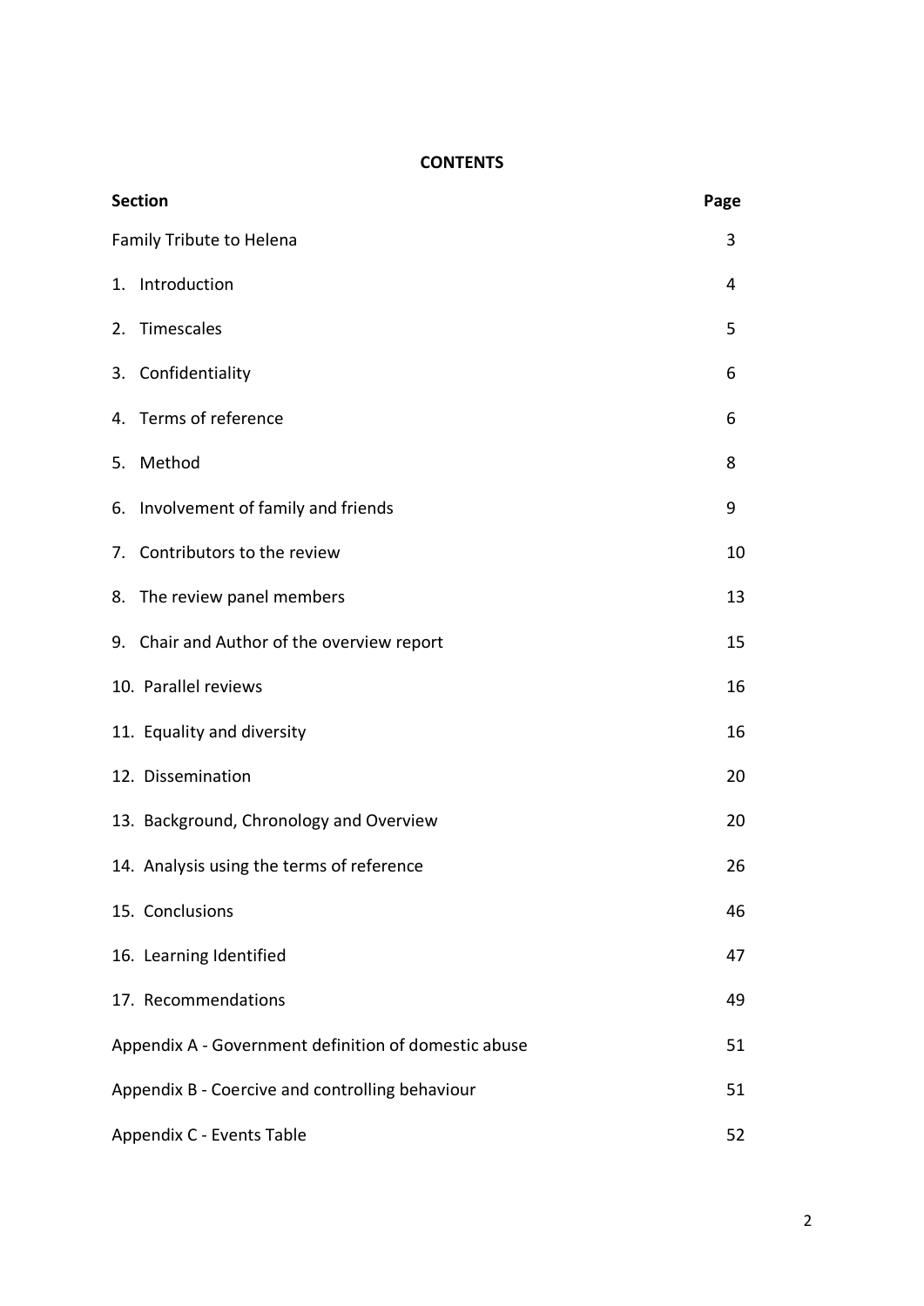**CONTENTS**

| Section | Page |
|---|---|
| Family Tribute to Helena | 3 |
| 1. Introduction | 4 |
| 2. Timescales | 5 |
| 3. Confidentiality | 6 |
| 4. Terms of reference | 6 |
| 5. Method | 8 |
| 6. Involvement of family and friends | 9 |
| 7. Contributors to the review | 10 |
| 8. The review panel members | 13 |
| 9. Chair and Author of the overview report | 15 |
| 10. Parallel reviews | 16 |
| 11. Equality and diversity | 16 |
| 12. Dissemination | 20 |
| 13. Background, Chronology and Overview | 20 |
| 14. Analysis using the terms of reference | 26 |
| 15. Conclusions | 46 |
| 16. Learning Identified | 47 |
| 17. Recommendations | 49 |
| Appendix A - Government definition of domestic abuse | 51 |
| Appendix B - Coercive and controlling behaviour | 51 |
| Appendix C - Events Table | 52 |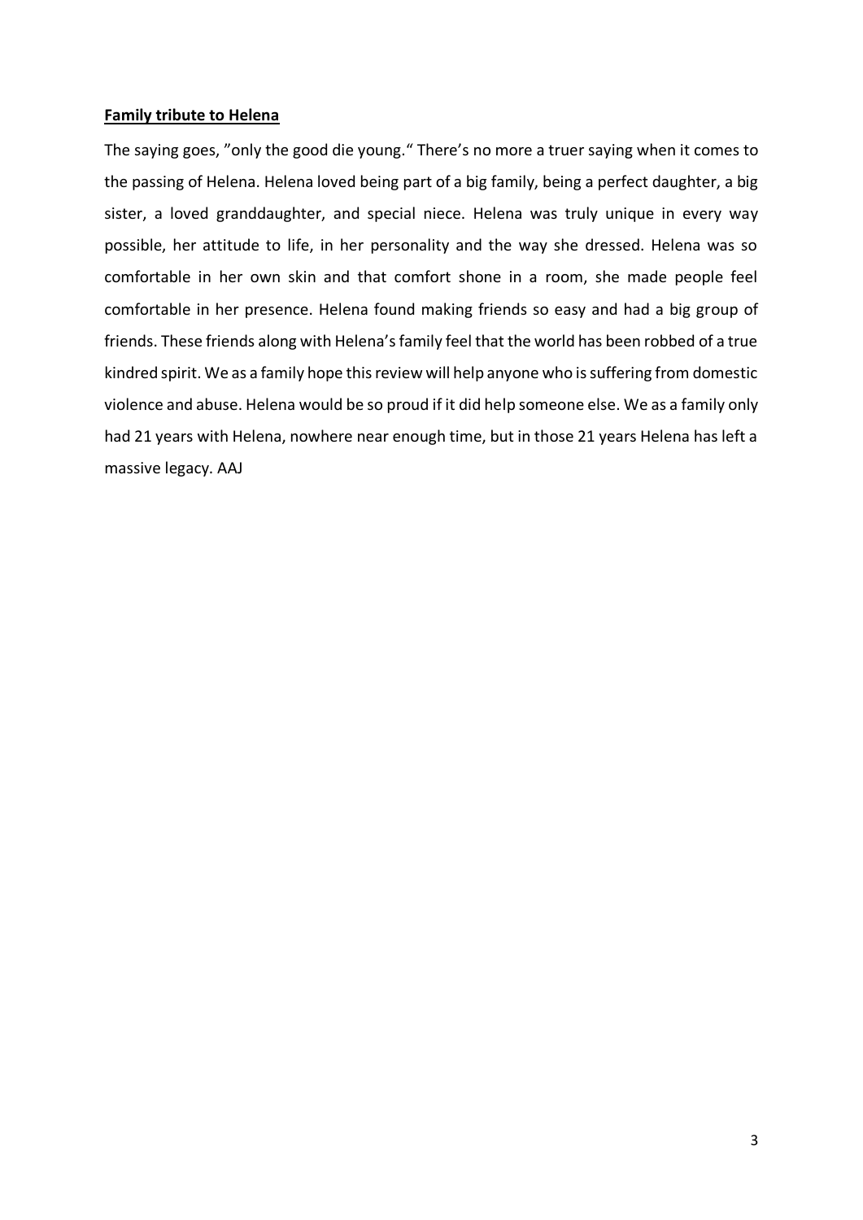**Family tribute to Helena**

The saying goes, "only the good die young." There's no more a truer saying when it comes to the passing of Helena. Helena loved being part of a big family, being a perfect daughter, a big sister, a loved granddaughter, and special niece. Helena was truly unique in every way possible, her attitude to life, in her personality and the way she dressed. Helena was so comfortable in her own skin and that comfort shone in a room, she made people feel comfortable in her presence. Helena found making friends so easy and had a big group of friends. These friends along with Helena's family feel that the world has been robbed of a true kindred spirit. We as a family hope this review will help anyone who is suffering from domestic violence and abuse. Helena would be so proud if it did help someone else. We as a family only had 21 years with Helena, nowhere near enough time, but in those 21 years Helena has left a massive legacy. AAJ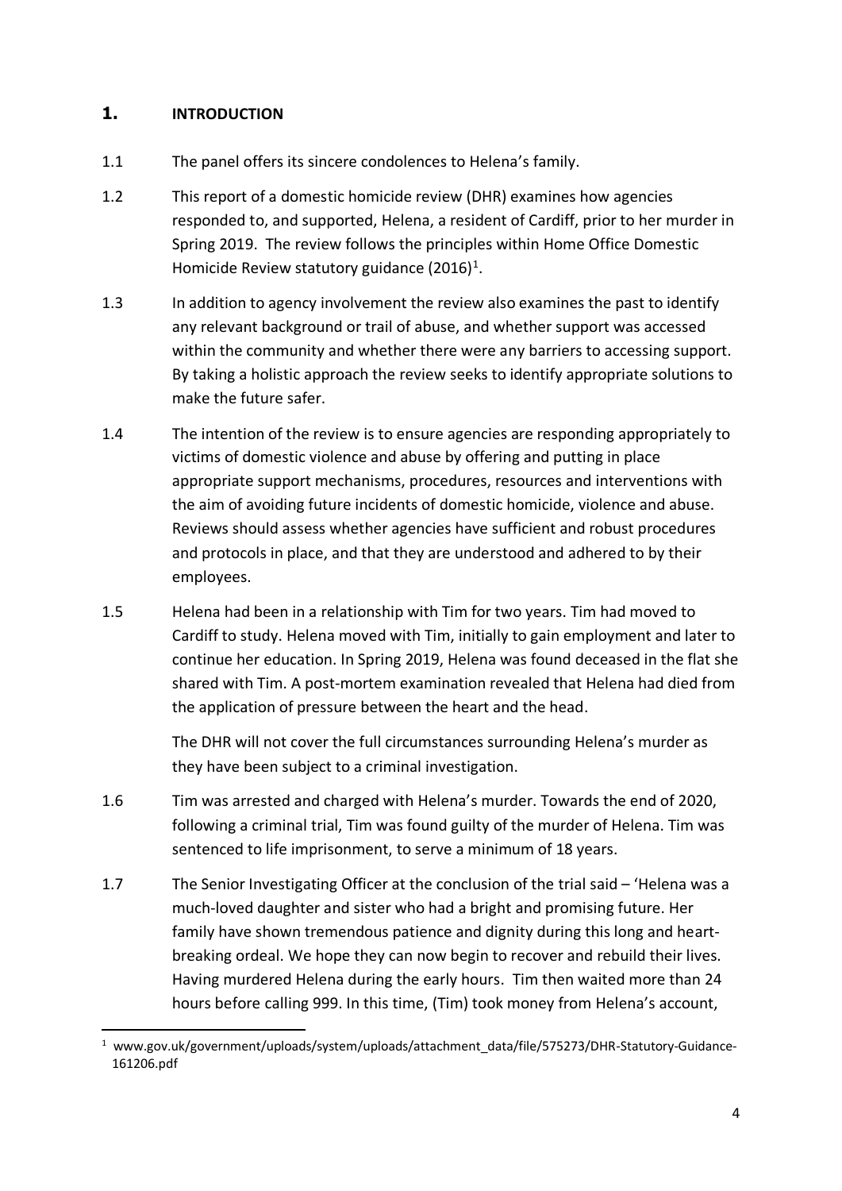# 1. INTRODUCTION

1.1 The panel offers its sincere condolences to Helena's family.

1.2 This report of a domestic homicide review (DHR) examines how agencies responded to, and supported, Helena, a resident of Cardiff, prior to her murder in Spring 2019. The review follows the principles within Home Office Domestic Homicide Review statutory guidance (2016)[1].

1.3 In addition to agency involvement the review also examines the past to identify any relevant background or trail of abuse, and whether support was accessed within the community and whether there were any barriers to accessing support. By taking a holistic approach the review seeks to identify appropriate solutions to make the future safer.

1.4 The intention of the review is to ensure agencies are responding appropriately to victims of domestic violence and abuse by offering and putting in place appropriate support mechanisms, procedures, resources and interventions with the aim of avoiding future incidents of domestic homicide, violence and abuse. Reviews should assess whether agencies have sufficient and robust procedures and protocols in place, and that they are understood and adhered to by their employees.

1.5 Helena had been in a relationship with Tim for two years. Tim had moved to Cardiff to study. Helena moved with Tim, initially to gain employment and later to continue her education. In Spring 2019, Helena was found deceased in the flat she shared with Tim. A post-mortem examination revealed that Helena had died from the application of pressure between the heart and the head.

The DHR will not cover the full circumstances surrounding Helena's murder as they have been subject to a criminal investigation.

1.6 Tim was arrested and charged with Helena's murder. Towards the end of 2020, following a criminal trial, Tim was found guilty of the murder of Helena. Tim was sentenced to life imprisonment, to serve a minimum of 18 years.

1.7 The Senior Investigating Officer at the conclusion of the trial said – 'Helena was a much-loved daughter and sister who had a bright and promising future. Her family have shown tremendous patience and dignity during this long and heart-breaking ordeal. We hope they can now begin to recover and rebuild their lives. Having murdered Helena during the early hours. Tim then waited more than 24 hours before calling 999. In this time, (Tim) took money from Helena's account,

---

[1] www.gov.uk/government/uploads/system/uploads/attachment_data/file/575273/DHR-Statutory-Guidance-161206.pdf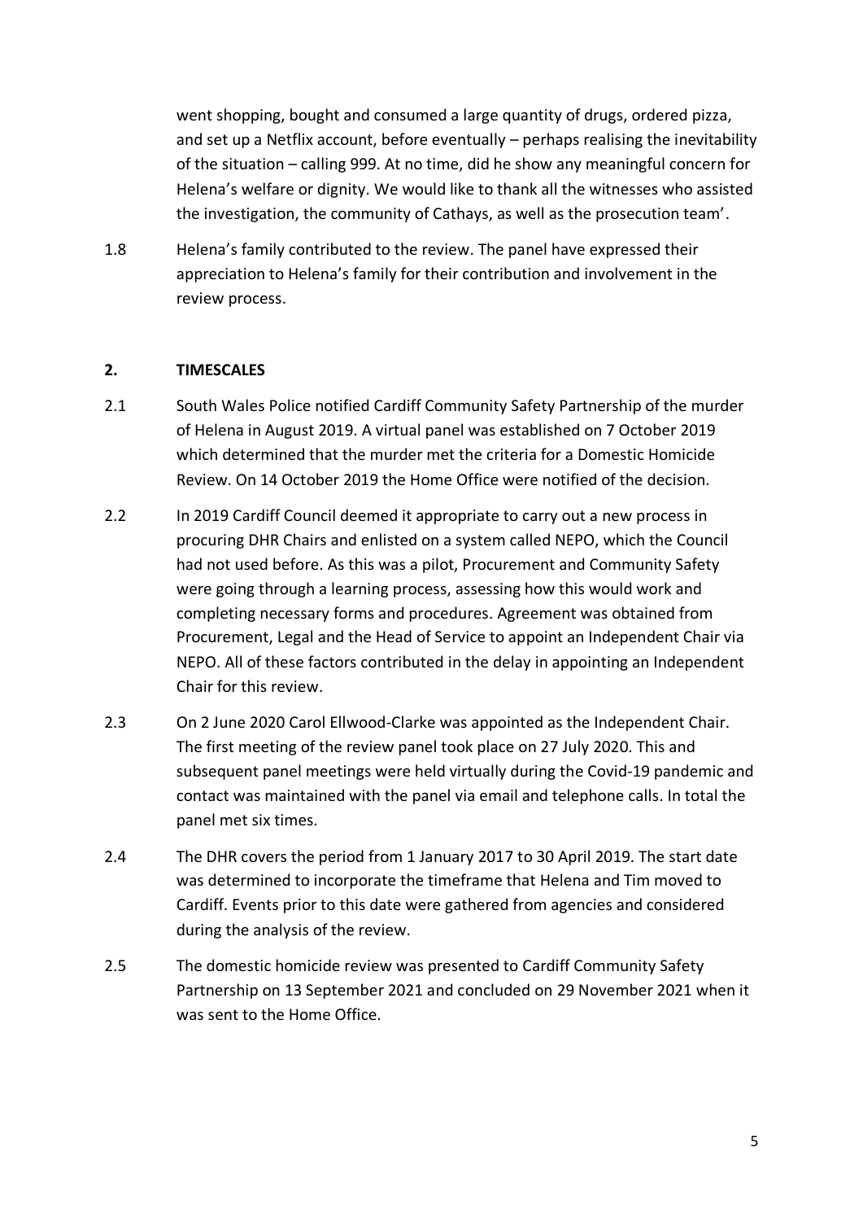went shopping, bought and consumed a large quantity of drugs, ordered pizza, and set up a Netflix account, before eventually – perhaps realising the inevitability of the situation – calling 999. At no time, did he show any meaningful concern for Helena's welfare or dignity. We would like to thank all the witnesses who assisted the investigation, the community of Cathays, as well as the prosecution team'.

1.8 Helena's family contributed to the review. The panel have expressed their appreciation to Helena's family for their contribution and involvement in the review process.

## 2. TIMESCALES

2.1 South Wales Police notified Cardiff Community Safety Partnership of the murder of Helena in August 2019. A virtual panel was established on 7 October 2019 which determined that the murder met the criteria for a Domestic Homicide Review. On 14 October 2019 the Home Office were notified of the decision.

2.2 In 2019 Cardiff Council deemed it appropriate to carry out a new process in procuring DHR Chairs and enlisted on a system called NEPO, which the Council had not used before. As this was a pilot, Procurement and Community Safety were going through a learning process, assessing how this would work and completing necessary forms and procedures. Agreement was obtained from Procurement, Legal and the Head of Service to appoint an Independent Chair via NEPO. All of these factors contributed in the delay in appointing an Independent Chair for this review.

2.3 On 2 June 2020 Carol Ellwood-Clarke was appointed as the Independent Chair. The first meeting of the review panel took place on 27 July 2020. This and subsequent panel meetings were held virtually during the Covid-19 pandemic and contact was maintained with the panel via email and telephone calls. In total the panel met six times.

2.4 The DHR covers the period from 1 January 2017 to 30 April 2019. The start date was determined to incorporate the timeframe that Helena and Tim moved to Cardiff. Events prior to this date were gathered from agencies and considered during the analysis of the review.

2.5 The domestic homicide review was presented to Cardiff Community Safety Partnership on 13 September 2021 and concluded on 29 November 2021 when it was sent to the Home Office.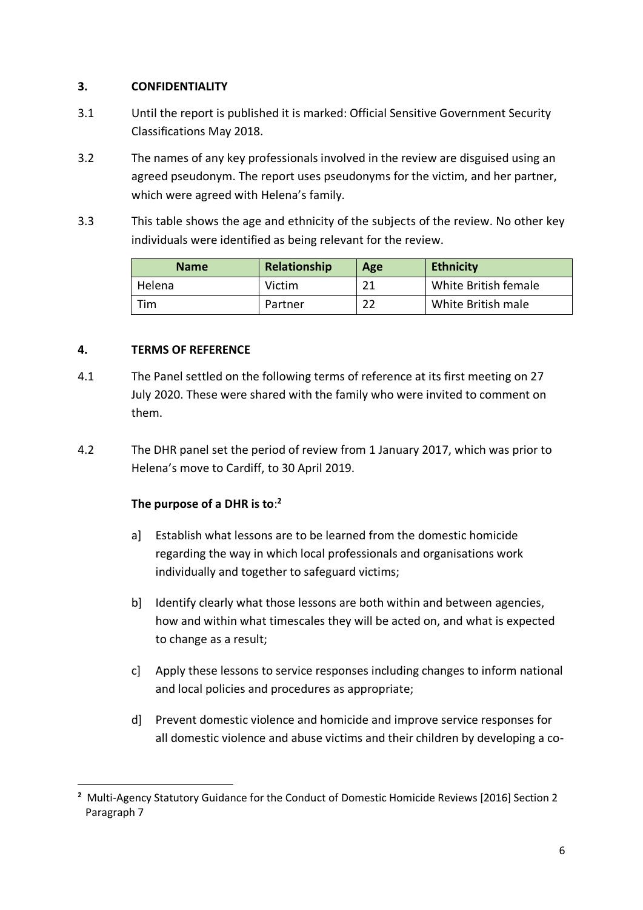## 3. CONFIDENTIALITY

3.1 Until the report is published it is marked: Official Sensitive Government Security Classifications May 2018.

3.2 The names of any key professionals involved in the review are disguised using an agreed pseudonym. The report uses pseudonyms for the victim, and her partner, which were agreed with Helena's family.

3.3 This table shows the age and ethnicity of the subjects of the review. No other key individuals were identified as being relevant for the review.

| Name | Relationship | Age | Ethnicity |
|---|---|---|---|
| Helena | Victim | 21 | White British female |
| Tim | Partner | 22 | White British male |

## 4. TERMS OF REFERENCE

4.1 The Panel settled on the following terms of reference at its first meeting on 27 July 2020. These were shared with the family who were invited to comment on them.

4.2 The DHR panel set the period of review from 1 January 2017, which was prior to Helena's move to Cardiff, to 30 April 2019.

**The purpose of a DHR is to**:[2]

a] Establish what lessons are to be learned from the domestic homicide regarding the way in which local professionals and organisations work individually and together to safeguard victims;

b] Identify clearly what those lessons are both within and between agencies, how and within what timescales they will be acted on, and what is expected to change as a result;

c] Apply these lessons to service responses including changes to inform national and local policies and procedures as appropriate;

d] Prevent domestic violence and homicide and improve service responses for all domestic violence and abuse victims and their children by developing a co-

---

[2] Multi-Agency Statutory Guidance for the Conduct of Domestic Homicide Reviews [2016] Section 2 Paragraph 7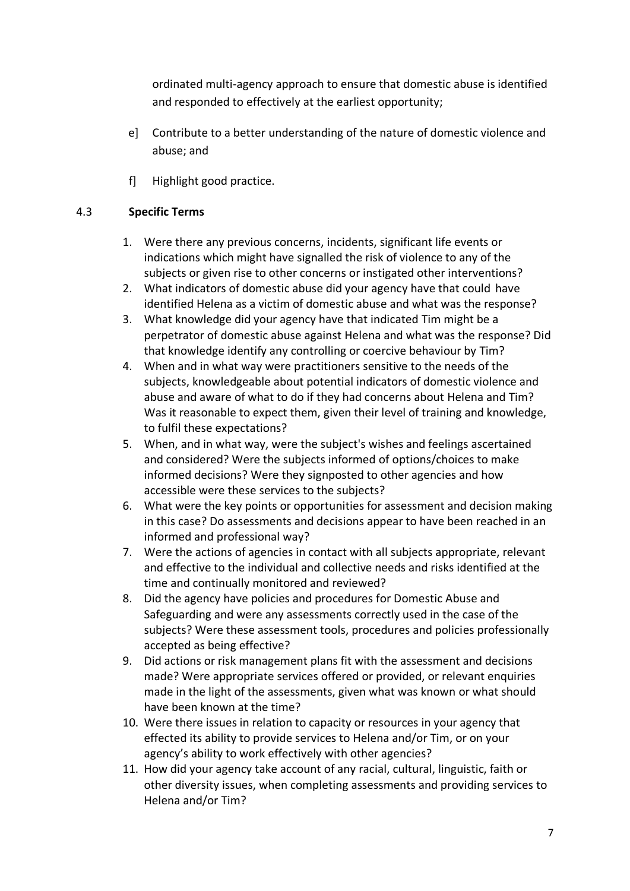ordinated multi-agency approach to ensure that domestic abuse is identified and responded to effectively at the earliest opportunity;

e] Contribute to a better understanding of the nature of domestic violence and abuse; and

f] Highlight good practice.

## 4.3 Specific Terms

1. Were there any previous concerns, incidents, significant life events or indications which might have signalled the risk of violence to any of the subjects or given rise to other concerns or instigated other interventions?
2. What indicators of domestic abuse did your agency have that could have identified Helena as a victim of domestic abuse and what was the response?
3. What knowledge did your agency have that indicated Tim might be a perpetrator of domestic abuse against Helena and what was the response? Did that knowledge identify any controlling or coercive behaviour by Tim?
4. When and in what way were practitioners sensitive to the needs of the subjects, knowledgeable about potential indicators of domestic violence and abuse and aware of what to do if they had concerns about Helena and Tim? Was it reasonable to expect them, given their level of training and knowledge, to fulfil these expectations?
5. When, and in what way, were the subject's wishes and feelings ascertained and considered? Were the subjects informed of options/choices to make informed decisions? Were they signposted to other agencies and how accessible were these services to the subjects?
6. What were the key points or opportunities for assessment and decision making in this case? Do assessments and decisions appear to have been reached in an informed and professional way?
7. Were the actions of agencies in contact with all subjects appropriate, relevant and effective to the individual and collective needs and risks identified at the time and continually monitored and reviewed?
8. Did the agency have policies and procedures for Domestic Abuse and Safeguarding and were any assessments correctly used in the case of the subjects? Were these assessment tools, procedures and policies professionally accepted as being effective?
9. Did actions or risk management plans fit with the assessment and decisions made? Were appropriate services offered or provided, or relevant enquiries made in the light of the assessments, given what was known or what should have been known at the time?
10. Were there issues in relation to capacity or resources in your agency that effected its ability to provide services to Helena and/or Tim, or on your agency's ability to work effectively with other agencies?
11. How did your agency take account of any racial, cultural, linguistic, faith or other diversity issues, when completing assessments and providing services to Helena and/or Tim?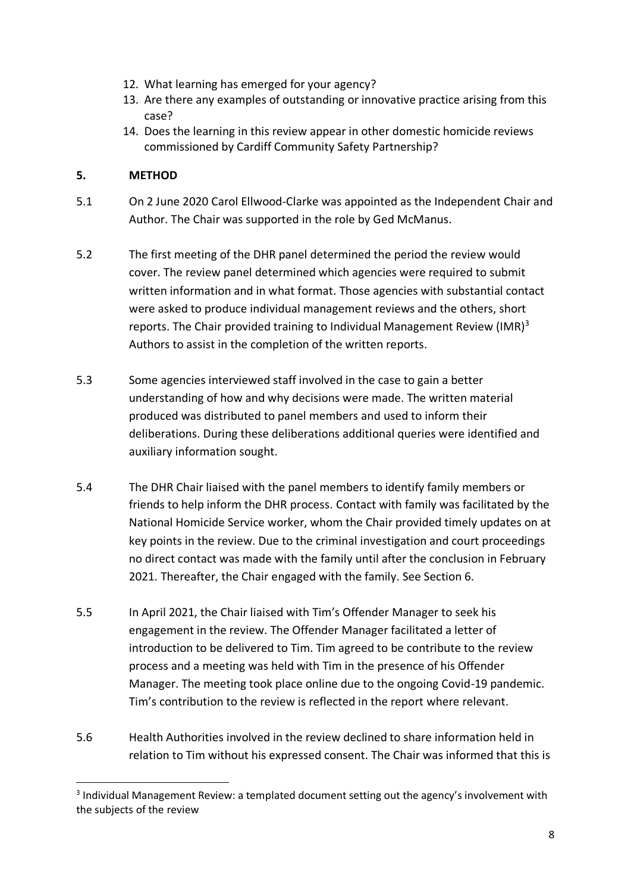12. What learning has emerged for your agency?
13. Are there any examples of outstanding or innovative practice arising from this case?
14. Does the learning in this review appear in other domestic homicide reviews commissioned by Cardiff Community Safety Partnership?

## 5. METHOD

5.1 On 2 June 2020 Carol Ellwood-Clarke was appointed as the Independent Chair and Author. The Chair was supported in the role by Ged McManus.

5.2 The first meeting of the DHR panel determined the period the review would cover. The review panel determined which agencies were required to submit written information and in what format. Those agencies with substantial contact were asked to produce individual management reviews and the others, short reports. The Chair provided training to Individual Management Review (IMR)[3] Authors to assist in the completion of the written reports.

5.3 Some agencies interviewed staff involved in the case to gain a better understanding of how and why decisions were made. The written material produced was distributed to panel members and used to inform their deliberations. During these deliberations additional queries were identified and auxiliary information sought.

5.4 The DHR Chair liaised with the panel members to identify family members or friends to help inform the DHR process. Contact with family was facilitated by the National Homicide Service worker, whom the Chair provided timely updates on at key points in the review. Due to the criminal investigation and court proceedings no direct contact was made with the family until after the conclusion in February 2021. Thereafter, the Chair engaged with the family. See Section 6.

5.5 In April 2021, the Chair liaised with Tim's Offender Manager to seek his engagement in the review. The Offender Manager facilitated a letter of introduction to be delivered to Tim. Tim agreed to be contribute to the review process and a meeting was held with Tim in the presence of his Offender Manager. The meeting took place online due to the ongoing Covid-19 pandemic. Tim's contribution to the review is reflected in the report where relevant.

5.6 Health Authorities involved in the review declined to share information held in relation to Tim without his expressed consent. The Chair was informed that this is

[3] Individual Management Review: a templated document setting out the agency's involvement with the subjects of the review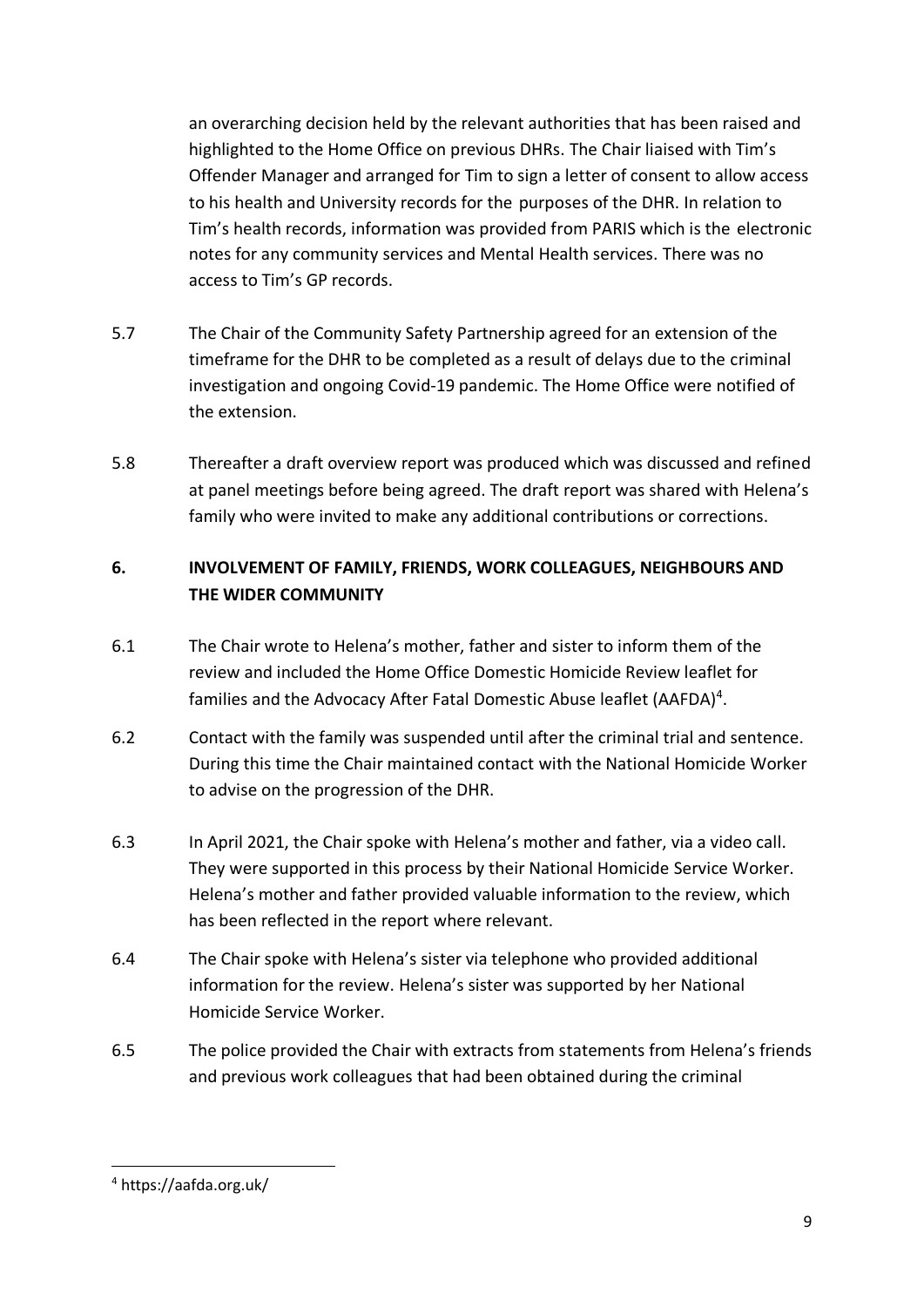an overarching decision held by the relevant authorities that has been raised and highlighted to the Home Office on previous DHRs. The Chair liaised with Tim's Offender Manager and arranged for Tim to sign a letter of consent to allow access to his health and University records for the purposes of the DHR. In relation to Tim's health records, information was provided from PARIS which is the electronic notes for any community services and Mental Health services. There was no access to Tim's GP records.

5.7 The Chair of the Community Safety Partnership agreed for an extension of the timeframe for the DHR to be completed as a result of delays due to the criminal investigation and ongoing Covid-19 pandemic. The Home Office were notified of the extension.

5.8 Thereafter a draft overview report was produced which was discussed and refined at panel meetings before being agreed. The draft report was shared with Helena's family who were invited to make any additional contributions or corrections.

## 6. INVOLVEMENT OF FAMILY, FRIENDS, WORK COLLEAGUES, NEIGHBOURS AND THE WIDER COMMUNITY

6.1 The Chair wrote to Helena's mother, father and sister to inform them of the review and included the Home Office Domestic Homicide Review leaflet for families and the Advocacy After Fatal Domestic Abuse leaflet (AAFDA)[4].

6.2 Contact with the family was suspended until after the criminal trial and sentence. During this time the Chair maintained contact with the National Homicide Worker to advise on the progression of the DHR.

6.3 In April 2021, the Chair spoke with Helena's mother and father, via a video call. They were supported in this process by their National Homicide Service Worker. Helena's mother and father provided valuable information to the review, which has been reflected in the report where relevant.

6.4 The Chair spoke with Helena's sister via telephone who provided additional information for the review. Helena's sister was supported by her National Homicide Service Worker.

6.5 The police provided the Chair with extracts from statements from Helena's friends and previous work colleagues that had been obtained during the criminal

---

[4] https://aafda.org.uk/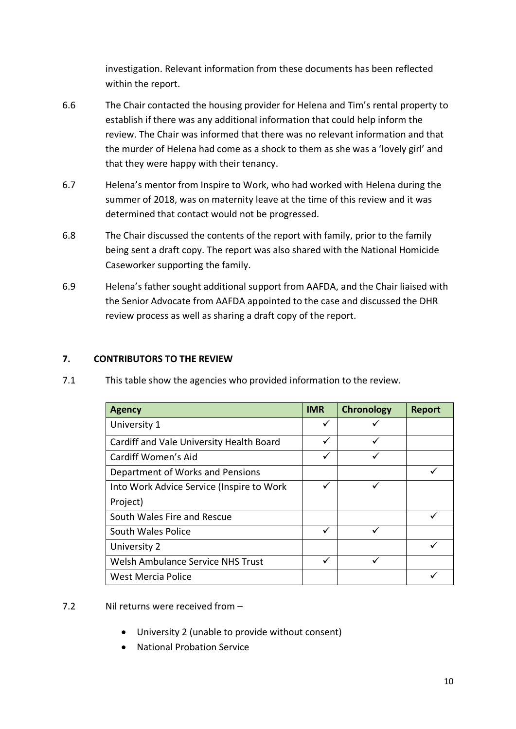investigation. Relevant information from these documents has been reflected within the report.

6.6 The Chair contacted the housing provider for Helena and Tim's rental property to establish if there was any additional information that could help inform the review. The Chair was informed that there was no relevant information and that the murder of Helena had come as a shock to them as she was a 'lovely girl' and that they were happy with their tenancy.

6.7 Helena's mentor from Inspire to Work, who had worked with Helena during the summer of 2018, was on maternity leave at the time of this review and it was determined that contact would not be progressed.

6.8 The Chair discussed the contents of the report with family, prior to the family being sent a draft copy. The report was also shared with the National Homicide Caseworker supporting the family.

6.9 Helena's father sought additional support from AAFDA, and the Chair liaised with the Senior Advocate from AAFDA appointed to the case and discussed the DHR review process as well as sharing a draft copy of the report.

## 7. CONTRIBUTORS TO THE REVIEW

7.1 This table show the agencies who provided information to the review.

| Agency | IMR | Chronology | Report |
|---|---|---|---|
| University 1 | ✓ | ✓ | |
| Cardiff and Vale University Health Board | ✓ | ✓ | |
| Cardiff Women's Aid | ✓ | ✓ | |
| Department of Works and Pensions | | | ✓ |
| Into Work Advice Service (Inspire to Work Project) | ✓ | ✓ | |
| South Wales Fire and Rescue | | | ✓ |
| South Wales Police | ✓ | ✓ | |
| University 2 | | | ✓ |
| Welsh Ambulance Service NHS Trust | ✓ | ✓ | |
| West Mercia Police | | | ✓ |

7.2 Nil returns were received from –

- University 2 (unable to provide without consent)
- National Probation Service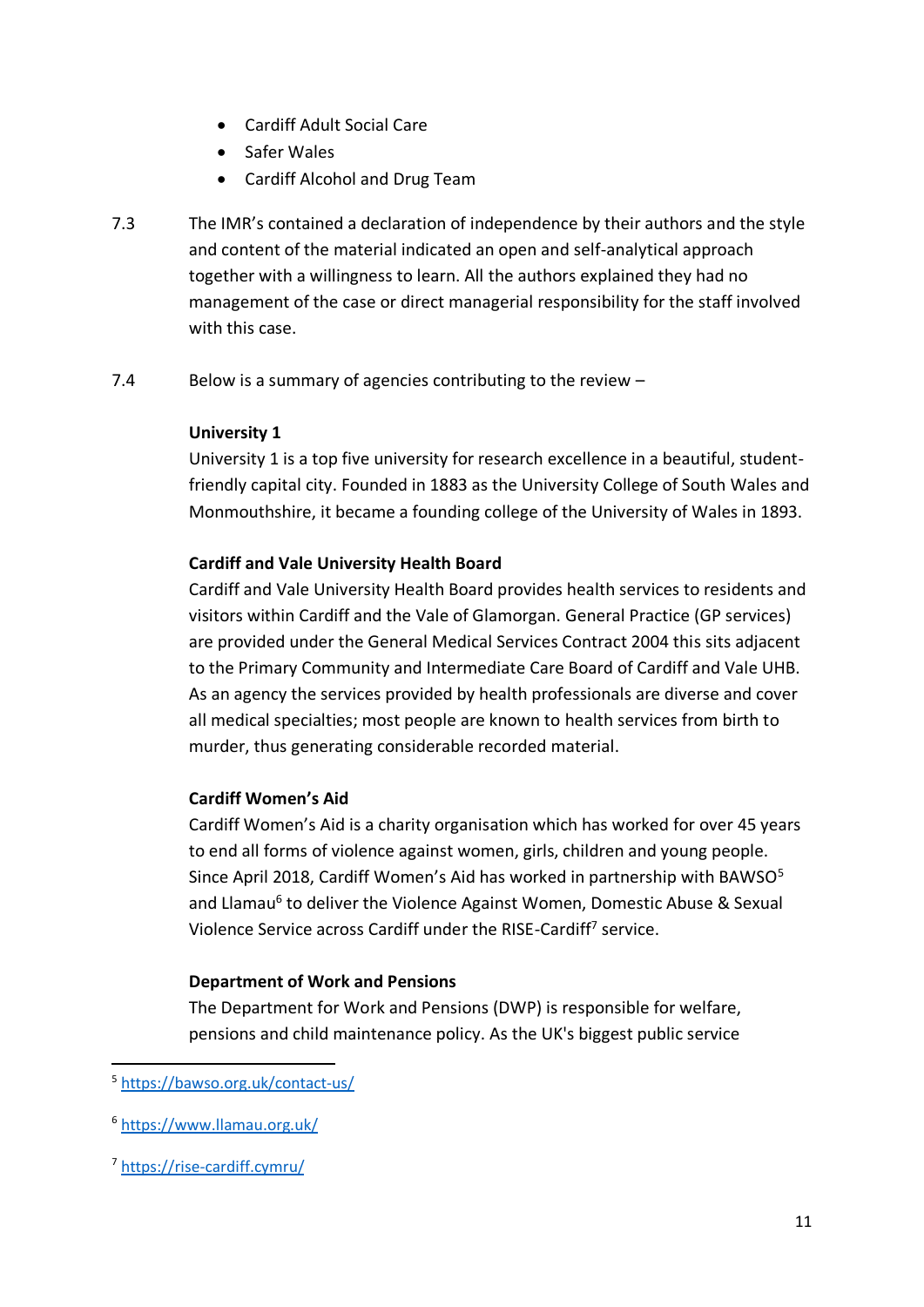- Cardiff Adult Social Care
- Safer Wales
- Cardiff Alcohol and Drug Team

7.3 The IMR's contained a declaration of independence by their authors and the style and content of the material indicated an open and self-analytical approach together with a willingness to learn. All the authors explained they had no management of the case or direct managerial responsibility for the staff involved with this case.

7.4 Below is a summary of agencies contributing to the review –

**University 1**
University 1 is a top five university for research excellence in a beautiful, student-friendly capital city. Founded in 1883 as the University College of South Wales and Monmouthshire, it became a founding college of the University of Wales in 1893.

**Cardiff and Vale University Health Board**
Cardiff and Vale University Health Board provides health services to residents and visitors within Cardiff and the Vale of Glamorgan. General Practice (GP services) are provided under the General Medical Services Contract 2004 this sits adjacent to the Primary Community and Intermediate Care Board of Cardiff and Vale UHB. As an agency the services provided by health professionals are diverse and cover all medical specialties; most people are known to health services from birth to murder, thus generating considerable recorded material.

**Cardiff Women's Aid**
Cardiff Women's Aid is a charity organisation which has worked for over 45 years to end all forms of violence against women, girls, children and young people. Since April 2018, Cardiff Women's Aid has worked in partnership with BAWSO[5] and Llamau[6] to deliver the Violence Against Women, Domestic Abuse & Sexual Violence Service across Cardiff under the RISE-Cardiff[7] service.

**Department of Work and Pensions**
The Department for Work and Pensions (DWP) is responsible for welfare, pensions and child maintenance policy. As the UK's biggest public service

---

[5] https://bawso.org.uk/contact-us/

[6] https://www.llamau.org.uk/

[7] https://rise-cardiff.cymru/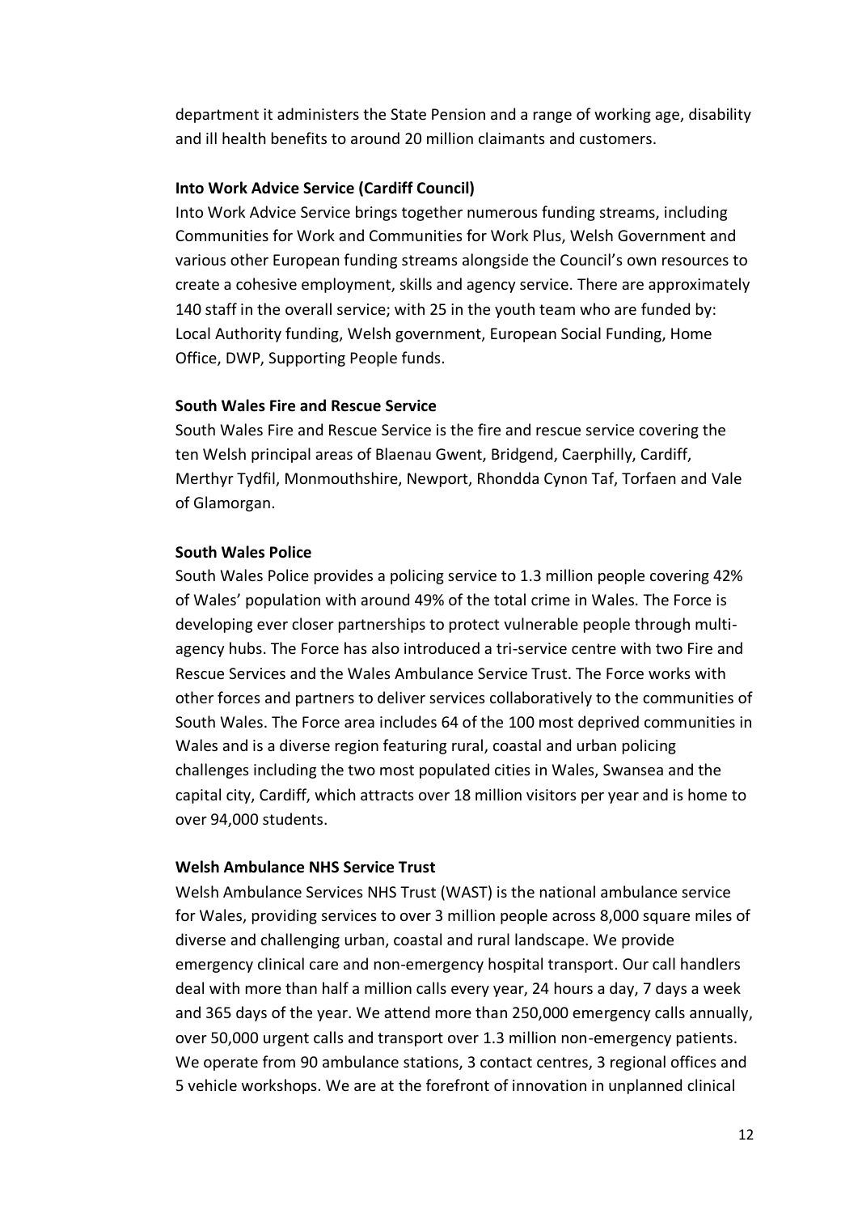department it administers the State Pension and a range of working age, disability and ill health benefits to around 20 million claimants and customers.

**Into Work Advice Service (Cardiff Council)**

Into Work Advice Service brings together numerous funding streams, including Communities for Work and Communities for Work Plus, Welsh Government and various other European funding streams alongside the Council's own resources to create a cohesive employment, skills and agency service. There are approximately 140 staff in the overall service; with 25 in the youth team who are funded by: Local Authority funding, Welsh government, European Social Funding, Home Office, DWP, Supporting People funds.

**South Wales Fire and Rescue Service**

South Wales Fire and Rescue Service is the fire and rescue service covering the ten Welsh principal areas of Blaenau Gwent, Bridgend, Caerphilly, Cardiff, Merthyr Tydfil, Monmouthshire, Newport, Rhondda Cynon Taf, Torfaen and Vale of Glamorgan.

**South Wales Police**

South Wales Police provides a policing service to 1.3 million people covering 42% of Wales' population with around 49% of the total crime in Wales. The Force is developing ever closer partnerships to protect vulnerable people through multi-agency hubs. The Force has also introduced a tri-service centre with two Fire and Rescue Services and the Wales Ambulance Service Trust. The Force works with other forces and partners to deliver services collaboratively to the communities of South Wales. The Force area includes 64 of the 100 most deprived communities in Wales and is a diverse region featuring rural, coastal and urban policing challenges including the two most populated cities in Wales, Swansea and the capital city, Cardiff, which attracts over 18 million visitors per year and is home to over 94,000 students.

**Welsh Ambulance NHS Service Trust**

Welsh Ambulance Services NHS Trust (WAST) is the national ambulance service for Wales, providing services to over 3 million people across 8,000 square miles of diverse and challenging urban, coastal and rural landscape. We provide emergency clinical care and non-emergency hospital transport. Our call handlers deal with more than half a million calls every year, 24 hours a day, 7 days a week and 365 days of the year. We attend more than 250,000 emergency calls annually, over 50,000 urgent calls and transport over 1.3 million non-emergency patients. We operate from 90 ambulance stations, 3 contact centres, 3 regional offices and 5 vehicle workshops. We are at the forefront of innovation in unplanned clinical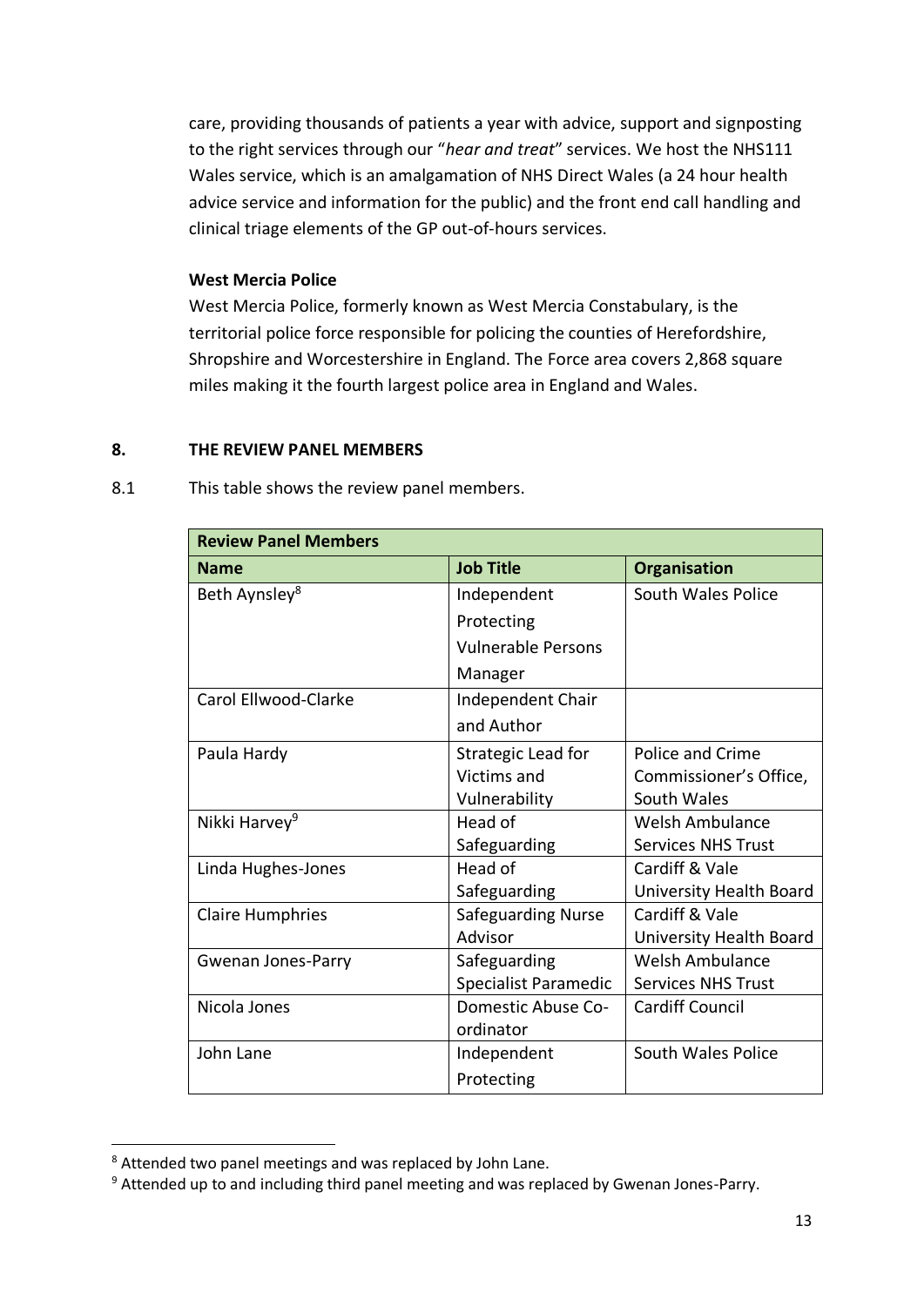care, providing thousands of patients a year with advice, support and signposting to the right services through our "*hear and treat*" services. We host the NHS111 Wales service, which is an amalgamation of NHS Direct Wales (a 24 hour health advice service and information for the public) and the front end call handling and clinical triage elements of the GP out-of-hours services.

**West Mercia Police**

West Mercia Police, formerly known as West Mercia Constabulary, is the territorial police force responsible for policing the counties of Herefordshire, Shropshire and Worcestershire in England. The Force area covers 2,868 square miles making it the fourth largest police area in England and Wales.

## 8. THE REVIEW PANEL MEMBERS

8.1 This table shows the review panel members.

| **Review Panel Members** | | |
|---|---|---|
| **Name** | **Job Title** | **Organisation** |
| Beth Aynsley[8] | Independent Protecting Vulnerable Persons Manager | South Wales Police |
| Carol Ellwood-Clarke | Independent Chair and Author | |
| Paula Hardy | Strategic Lead for Victims and Vulnerability | Police and Crime Commissioner's Office, South Wales |
| Nikki Harvey[9] | Head of Safeguarding | Welsh Ambulance Services NHS Trust |
| Linda Hughes-Jones | Head of Safeguarding | Cardiff & Vale University Health Board |
| Claire Humphries | Safeguarding Nurse Advisor | Cardiff & Vale University Health Board |
| Gwenan Jones-Parry | Safeguarding Specialist Paramedic | Welsh Ambulance Services NHS Trust |
| Nicola Jones | Domestic Abuse Co-ordinator | Cardiff Council |
| John Lane | Independent Protecting | South Wales Police |

[8] Attended two panel meetings and was replaced by John Lane.

[9] Attended up to and including third panel meeting and was replaced by Gwenan Jones-Parry.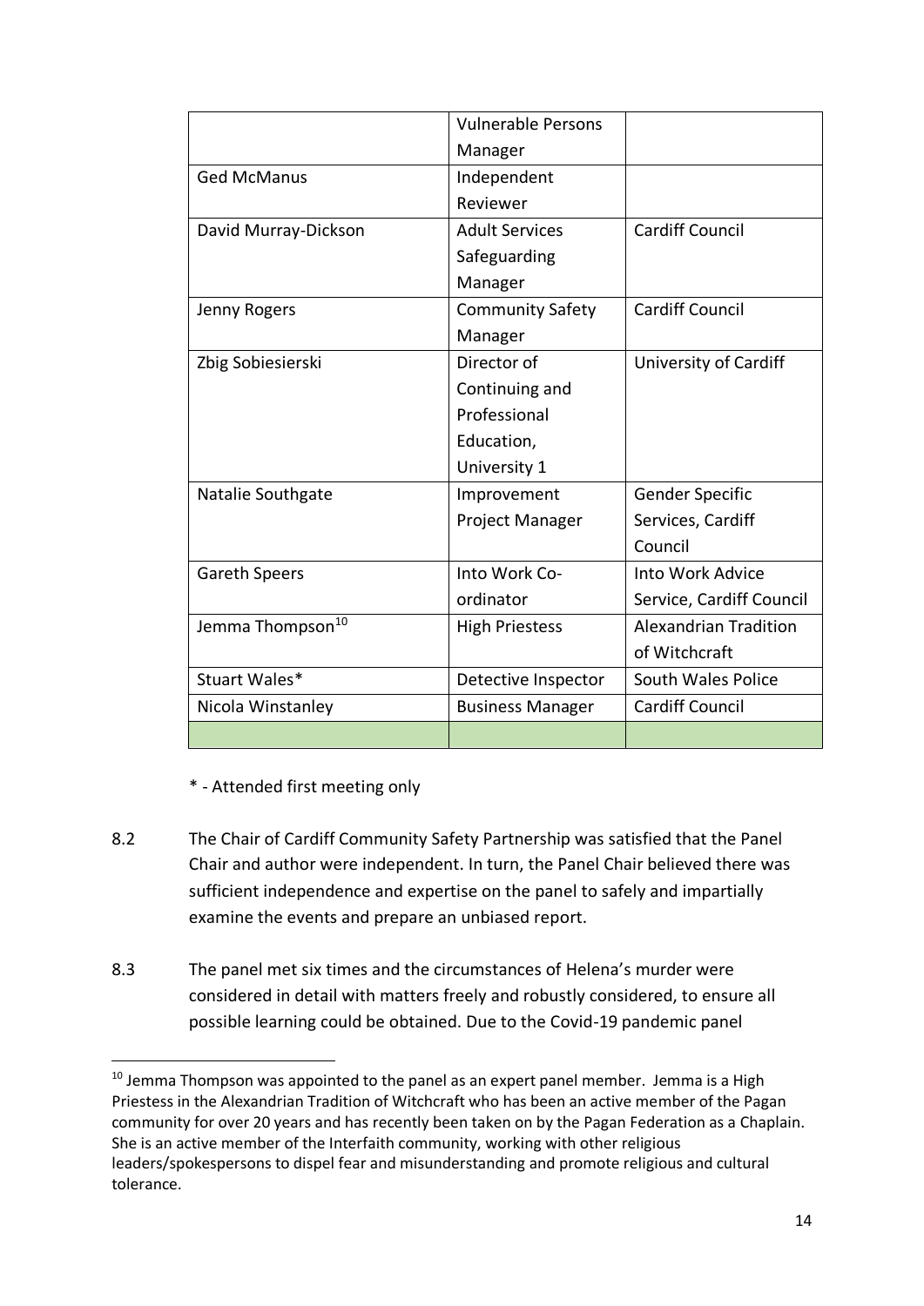| | | |
|---|---|---|
| | Vulnerable Persons Manager | |
| Ged McManus | Independent Reviewer | |
| David Murray-Dickson | Adult Services Safeguarding Manager | Cardiff Council |
| Jenny Rogers | Community Safety Manager | Cardiff Council |
| Zbig Sobiesierski | Director of Continuing and Professional Education, University 1 | University of Cardiff |
| Natalie Southgate | Improvement Project Manager | Gender Specific Services, Cardiff Council |
| Gareth Speers | Into Work Co-ordinator | Into Work Advice Service, Cardiff Council |
| Jemma Thompson[10] | High Priestess | Alexandrian Tradition of Witchcraft |
| Stuart Wales* | Detective Inspector | South Wales Police |
| Nicola Winstanley | Business Manager | Cardiff Council |
| | | |

\* - Attended first meeting only

8.2 The Chair of Cardiff Community Safety Partnership was satisfied that the Panel Chair and author were independent. In turn, the Panel Chair believed there was sufficient independence and expertise on the panel to safely and impartially examine the events and prepare an unbiased report.

8.3 The panel met six times and the circumstances of Helena's murder were considered in detail with matters freely and robustly considered, to ensure all possible learning could be obtained. Due to the Covid-19 pandemic panel

[10] Jemma Thompson was appointed to the panel as an expert panel member. Jemma is a High Priestess in the Alexandrian Tradition of Witchcraft who has been an active member of the Pagan community for over 20 years and has recently been taken on by the Pagan Federation as a Chaplain. She is an active member of the Interfaith community, working with other religious leaders/spokespersons to dispel fear and misunderstanding and promote religious and cultural tolerance.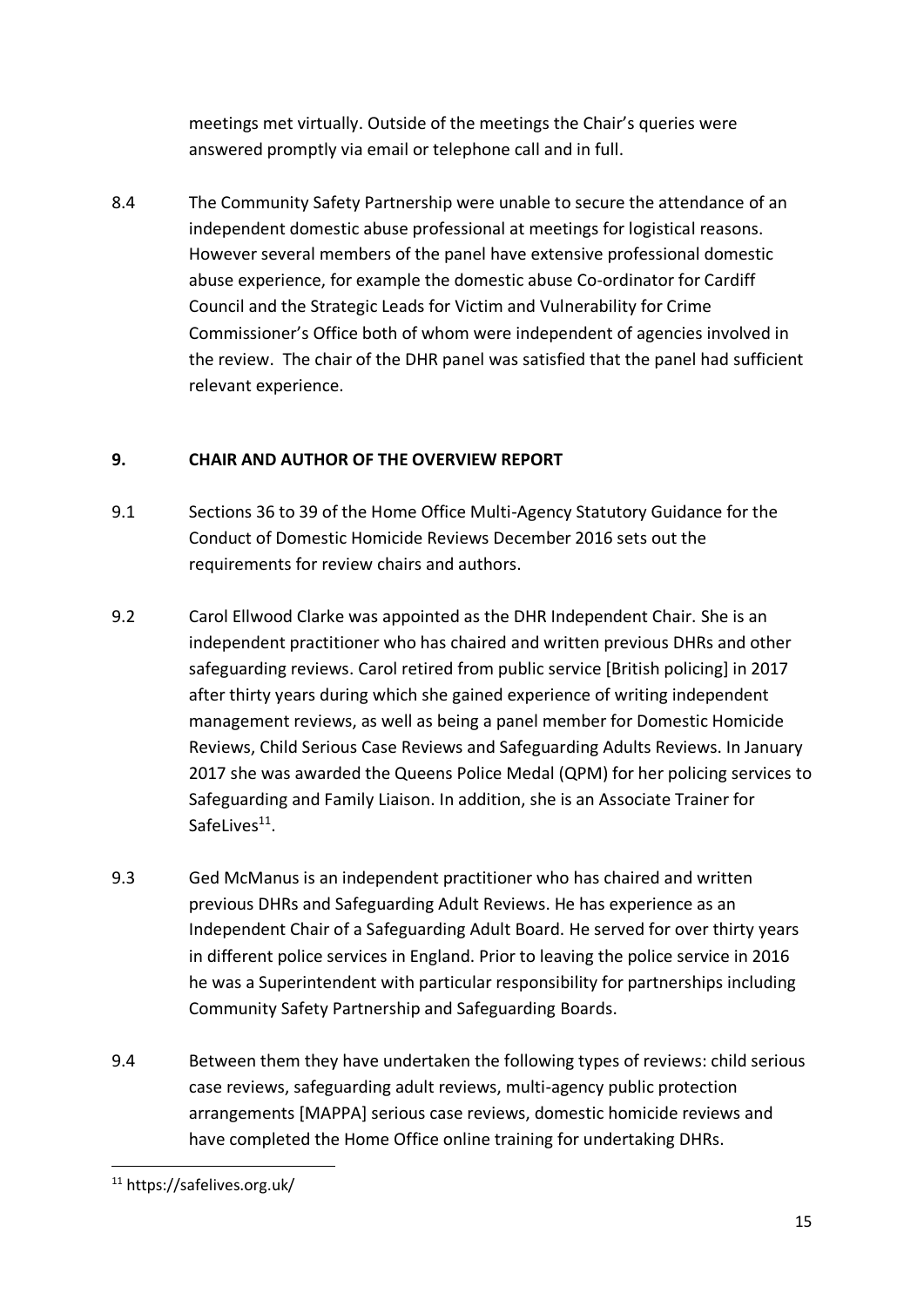meetings met virtually. Outside of the meetings the Chair's queries were answered promptly via email or telephone call and in full.

8.4 The Community Safety Partnership were unable to secure the attendance of an independent domestic abuse professional at meetings for logistical reasons. However several members of the panel have extensive professional domestic abuse experience, for example the domestic abuse Co-ordinator for Cardiff Council and the Strategic Leads for Victim and Vulnerability for Crime Commissioner's Office both of whom were independent of agencies involved in the review. The chair of the DHR panel was satisfied that the panel had sufficient relevant experience.

## 9. CHAIR AND AUTHOR OF THE OVERVIEW REPORT

9.1 Sections 36 to 39 of the Home Office Multi-Agency Statutory Guidance for the Conduct of Domestic Homicide Reviews December 2016 sets out the requirements for review chairs and authors.

9.2 Carol Ellwood Clarke was appointed as the DHR Independent Chair. She is an independent practitioner who has chaired and written previous DHRs and other safeguarding reviews. Carol retired from public service [British policing] in 2017 after thirty years during which she gained experience of writing independent management reviews, as well as being a panel member for Domestic Homicide Reviews, Child Serious Case Reviews and Safeguarding Adults Reviews. In January 2017 she was awarded the Queens Police Medal (QPM) for her policing services to Safeguarding and Family Liaison. In addition, she is an Associate Trainer for SafeLives[11].

9.3 Ged McManus is an independent practitioner who has chaired and written previous DHRs and Safeguarding Adult Reviews. He has experience as an Independent Chair of a Safeguarding Adult Board. He served for over thirty years in different police services in England. Prior to leaving the police service in 2016 he was a Superintendent with particular responsibility for partnerships including Community Safety Partnership and Safeguarding Boards.

9.4 Between them they have undertaken the following types of reviews: child serious case reviews, safeguarding adult reviews, multi-agency public protection arrangements [MAPPA] serious case reviews, domestic homicide reviews and have completed the Home Office online training for undertaking DHRs.

[11] https://safelives.org.uk/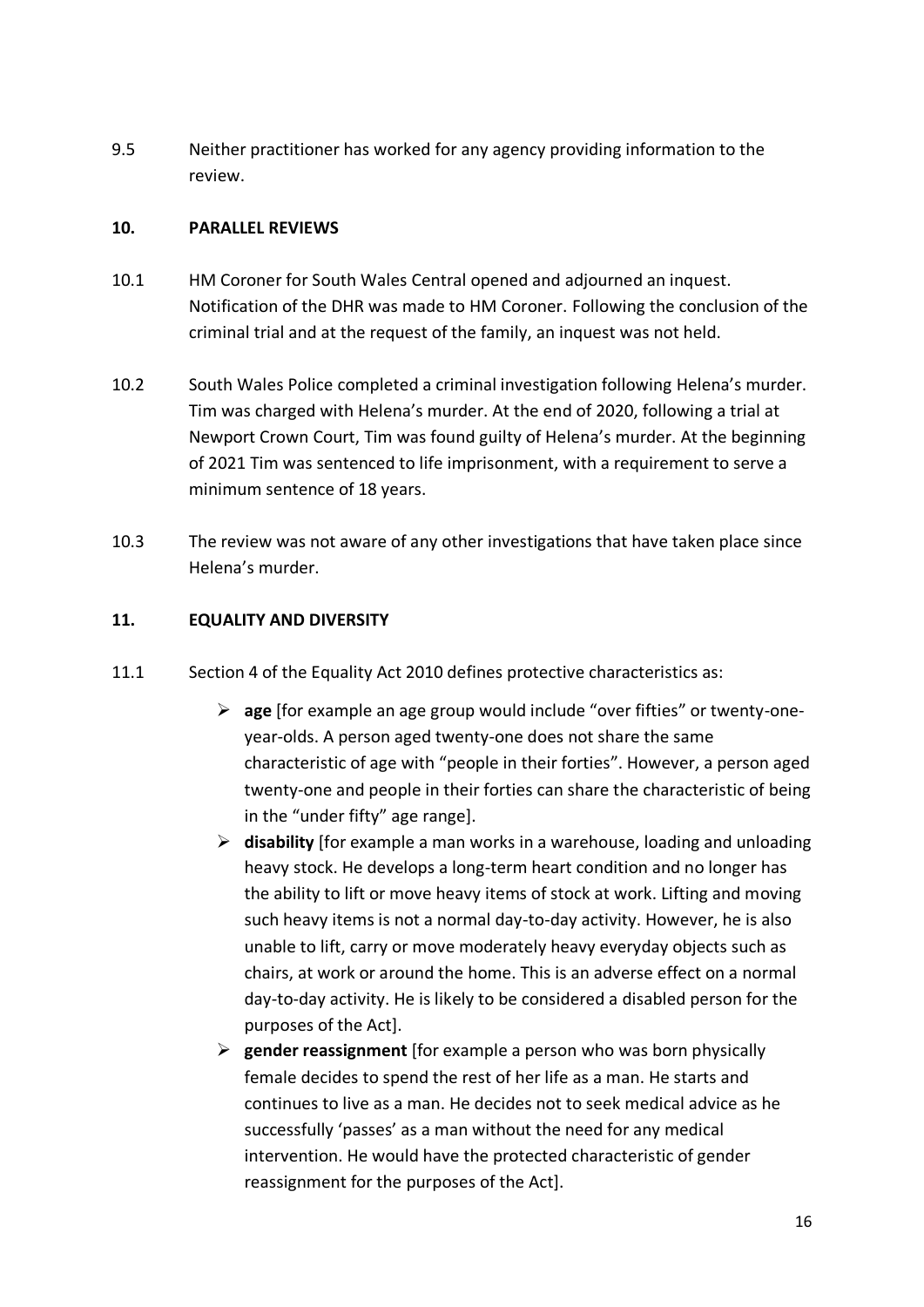9.5 Neither practitioner has worked for any agency providing information to the review.

## 10. PARALLEL REVIEWS

10.1 HM Coroner for South Wales Central opened and adjourned an inquest. Notification of the DHR was made to HM Coroner. Following the conclusion of the criminal trial and at the request of the family, an inquest was not held.

10.2 South Wales Police completed a criminal investigation following Helena's murder. Tim was charged with Helena's murder. At the end of 2020, following a trial at Newport Crown Court, Tim was found guilty of Helena's murder. At the beginning of 2021 Tim was sentenced to life imprisonment, with a requirement to serve a minimum sentence of 18 years.

10.3 The review was not aware of any other investigations that have taken place since Helena's murder.

## 11. EQUALITY AND DIVERSITY

11.1 Section 4 of the Equality Act 2010 defines protective characteristics as:

- **age** [for example an age group would include "over fifties" or twenty-one-year-olds. A person aged twenty-one does not share the same characteristic of age with "people in their forties". However, a person aged twenty-one and people in their forties can share the characteristic of being in the "under fifty" age range].
- **disability** [for example a man works in a warehouse, loading and unloading heavy stock. He develops a long-term heart condition and no longer has the ability to lift or move heavy items of stock at work. Lifting and moving such heavy items is not a normal day-to-day activity. However, he is also unable to lift, carry or move moderately heavy everyday objects such as chairs, at work or around the home. This is an adverse effect on a normal day-to-day activity. He is likely to be considered a disabled person for the purposes of the Act].
- **gender reassignment** [for example a person who was born physically female decides to spend the rest of her life as a man. He starts and continues to live as a man. He decides not to seek medical advice as he successfully 'passes' as a man without the need for any medical intervention. He would have the protected characteristic of gender reassignment for the purposes of the Act].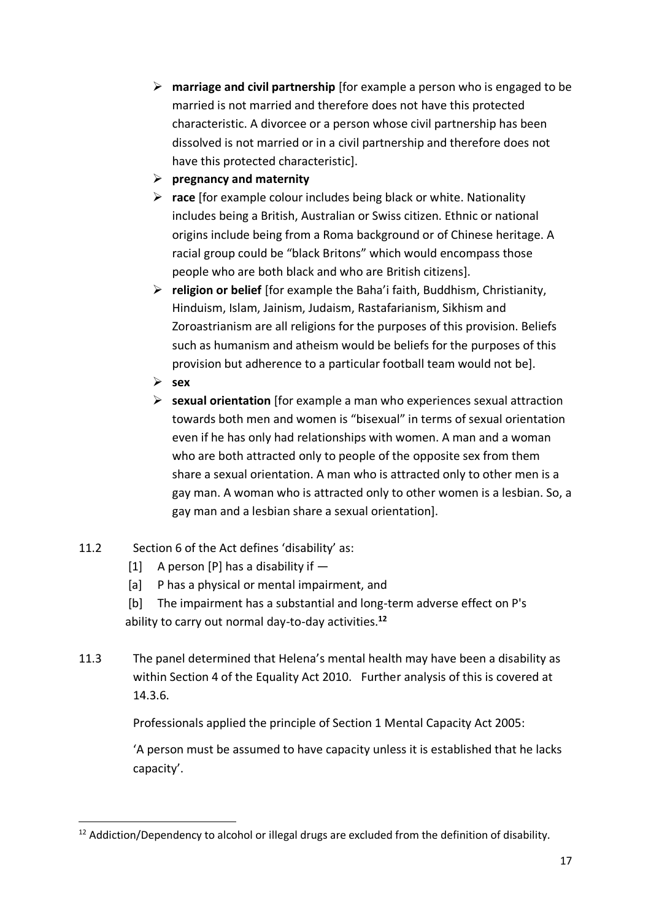- **marriage and civil partnership** [for example a person who is engaged to be married is not married and therefore does not have this protected characteristic. A divorcee or a person whose civil partnership has been dissolved is not married or in a civil partnership and therefore does not have this protected characteristic].
- **pregnancy and maternity**
- **race** [for example colour includes being black or white. Nationality includes being a British, Australian or Swiss citizen. Ethnic or national origins include being from a Roma background or of Chinese heritage. A racial group could be "black Britons" which would encompass those people who are both black and who are British citizens].
- **religion or belief** [for example the Baha'i faith, Buddhism, Christianity, Hinduism, Islam, Jainism, Judaism, Rastafarianism, Sikhism and Zoroastrianism are all religions for the purposes of this provision. Beliefs such as humanism and atheism would be beliefs for the purposes of this provision but adherence to a particular football team would not be].
- **sex**
- **sexual orientation** [for example a man who experiences sexual attraction towards both men and women is "bisexual" in terms of sexual orientation even if he has only had relationships with women. A man and a woman who are both attracted only to people of the opposite sex from them share a sexual orientation. A man who is attracted only to other men is a gay man. A woman who is attracted only to other women is a lesbian. So, a gay man and a lesbian share a sexual orientation].

11.2 Section 6 of the Act defines 'disability' as:

[1] A person [P] has a disability if —

[a] P has a physical or mental impairment, and

[b] The impairment has a substantial and long-term adverse effect on P's ability to carry out normal day-to-day activities.[12]

11.3 The panel determined that Helena's mental health may have been a disability as within Section 4 of the Equality Act 2010. Further analysis of this is covered at 14.3.6.

Professionals applied the principle of Section 1 Mental Capacity Act 2005:

'A person must be assumed to have capacity unless it is established that he lacks capacity'.

---

[12] Addiction/Dependency to alcohol or illegal drugs are excluded from the definition of disability.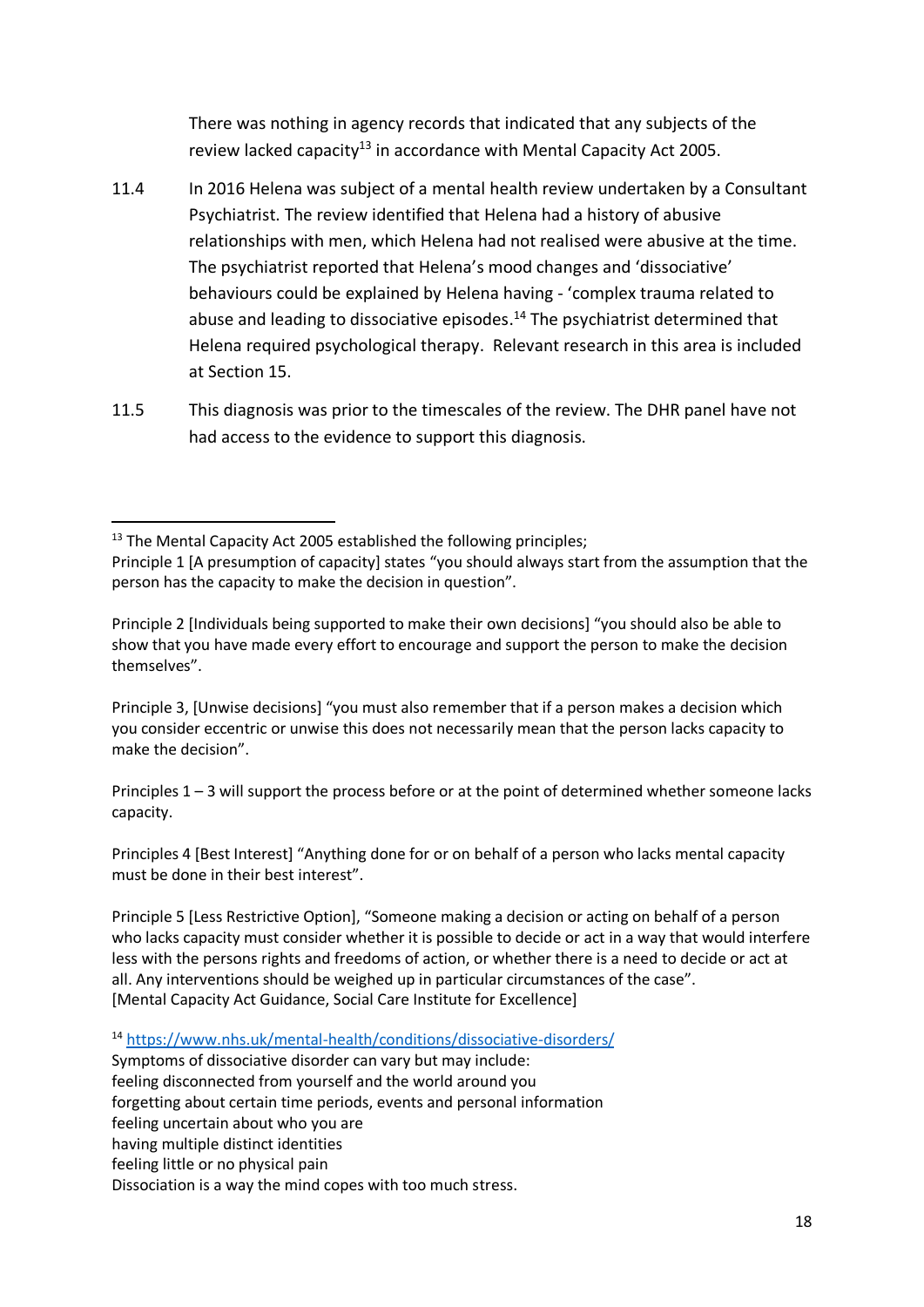There was nothing in agency records that indicated that any subjects of the review lacked capacity[13] in accordance with Mental Capacity Act 2005.

11.4 In 2016 Helena was subject of a mental health review undertaken by a Consultant Psychiatrist. The review identified that Helena had a history of abusive relationships with men, which Helena had not realised were abusive at the time. The psychiatrist reported that Helena's mood changes and 'dissociative' behaviours could be explained by Helena having - 'complex trauma related to abuse and leading to dissociative episodes.[14] The psychiatrist determined that Helena required psychological therapy. Relevant research in this area is included at Section 15.

11.5 This diagnosis was prior to the timescales of the review. The DHR panel have not had access to the evidence to support this diagnosis.

---

[13] The Mental Capacity Act 2005 established the following principles;
Principle 1 [A presumption of capacity] states "you should always start from the assumption that the person has the capacity to make the decision in question".

Principle 2 [Individuals being supported to make their own decisions] "you should also be able to show that you have made every effort to encourage and support the person to make the decision themselves".

Principle 3, [Unwise decisions] "you must also remember that if a person makes a decision which you consider eccentric or unwise this does not necessarily mean that the person lacks capacity to make the decision".

Principles 1 – 3 will support the process before or at the point of determined whether someone lacks capacity.

Principles 4 [Best Interest] "Anything done for or on behalf of a person who lacks mental capacity must be done in their best interest".

Principle 5 [Less Restrictive Option], "Someone making a decision or acting on behalf of a person who lacks capacity must consider whether it is possible to decide or act in a way that would interfere less with the persons rights and freedoms of action, or whether there is a need to decide or act at all. Any interventions should be weighed up in particular circumstances of the case".
[Mental Capacity Act Guidance, Social Care Institute for Excellence]

[14] https://www.nhs.uk/mental-health/conditions/dissociative-disorders/
Symptoms of dissociative disorder can vary but may include:
feeling disconnected from yourself and the world around you
forgetting about certain time periods, events and personal information
feeling uncertain about who you are
having multiple distinct identities
feeling little or no physical pain
Dissociation is a way the mind copes with too much stress.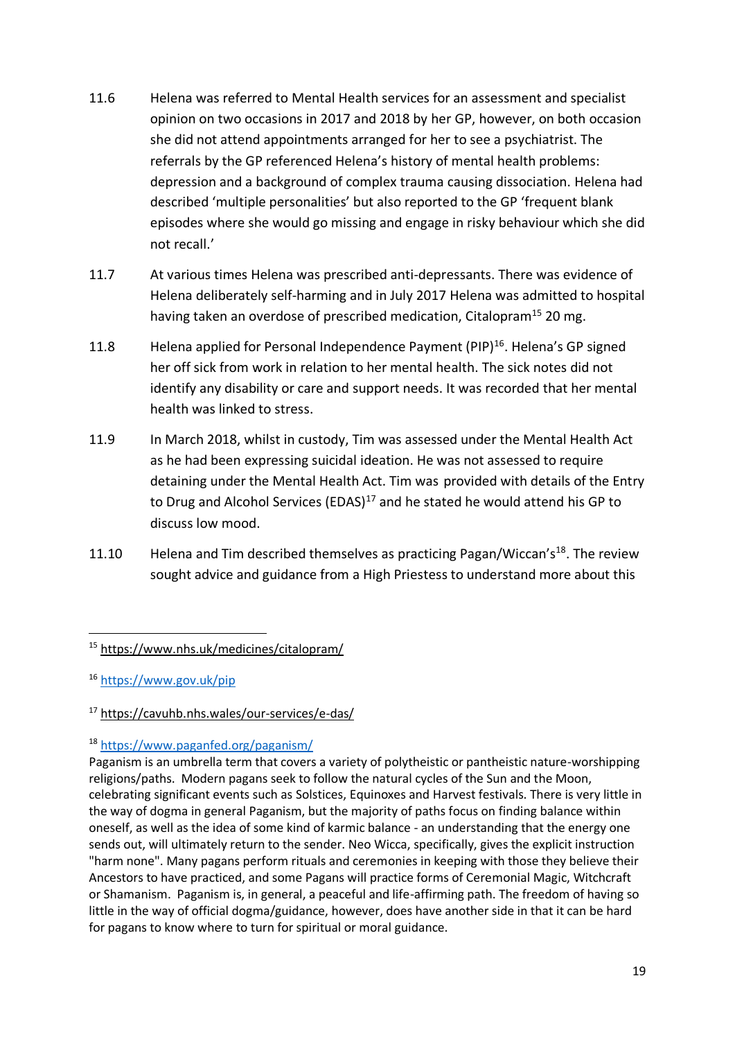11.6 Helena was referred to Mental Health services for an assessment and specialist opinion on two occasions in 2017 and 2018 by her GP, however, on both occasion she did not attend appointments arranged for her to see a psychiatrist. The referrals by the GP referenced Helena's history of mental health problems: depression and a background of complex trauma causing dissociation. Helena had described 'multiple personalities' but also reported to the GP 'frequent blank episodes where she would go missing and engage in risky behaviour which she did not recall.'

11.7 At various times Helena was prescribed anti-depressants. There was evidence of Helena deliberately self-harming and in July 2017 Helena was admitted to hospital having taken an overdose of prescribed medication, Citalopram[15] 20 mg.

11.8 Helena applied for Personal Independence Payment (PIP)[16]. Helena's GP signed her off sick from work in relation to her mental health. The sick notes did not identify any disability or care and support needs. It was recorded that her mental health was linked to stress.

11.9 In March 2018, whilst in custody, Tim was assessed under the Mental Health Act as he had been expressing suicidal ideation. He was not assessed to require detaining under the Mental Health Act. Tim was provided with details of the Entry to Drug and Alcohol Services (EDAS)[17] and he stated he would attend his GP to discuss low mood.

11.10 Helena and Tim described themselves as practicing Pagan/Wiccan's[18]. The review sought advice and guidance from a High Priestess to understand more about this

---

[15] https://www.nhs.uk/medicines/citalopram/

[16] https://www.gov.uk/pip

[17] https://cavuhb.nhs.wales/our-services/e-das/

[18] https://www.paganfed.org/paganism/

Paganism is an umbrella term that covers a variety of polytheistic or pantheistic nature-worshipping religions/paths. Modern pagans seek to follow the natural cycles of the Sun and the Moon, celebrating significant events such as Solstices, Equinoxes and Harvest festivals. There is very little in the way of dogma in general Paganism, but the majority of paths focus on finding balance within oneself, as well as the idea of some kind of karmic balance - an understanding that the energy one sends out, will ultimately return to the sender. Neo Wicca, specifically, gives the explicit instruction "harm none". Many pagans perform rituals and ceremonies in keeping with those they believe their Ancestors to have practiced, and some Pagans will practice forms of Ceremonial Magic, Witchcraft or Shamanism. Paganism is, in general, a peaceful and life-affirming path. The freedom of having so little in the way of official dogma/guidance, however, does have another side in that it can be hard for pagans to know where to turn for spiritual or moral guidance.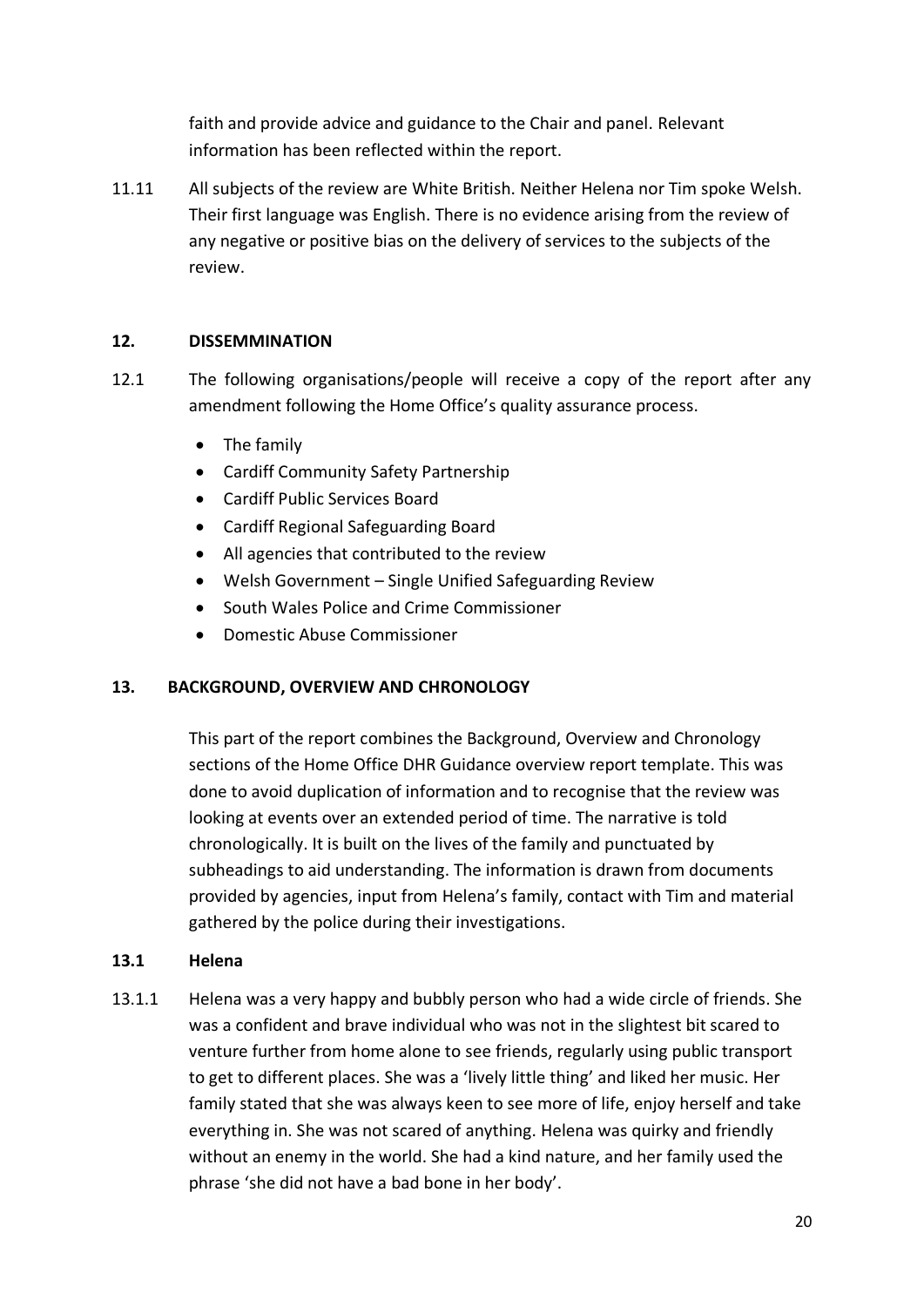faith and provide advice and guidance to the Chair and panel. Relevant information has been reflected within the report.

11.11 All subjects of the review are White British. Neither Helena nor Tim spoke Welsh. Their first language was English. There is no evidence arising from the review of any negative or positive bias on the delivery of services to the subjects of the review.

## 12. DISSEMMINATION

12.1 The following organisations/people will receive a copy of the report after any amendment following the Home Office's quality assurance process.

- The family
- Cardiff Community Safety Partnership
- Cardiff Public Services Board
- Cardiff Regional Safeguarding Board
- All agencies that contributed to the review
- Welsh Government – Single Unified Safeguarding Review
- South Wales Police and Crime Commissioner
- Domestic Abuse Commissioner

## 13. BACKGROUND, OVERVIEW AND CHRONOLOGY

This part of the report combines the Background, Overview and Chronology sections of the Home Office DHR Guidance overview report template. This was done to avoid duplication of information and to recognise that the review was looking at events over an extended period of time. The narrative is told chronologically. It is built on the lives of the family and punctuated by subheadings to aid understanding. The information is drawn from documents provided by agencies, input from Helena's family, contact with Tim and material gathered by the police during their investigations.

### 13.1 Helena

13.1.1 Helena was a very happy and bubbly person who had a wide circle of friends. She was a confident and brave individual who was not in the slightest bit scared to venture further from home alone to see friends, regularly using public transport to get to different places. She was a 'lively little thing' and liked her music. Her family stated that she was always keen to see more of life, enjoy herself and take everything in. She was not scared of anything. Helena was quirky and friendly without an enemy in the world. She had a kind nature, and her family used the phrase 'she did not have a bad bone in her body'.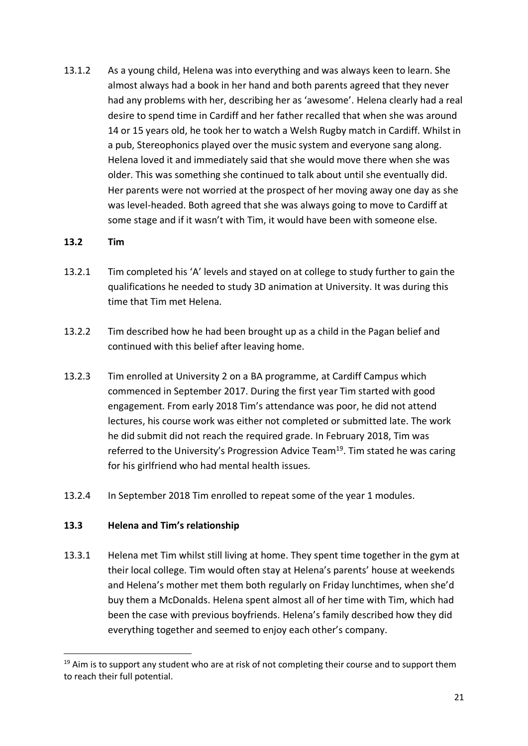13.1.2 As a young child, Helena was into everything and was always keen to learn. She almost always had a book in her hand and both parents agreed that they never had any problems with her, describing her as 'awesome'. Helena clearly had a real desire to spend time in Cardiff and her father recalled that when she was around 14 or 15 years old, he took her to watch a Welsh Rugby match in Cardiff. Whilst in a pub, Stereophonics played over the music system and everyone sang along. Helena loved it and immediately said that she would move there when she was older. This was something she continued to talk about until she eventually did. Her parents were not worried at the prospect of her moving away one day as she was level-headed. Both agreed that she was always going to move to Cardiff at some stage and if it wasn't with Tim, it would have been with someone else.

## 13.2 Tim

13.2.1 Tim completed his 'A' levels and stayed on at college to study further to gain the qualifications he needed to study 3D animation at University. It was during this time that Tim met Helena.

13.2.2 Tim described how he had been brought up as a child in the Pagan belief and continued with this belief after leaving home.

13.2.3 Tim enrolled at University 2 on a BA programme, at Cardiff Campus which commenced in September 2017. During the first year Tim started with good engagement. From early 2018 Tim's attendance was poor, he did not attend lectures, his course work was either not completed or submitted late. The work he did submit did not reach the required grade. In February 2018, Tim was referred to the University's Progression Advice Team[19]. Tim stated he was caring for his girlfriend who had mental health issues.

13.2.4 In September 2018 Tim enrolled to repeat some of the year 1 modules.

## 13.3 Helena and Tim's relationship

13.3.1 Helena met Tim whilst still living at home. They spent time together in the gym at their local college. Tim would often stay at Helena's parents' house at weekends and Helena's mother met them both regularly on Friday lunchtimes, when she'd buy them a McDonalds. Helena spent almost all of her time with Tim, which had been the case with previous boyfriends. Helena's family described how they did everything together and seemed to enjoy each other's company.

---

[19] Aim is to support any student who are at risk of not completing their course and to support them to reach their full potential.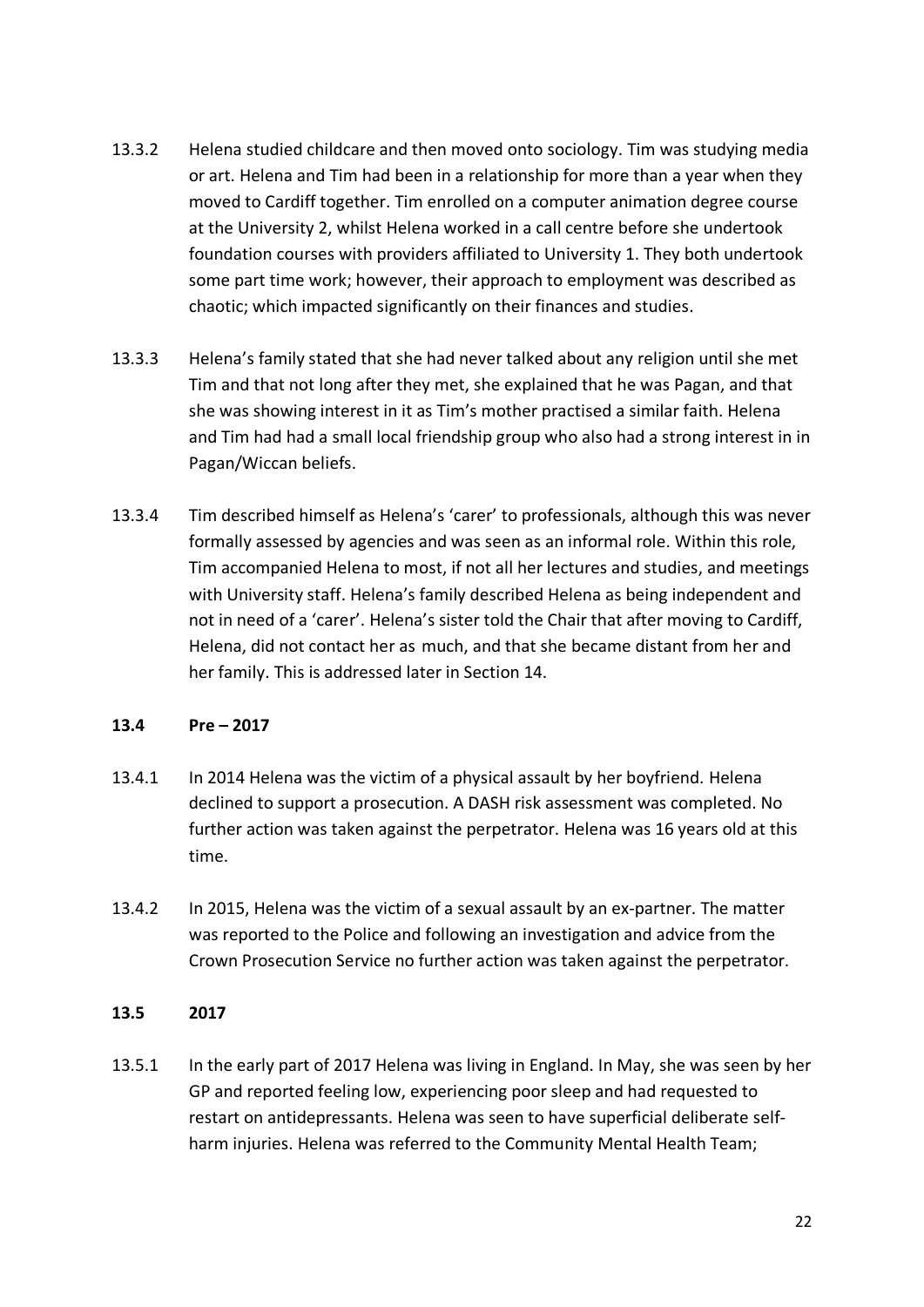13.3.2 Helena studied childcare and then moved onto sociology. Tim was studying media or art. Helena and Tim had been in a relationship for more than a year when they moved to Cardiff together. Tim enrolled on a computer animation degree course at the University 2, whilst Helena worked in a call centre before she undertook foundation courses with providers affiliated to University 1. They both undertook some part time work; however, their approach to employment was described as chaotic; which impacted significantly on their finances and studies.

13.3.3 Helena's family stated that she had never talked about any religion until she met Tim and that not long after they met, she explained that he was Pagan, and that she was showing interest in it as Tim's mother practised a similar faith. Helena and Tim had had a small local friendship group who also had a strong interest in in Pagan/Wiccan beliefs.

13.3.4 Tim described himself as Helena's 'carer' to professionals, although this was never formally assessed by agencies and was seen as an informal role. Within this role, Tim accompanied Helena to most, if not all her lectures and studies, and meetings with University staff. Helena's family described Helena as being independent and not in need of a 'carer'. Helena's sister told the Chair that after moving to Cardiff, Helena, did not contact her as much, and that she became distant from her and her family. This is addressed later in Section 14.

## 13.4 Pre – 2017

13.4.1 In 2014 Helena was the victim of a physical assault by her boyfriend. Helena declined to support a prosecution. A DASH risk assessment was completed. No further action was taken against the perpetrator. Helena was 16 years old at this time.

13.4.2 In 2015, Helena was the victim of a sexual assault by an ex-partner. The matter was reported to the Police and following an investigation and advice from the Crown Prosecution Service no further action was taken against the perpetrator.

## 13.5 2017

13.5.1 In the early part of 2017 Helena was living in England. In May, she was seen by her GP and reported feeling low, experiencing poor sleep and had requested to restart on antidepressants. Helena was seen to have superficial deliberate self-harm injuries. Helena was referred to the Community Mental Health Team;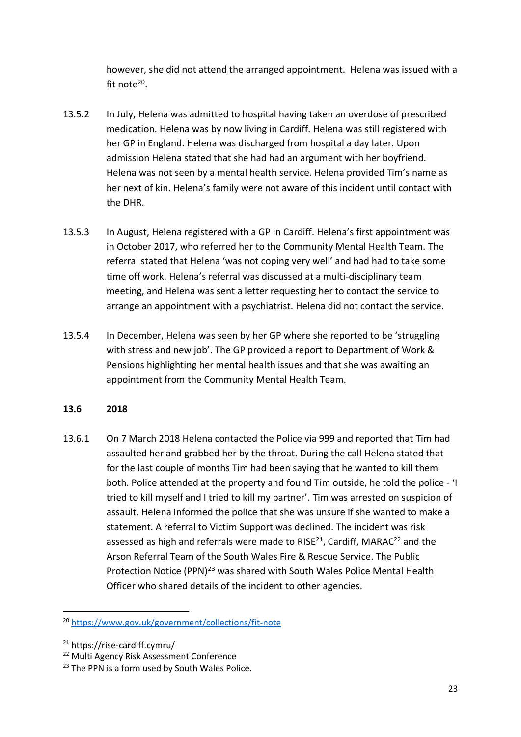however, she did not attend the arranged appointment. Helena was issued with a fit note[20].

13.5.2 In July, Helena was admitted to hospital having taken an overdose of prescribed medication. Helena was by now living in Cardiff. Helena was still registered with her GP in England. Helena was discharged from hospital a day later. Upon admission Helena stated that she had had an argument with her boyfriend. Helena was not seen by a mental health service. Helena provided Tim's name as her next of kin. Helena's family were not aware of this incident until contact with the DHR.

13.5.3 In August, Helena registered with a GP in Cardiff. Helena's first appointment was in October 2017, who referred her to the Community Mental Health Team. The referral stated that Helena 'was not coping very well' and had had to take some time off work. Helena's referral was discussed at a multi-disciplinary team meeting, and Helena was sent a letter requesting her to contact the service to arrange an appointment with a psychiatrist. Helena did not contact the service.

13.5.4 In December, Helena was seen by her GP where she reported to be 'struggling with stress and new job'. The GP provided a report to Department of Work & Pensions highlighting her mental health issues and that she was awaiting an appointment from the Community Mental Health Team.

**13.6 2018**

13.6.1 On 7 March 2018 Helena contacted the Police via 999 and reported that Tim had assaulted her and grabbed her by the throat. During the call Helena stated that for the last couple of months Tim had been saying that he wanted to kill them both. Police attended at the property and found Tim outside, he told the police - 'I tried to kill myself and I tried to kill my partner'. Tim was arrested on suspicion of assault. Helena informed the police that she was unsure if she wanted to make a statement. A referral to Victim Support was declined. The incident was risk assessed as high and referrals were made to RISE[21], Cardiff, MARAC[22] and the Arson Referral Team of the South Wales Fire & Rescue Service. The Public Protection Notice (PPN)[23] was shared with South Wales Police Mental Health Officer who shared details of the incident to other agencies.

---

[20] https://www.gov.uk/government/collections/fit-note

[21] https://rise-cardiff.cymru/

[22] Multi Agency Risk Assessment Conference

[23] The PPN is a form used by South Wales Police.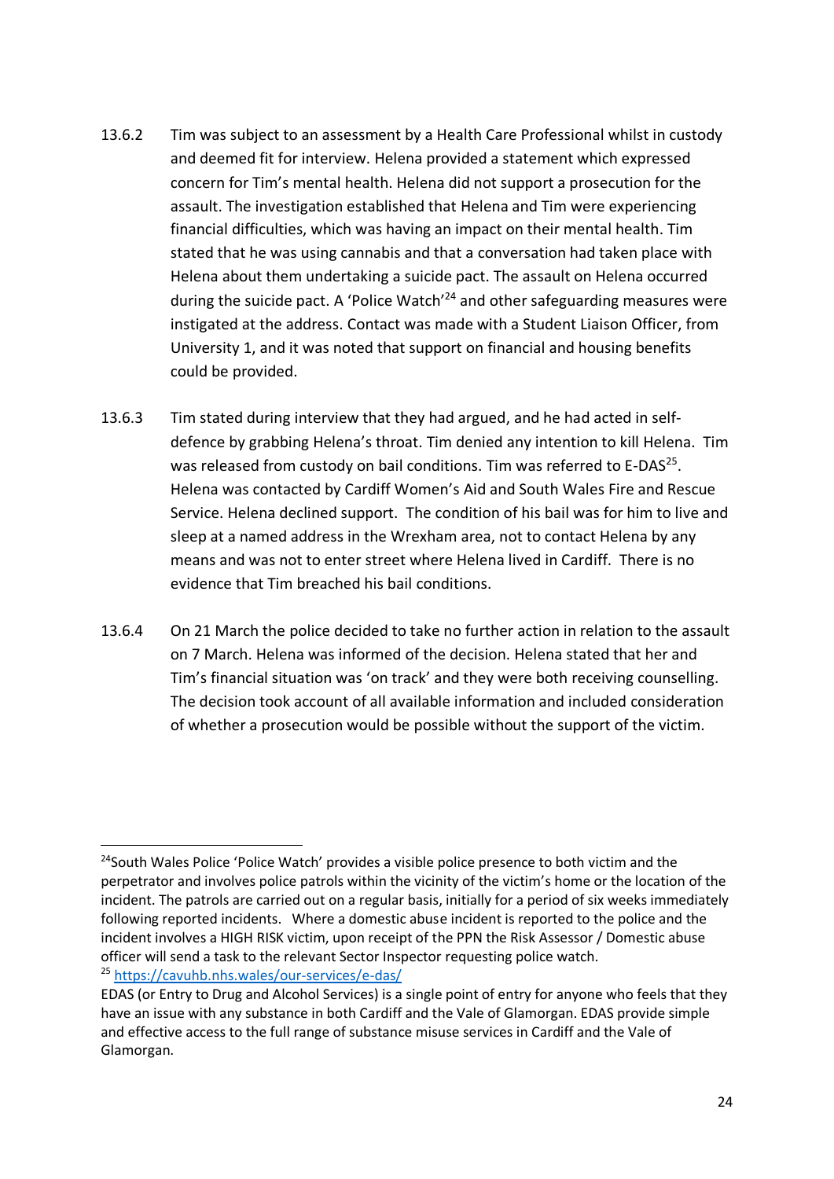13.6.2 Tim was subject to an assessment by a Health Care Professional whilst in custody and deemed fit for interview. Helena provided a statement which expressed concern for Tim's mental health. Helena did not support a prosecution for the assault. The investigation established that Helena and Tim were experiencing financial difficulties, which was having an impact on their mental health. Tim stated that he was using cannabis and that a conversation had taken place with Helena about them undertaking a suicide pact. The assault on Helena occurred during the suicide pact. A 'Police Watch'[24] and other safeguarding measures were instigated at the address. Contact was made with a Student Liaison Officer, from University 1, and it was noted that support on financial and housing benefits could be provided.

13.6.3 Tim stated during interview that they had argued, and he had acted in self-defence by grabbing Helena's throat. Tim denied any intention to kill Helena. Tim was released from custody on bail conditions. Tim was referred to E-DAS[25]. Helena was contacted by Cardiff Women's Aid and South Wales Fire and Rescue Service. Helena declined support. The condition of his bail was for him to live and sleep at a named address in the Wrexham area, not to contact Helena by any means and was not to enter street where Helena lived in Cardiff. There is no evidence that Tim breached his bail conditions.

13.6.4 On 21 March the police decided to take no further action in relation to the assault on 7 March. Helena was informed of the decision. Helena stated that her and Tim's financial situation was 'on track' and they were both receiving counselling. The decision took account of all available information and included consideration of whether a prosecution would be possible without the support of the victim.

---

[24] South Wales Police 'Police Watch' provides a visible police presence to both victim and the perpetrator and involves police patrols within the vicinity of the victim's home or the location of the incident. The patrols are carried out on a regular basis, initially for a period of six weeks immediately following reported incidents. Where a domestic abuse incident is reported to the police and the incident involves a HIGH RISK victim, upon receipt of the PPN the Risk Assessor / Domestic abuse officer will send a task to the relevant Sector Inspector requesting police watch.

[25] https://cavuhb.nhs.wales/our-services/e-das/

EDAS (or Entry to Drug and Alcohol Services) is a single point of entry for anyone who feels that they have an issue with any substance in both Cardiff and the Vale of Glamorgan. EDAS provide simple and effective access to the full range of substance misuse services in Cardiff and the Vale of Glamorgan.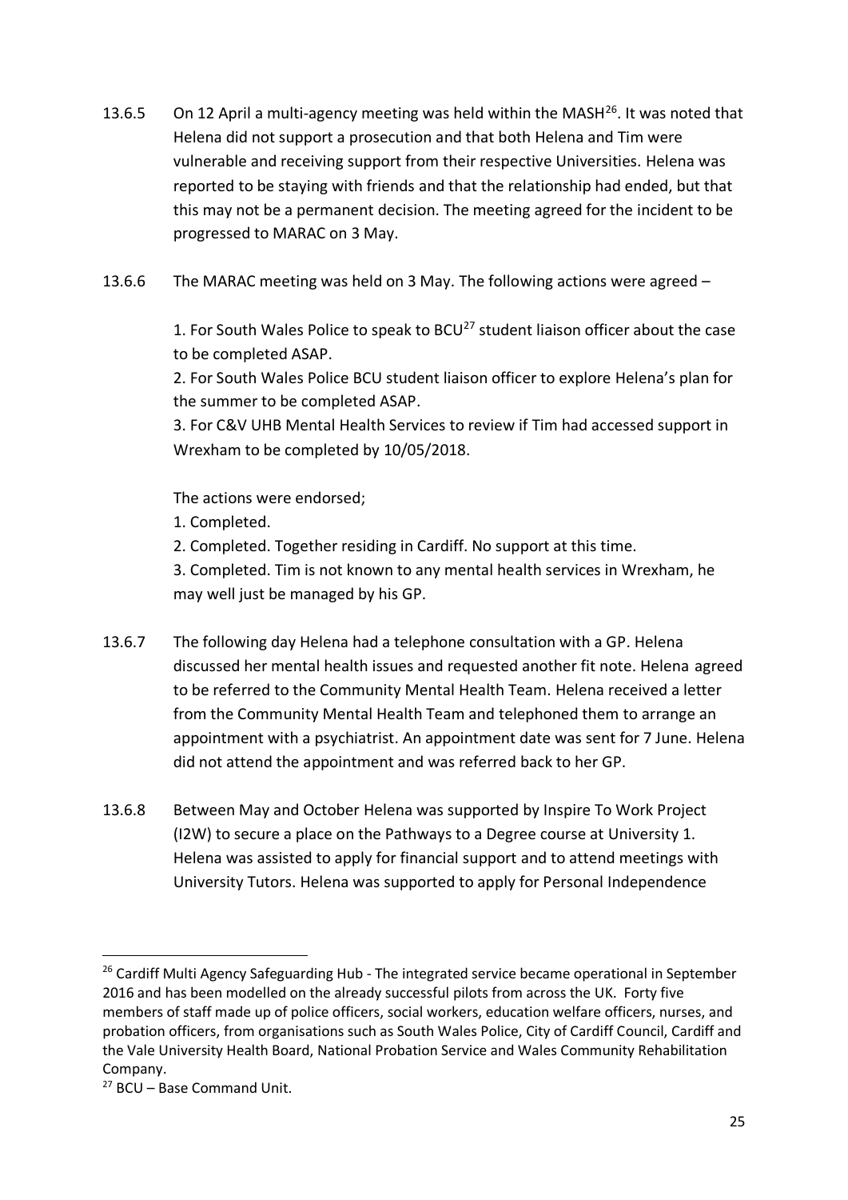13.6.5 On 12 April a multi-agency meeting was held within the MASH[26]. It was noted that Helena did not support a prosecution and that both Helena and Tim were vulnerable and receiving support from their respective Universities. Helena was reported to be staying with friends and that the relationship had ended, but that this may not be a permanent decision. The meeting agreed for the incident to be progressed to MARAC on 3 May.

13.6.6 The MARAC meeting was held on 3 May. The following actions were agreed –

1. For South Wales Police to speak to BCU[27] student liaison officer about the case to be completed ASAP.
2. For South Wales Police BCU student liaison officer to explore Helena's plan for the summer to be completed ASAP.
3. For C&V UHB Mental Health Services to review if Tim had accessed support in Wrexham to be completed by 10/05/2018.

The actions were endorsed;

1. Completed.
2. Completed. Together residing in Cardiff. No support at this time.
3. Completed. Tim is not known to any mental health services in Wrexham, he may well just be managed by his GP.

13.6.7 The following day Helena had a telephone consultation with a GP. Helena discussed her mental health issues and requested another fit note. Helena agreed to be referred to the Community Mental Health Team. Helena received a letter from the Community Mental Health Team and telephoned them to arrange an appointment with a psychiatrist. An appointment date was sent for 7 June. Helena did not attend the appointment and was referred back to her GP.

13.6.8 Between May and October Helena was supported by Inspire To Work Project (I2W) to secure a place on the Pathways to a Degree course at University 1. Helena was assisted to apply for financial support and to attend meetings with University Tutors. Helena was supported to apply for Personal Independence

---

[26] Cardiff Multi Agency Safeguarding Hub - The integrated service became operational in September 2016 and has been modelled on the already successful pilots from across the UK. Forty five members of staff made up of police officers, social workers, education welfare officers, nurses, and probation officers, from organisations such as South Wales Police, City of Cardiff Council, Cardiff and the Vale University Health Board, National Probation Service and Wales Community Rehabilitation Company.

[27] BCU – Base Command Unit.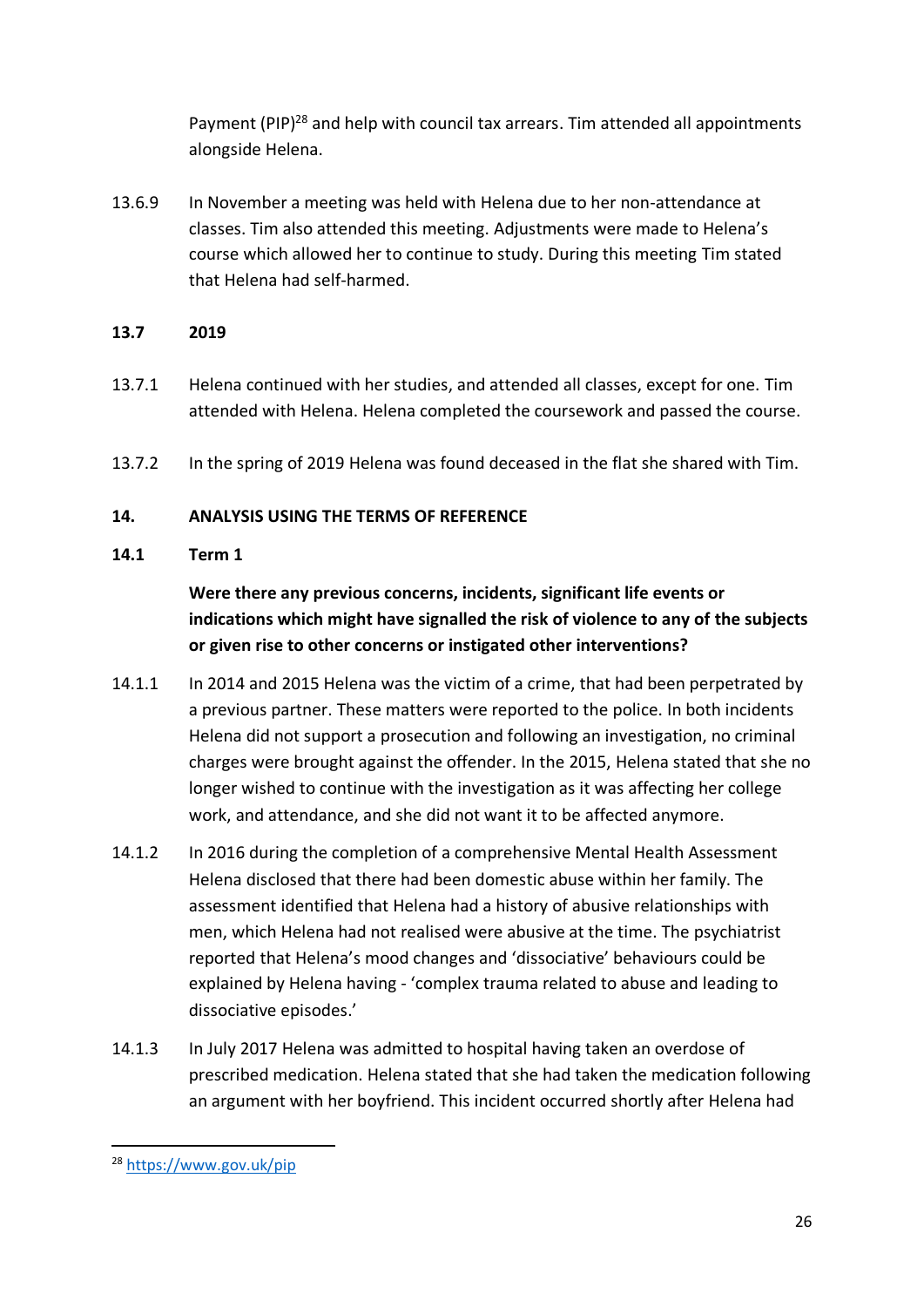Payment (PIP)[28] and help with council tax arrears. Tim attended all appointments alongside Helena.

13.6.9 In November a meeting was held with Helena due to her non-attendance at classes. Tim also attended this meeting. Adjustments were made to Helena's course which allowed her to continue to study. During this meeting Tim stated that Helena had self-harmed.

**13.7 2019**

13.7.1 Helena continued with her studies, and attended all classes, except for one. Tim attended with Helena. Helena completed the coursework and passed the course.

13.7.2 In the spring of 2019 Helena was found deceased in the flat she shared with Tim.

## 14. ANALYSIS USING THE TERMS OF REFERENCE

### 14.1 Term 1

**Were there any previous concerns, incidents, significant life events or indications which might have signalled the risk of violence to any of the subjects or given rise to other concerns or instigated other interventions?**

14.1.1 In 2014 and 2015 Helena was the victim of a crime, that had been perpetrated by a previous partner. These matters were reported to the police. In both incidents Helena did not support a prosecution and following an investigation, no criminal charges were brought against the offender. In the 2015, Helena stated that she no longer wished to continue with the investigation as it was affecting her college work, and attendance, and she did not want it to be affected anymore.

14.1.2 In 2016 during the completion of a comprehensive Mental Health Assessment Helena disclosed that there had been domestic abuse within her family. The assessment identified that Helena had a history of abusive relationships with men, which Helena had not realised were abusive at the time. The psychiatrist reported that Helena's mood changes and 'dissociative' behaviours could be explained by Helena having - 'complex trauma related to abuse and leading to dissociative episodes.'

14.1.3 In July 2017 Helena was admitted to hospital having taken an overdose of prescribed medication. Helena stated that she had taken the medication following an argument with her boyfriend. This incident occurred shortly after Helena had

[28] https://www.gov.uk/pip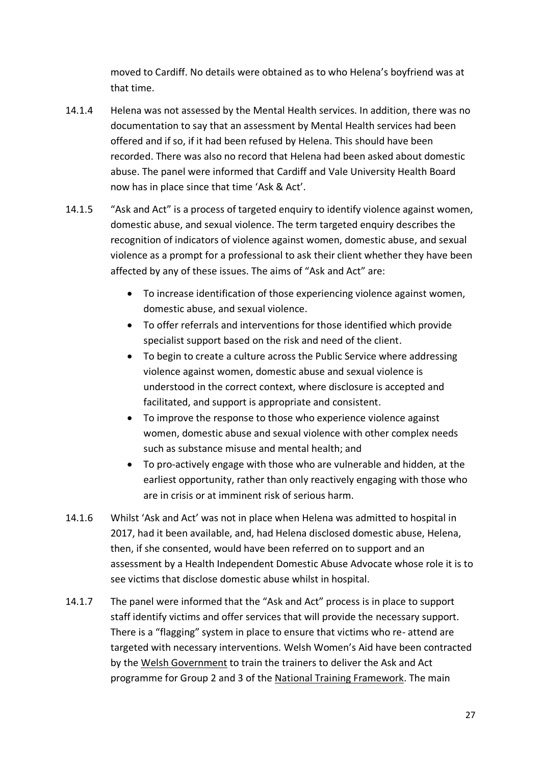moved to Cardiff. No details were obtained as to who Helena's boyfriend was at that time.

14.1.4 Helena was not assessed by the Mental Health services. In addition, there was no documentation to say that an assessment by Mental Health services had been offered and if so, if it had been refused by Helena. This should have been recorded. There was also no record that Helena had been asked about domestic abuse. The panel were informed that Cardiff and Vale University Health Board now has in place since that time 'Ask & Act'.

14.1.5 "Ask and Act" is a process of targeted enquiry to identify violence against women, domestic abuse, and sexual violence. The term targeted enquiry describes the recognition of indicators of violence against women, domestic abuse, and sexual violence as a prompt for a professional to ask their client whether they have been affected by any of these issues. The aims of "Ask and Act" are:

- To increase identification of those experiencing violence against women, domestic abuse, and sexual violence.
- To offer referrals and interventions for those identified which provide specialist support based on the risk and need of the client.
- To begin to create a culture across the Public Service where addressing violence against women, domestic abuse and sexual violence is understood in the correct context, where disclosure is accepted and facilitated, and support is appropriate and consistent.
- To improve the response to those who experience violence against women, domestic abuse and sexual violence with other complex needs such as substance misuse and mental health; and
- To pro-actively engage with those who are vulnerable and hidden, at the earliest opportunity, rather than only reactively engaging with those who are in crisis or at imminent risk of serious harm.

14.1.6 Whilst 'Ask and Act' was not in place when Helena was admitted to hospital in 2017, had it been available, and, had Helena disclosed domestic abuse, Helena, then, if she consented, would have been referred on to support and an assessment by a Health Independent Domestic Abuse Advocate whose role it is to see victims that disclose domestic abuse whilst in hospital.

14.1.7 The panel were informed that the "Ask and Act" process is in place to support staff identify victims and offer services that will provide the necessary support. There is a "flagging" system in place to ensure that victims who re- attend are targeted with necessary interventions. Welsh Women's Aid have been contracted by the Welsh Government to train the trainers to deliver the Ask and Act programme for Group 2 and 3 of the National Training Framework. The main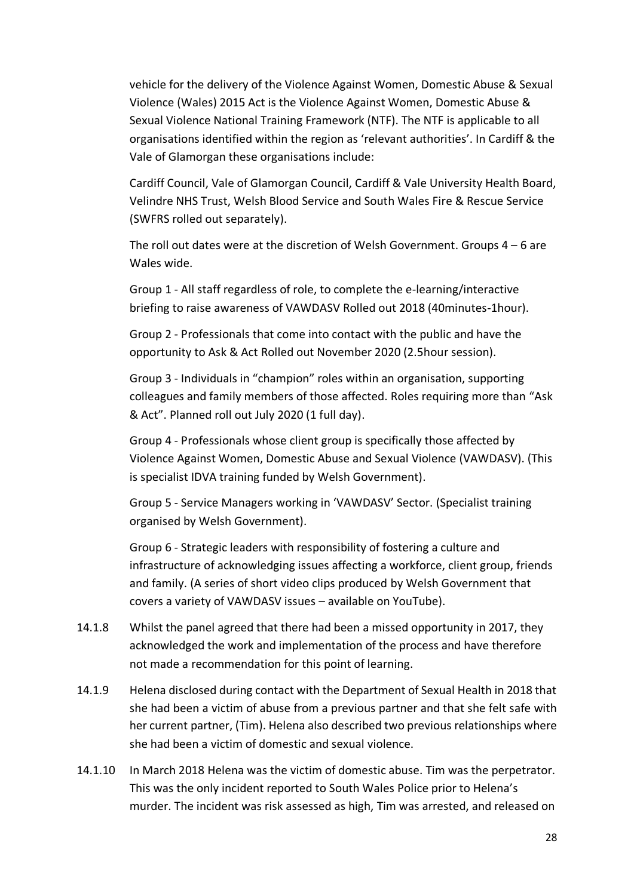vehicle for the delivery of the Violence Against Women, Domestic Abuse & Sexual Violence (Wales) 2015 Act is the Violence Against Women, Domestic Abuse & Sexual Violence National Training Framework (NTF). The NTF is applicable to all organisations identified within the region as 'relevant authorities'. In Cardiff & the Vale of Glamorgan these organisations include:

Cardiff Council, Vale of Glamorgan Council, Cardiff & Vale University Health Board, Velindre NHS Trust, Welsh Blood Service and South Wales Fire & Rescue Service (SWFRS rolled out separately).

The roll out dates were at the discretion of Welsh Government. Groups 4 – 6 are Wales wide.

Group 1 - All staff regardless of role, to complete the e-learning/interactive briefing to raise awareness of VAWDASV Rolled out 2018 (40minutes-1hour).

Group 2 - Professionals that come into contact with the public and have the opportunity to Ask & Act Rolled out November 2020 (2.5hour session).

Group 3 - Individuals in "champion" roles within an organisation, supporting colleagues and family members of those affected. Roles requiring more than "Ask & Act". Planned roll out July 2020 (1 full day).

Group 4 - Professionals whose client group is specifically those affected by Violence Against Women, Domestic Abuse and Sexual Violence (VAWDASV). (This is specialist IDVA training funded by Welsh Government).

Group 5 - Service Managers working in 'VAWDASV' Sector. (Specialist training organised by Welsh Government).

Group 6 - Strategic leaders with responsibility of fostering a culture and infrastructure of acknowledging issues affecting a workforce, client group, friends and family. (A series of short video clips produced by Welsh Government that covers a variety of VAWDASV issues – available on YouTube).

14.1.8 Whilst the panel agreed that there had been a missed opportunity in 2017, they acknowledged the work and implementation of the process and have therefore not made a recommendation for this point of learning.

14.1.9 Helena disclosed during contact with the Department of Sexual Health in 2018 that she had been a victim of abuse from a previous partner and that she felt safe with her current partner, (Tim). Helena also described two previous relationships where she had been a victim of domestic and sexual violence.

14.1.10 In March 2018 Helena was the victim of domestic abuse. Tim was the perpetrator. This was the only incident reported to South Wales Police prior to Helena's murder. The incident was risk assessed as high, Tim was arrested, and released on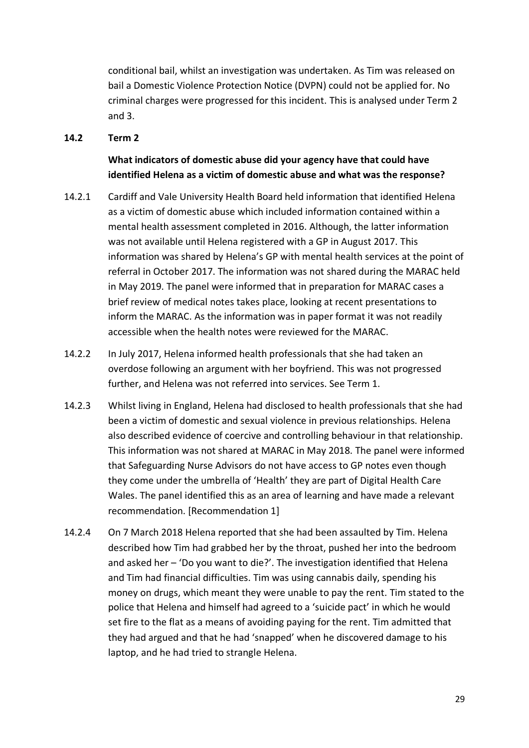conditional bail, whilst an investigation was undertaken. As Tim was released on bail a Domestic Violence Protection Notice (DVPN) could not be applied for. No criminal charges were progressed for this incident. This is analysed under Term 2 and 3.

### 14.2 Term 2

**What indicators of domestic abuse did your agency have that could have identified Helena as a victim of domestic abuse and what was the response?**

14.2.1 Cardiff and Vale University Health Board held information that identified Helena as a victim of domestic abuse which included information contained within a mental health assessment completed in 2016. Although, the latter information was not available until Helena registered with a GP in August 2017. This information was shared by Helena's GP with mental health services at the point of referral in October 2017. The information was not shared during the MARAC held in May 2019. The panel were informed that in preparation for MARAC cases a brief review of medical notes takes place, looking at recent presentations to inform the MARAC. As the information was in paper format it was not readily accessible when the health notes were reviewed for the MARAC.

14.2.2 In July 2017, Helena informed health professionals that she had taken an overdose following an argument with her boyfriend. This was not progressed further, and Helena was not referred into services. See Term 1.

14.2.3 Whilst living in England, Helena had disclosed to health professionals that she had been a victim of domestic and sexual violence in previous relationships. Helena also described evidence of coercive and controlling behaviour in that relationship. This information was not shared at MARAC in May 2018. The panel were informed that Safeguarding Nurse Advisors do not have access to GP notes even though they come under the umbrella of 'Health' they are part of Digital Health Care Wales. The panel identified this as an area of learning and have made a relevant recommendation. [Recommendation 1]

14.2.4 On 7 March 2018 Helena reported that she had been assaulted by Tim. Helena described how Tim had grabbed her by the throat, pushed her into the bedroom and asked her – 'Do you want to die?'. The investigation identified that Helena and Tim had financial difficulties. Tim was using cannabis daily, spending his money on drugs, which meant they were unable to pay the rent. Tim stated to the police that Helena and himself had agreed to a 'suicide pact' in which he would set fire to the flat as a means of avoiding paying for the rent. Tim admitted that they had argued and that he had 'snapped' when he discovered damage to his laptop, and he had tried to strangle Helena.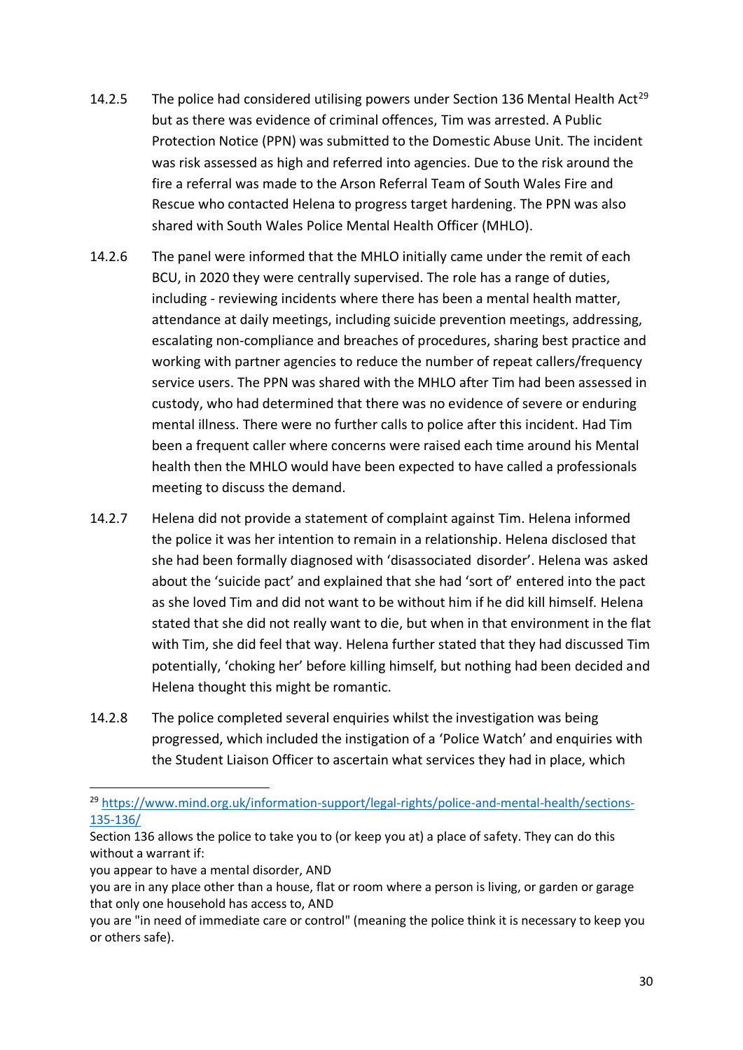14.2.5 The police had considered utilising powers under Section 136 Mental Health Act[29] but as there was evidence of criminal offences, Tim was arrested. A Public Protection Notice (PPN) was submitted to the Domestic Abuse Unit. The incident was risk assessed as high and referred into agencies. Due to the risk around the fire a referral was made to the Arson Referral Team of South Wales Fire and Rescue who contacted Helena to progress target hardening. The PPN was also shared with South Wales Police Mental Health Officer (MHLO).

14.2.6 The panel were informed that the MHLO initially came under the remit of each BCU, in 2020 they were centrally supervised. The role has a range of duties, including - reviewing incidents where there has been a mental health matter, attendance at daily meetings, including suicide prevention meetings, addressing, escalating non-compliance and breaches of procedures, sharing best practice and working with partner agencies to reduce the number of repeat callers/frequency service users. The PPN was shared with the MHLO after Tim had been assessed in custody, who had determined that there was no evidence of severe or enduring mental illness. There were no further calls to police after this incident. Had Tim been a frequent caller where concerns were raised each time around his Mental health then the MHLO would have been expected to have called a professionals meeting to discuss the demand.

14.2.7 Helena did not provide a statement of complaint against Tim. Helena informed the police it was her intention to remain in a relationship. Helena disclosed that she had been formally diagnosed with 'disassociated disorder'. Helena was asked about the 'suicide pact' and explained that she had 'sort of' entered into the pact as she loved Tim and did not want to be without him if he did kill himself. Helena stated that she did not really want to die, but when in that environment in the flat with Tim, she did feel that way. Helena further stated that they had discussed Tim potentially, 'choking her' before killing himself, but nothing had been decided and Helena thought this might be romantic.

14.2.8 The police completed several enquiries whilst the investigation was being progressed, which included the instigation of a 'Police Watch' and enquiries with the Student Liaison Officer to ascertain what services they had in place, which

---

[29] https://www.mind.org.uk/information-support/legal-rights/police-and-mental-health/sections-135-136/

Section 136 allows the police to take you to (or keep you at) a place of safety. They can do this without a warrant if:

you appear to have a mental disorder, AND

you are in any place other than a house, flat or room where a person is living, or garden or garage that only one household has access to, AND

you are "in need of immediate care or control" (meaning the police think it is necessary to keep you or others safe).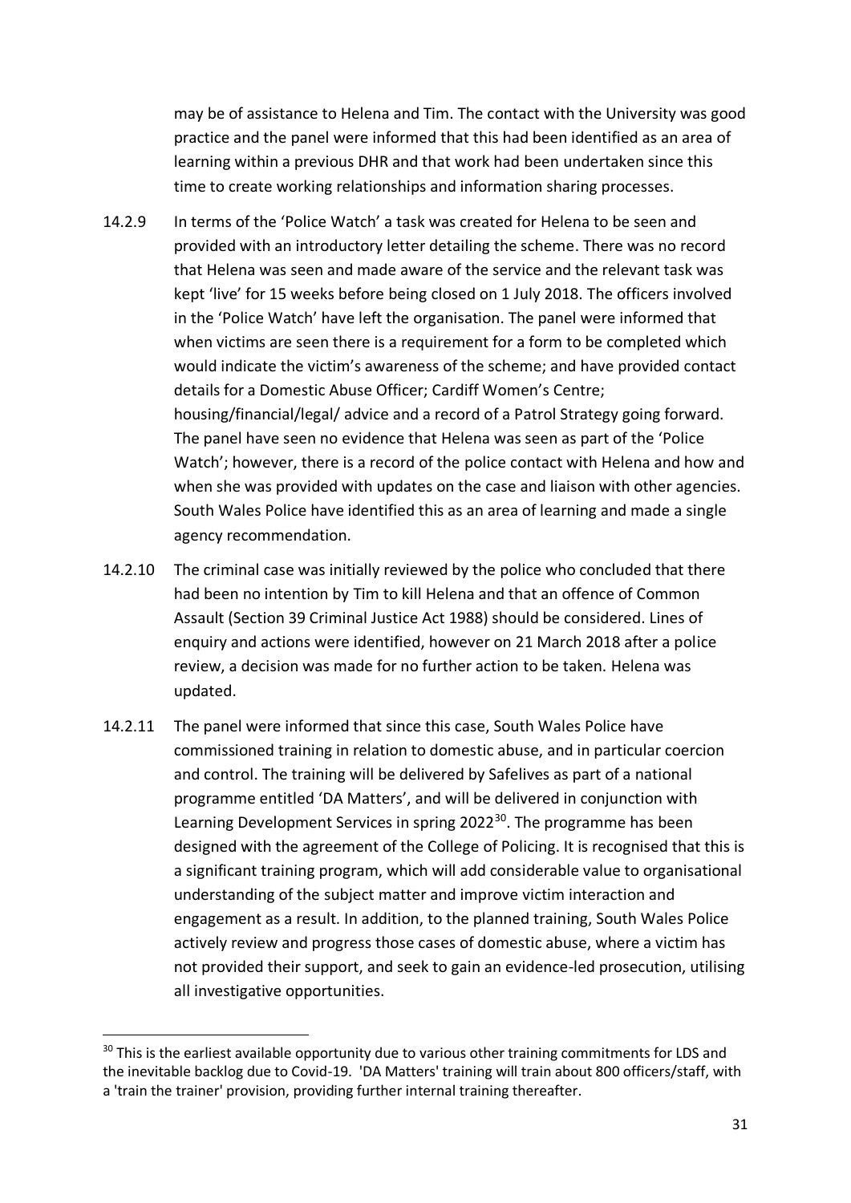may be of assistance to Helena and Tim. The contact with the University was good practice and the panel were informed that this had been identified as an area of learning within a previous DHR and that work had been undertaken since this time to create working relationships and information sharing processes.

14.2.9 In terms of the 'Police Watch' a task was created for Helena to be seen and provided with an introductory letter detailing the scheme. There was no record that Helena was seen and made aware of the service and the relevant task was kept 'live' for 15 weeks before being closed on 1 July 2018. The officers involved in the 'Police Watch' have left the organisation. The panel were informed that when victims are seen there is a requirement for a form to be completed which would indicate the victim's awareness of the scheme; and have provided contact details for a Domestic Abuse Officer; Cardiff Women's Centre; housing/financial/legal/ advice and a record of a Patrol Strategy going forward. The panel have seen no evidence that Helena was seen as part of the 'Police Watch'; however, there is a record of the police contact with Helena and how and when she was provided with updates on the case and liaison with other agencies. South Wales Police have identified this as an area of learning and made a single agency recommendation.

14.2.10 The criminal case was initially reviewed by the police who concluded that there had been no intention by Tim to kill Helena and that an offence of Common Assault (Section 39 Criminal Justice Act 1988) should be considered. Lines of enquiry and actions were identified, however on 21 March 2018 after a police review, a decision was made for no further action to be taken. Helena was updated.

14.2.11 The panel were informed that since this case, South Wales Police have commissioned training in relation to domestic abuse, and in particular coercion and control. The training will be delivered by Safelives as part of a national programme entitled 'DA Matters', and will be delivered in conjunction with Learning Development Services in spring 2022[30]. The programme has been designed with the agreement of the College of Policing. It is recognised that this is a significant training program, which will add considerable value to organisational understanding of the subject matter and improve victim interaction and engagement as a result. In addition, to the planned training, South Wales Police actively review and progress those cases of domestic abuse, where a victim has not provided their support, and seek to gain an evidence-led prosecution, utilising all investigative opportunities.

[30] This is the earliest available opportunity due to various other training commitments for LDS and the inevitable backlog due to Covid-19. 'DA Matters' training will train about 800 officers/staff, with a 'train the trainer' provision, providing further internal training thereafter.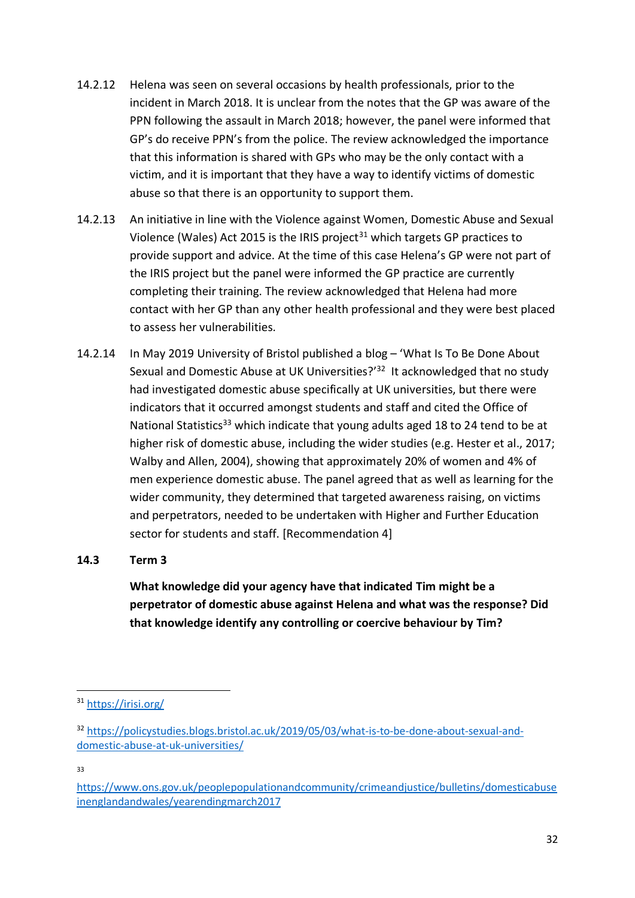14.2.12 Helena was seen on several occasions by health professionals, prior to the incident in March 2018. It is unclear from the notes that the GP was aware of the PPN following the assault in March 2018; however, the panel were informed that GP's do receive PPN's from the police. The review acknowledged the importance that this information is shared with GPs who may be the only contact with a victim, and it is important that they have a way to identify victims of domestic abuse so that there is an opportunity to support them.

14.2.13 An initiative in line with the Violence against Women, Domestic Abuse and Sexual Violence (Wales) Act 2015 is the IRIS project[31] which targets GP practices to provide support and advice. At the time of this case Helena's GP were not part of the IRIS project but the panel were informed the GP practice are currently completing their training. The review acknowledged that Helena had more contact with her GP than any other health professional and they were best placed to assess her vulnerabilities.

14.2.14 In May 2019 University of Bristol published a blog – 'What Is To Be Done About Sexual and Domestic Abuse at UK Universities?'[32] It acknowledged that no study had investigated domestic abuse specifically at UK universities, but there were indicators that it occurred amongst students and staff and cited the Office of National Statistics[33] which indicate that young adults aged 18 to 24 tend to be at higher risk of domestic abuse, including the wider studies (e.g. Hester et al., 2017; Walby and Allen, 2004), showing that approximately 20% of women and 4% of men experience domestic abuse. The panel agreed that as well as learning for the wider community, they determined that targeted awareness raising, on victims and perpetrators, needed to be undertaken with Higher and Further Education sector for students and staff. [Recommendation 4]

## 14.3 Term 3

**What knowledge did your agency have that indicated Tim might be a perpetrator of domestic abuse against Helena and what was the response? Did that knowledge identify any controlling or coercive behaviour by Tim?**

---

[31] https://irisi.org/

[32] https://policystudies.blogs.bristol.ac.uk/2019/05/03/what-is-to-be-done-about-sexual-and-domestic-abuse-at-uk-universities/

[33] https://www.ons.gov.uk/peoplepopulationandcommunity/crimeandjustice/bulletins/domesticabuseinenglandandwales/yearendingmarch2017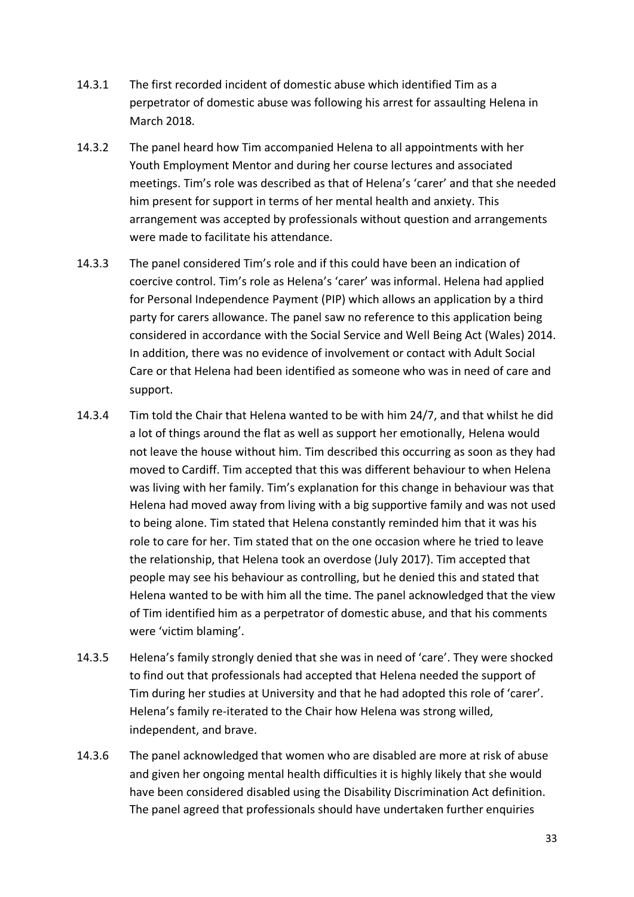14.3.1 The first recorded incident of domestic abuse which identified Tim as a perpetrator of domestic abuse was following his arrest for assaulting Helena in March 2018.

14.3.2 The panel heard how Tim accompanied Helena to all appointments with her Youth Employment Mentor and during her course lectures and associated meetings. Tim's role was described as that of Helena's 'carer' and that she needed him present for support in terms of her mental health and anxiety. This arrangement was accepted by professionals without question and arrangements were made to facilitate his attendance.

14.3.3 The panel considered Tim's role and if this could have been an indication of coercive control. Tim's role as Helena's 'carer' was informal. Helena had applied for Personal Independence Payment (PIP) which allows an application by a third party for carers allowance. The panel saw no reference to this application being considered in accordance with the Social Service and Well Being Act (Wales) 2014. In addition, there was no evidence of involvement or contact with Adult Social Care or that Helena had been identified as someone who was in need of care and support.

14.3.4 Tim told the Chair that Helena wanted to be with him 24/7, and that whilst he did a lot of things around the flat as well as support her emotionally, Helena would not leave the house without him. Tim described this occurring as soon as they had moved to Cardiff. Tim accepted that this was different behaviour to when Helena was living with her family. Tim's explanation for this change in behaviour was that Helena had moved away from living with a big supportive family and was not used to being alone. Tim stated that Helena constantly reminded him that it was his role to care for her. Tim stated that on the one occasion where he tried to leave the relationship, that Helena took an overdose (July 2017). Tim accepted that people may see his behaviour as controlling, but he denied this and stated that Helena wanted to be with him all the time. The panel acknowledged that the view of Tim identified him as a perpetrator of domestic abuse, and that his comments were 'victim blaming'.

14.3.5 Helena's family strongly denied that she was in need of 'care'. They were shocked to find out that professionals had accepted that Helena needed the support of Tim during her studies at University and that he had adopted this role of 'carer'. Helena's family re-iterated to the Chair how Helena was strong willed, independent, and brave.

14.3.6 The panel acknowledged that women who are disabled are more at risk of abuse and given her ongoing mental health difficulties it is highly likely that she would have been considered disabled using the Disability Discrimination Act definition. The panel agreed that professionals should have undertaken further enquiries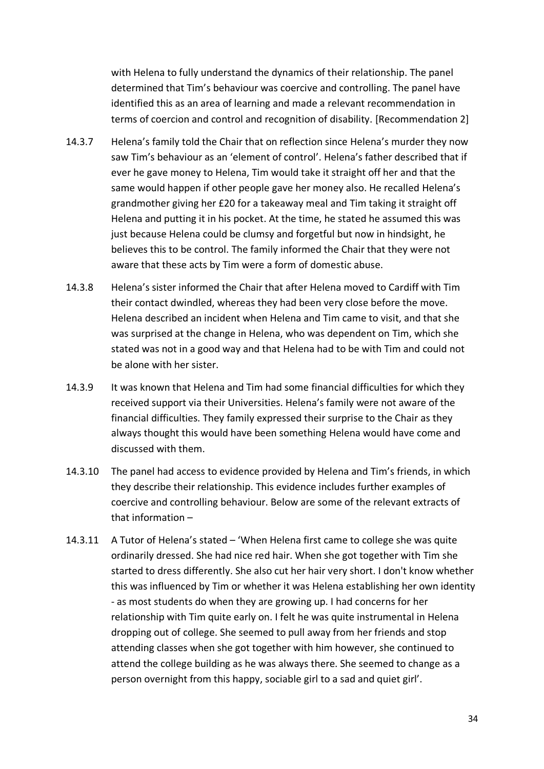with Helena to fully understand the dynamics of their relationship. The panel determined that Tim's behaviour was coercive and controlling. The panel have identified this as an area of learning and made a relevant recommendation in terms of coercion and control and recognition of disability. [Recommendation 2]

14.3.7 Helena's family told the Chair that on reflection since Helena's murder they now saw Tim's behaviour as an 'element of control'. Helena's father described that if ever he gave money to Helena, Tim would take it straight off her and that the same would happen if other people gave her money also. He recalled Helena's grandmother giving her £20 for a takeaway meal and Tim taking it straight off Helena and putting it in his pocket. At the time, he stated he assumed this was just because Helena could be clumsy and forgetful but now in hindsight, he believes this to be control. The family informed the Chair that they were not aware that these acts by Tim were a form of domestic abuse.

14.3.8 Helena's sister informed the Chair that after Helena moved to Cardiff with Tim their contact dwindled, whereas they had been very close before the move. Helena described an incident when Helena and Tim came to visit, and that she was surprised at the change in Helena, who was dependent on Tim, which she stated was not in a good way and that Helena had to be with Tim and could not be alone with her sister.

14.3.9 It was known that Helena and Tim had some financial difficulties for which they received support via their Universities. Helena's family were not aware of the financial difficulties. They family expressed their surprise to the Chair as they always thought this would have been something Helena would have come and discussed with them.

14.3.10 The panel had access to evidence provided by Helena and Tim's friends, in which they describe their relationship. This evidence includes further examples of coercive and controlling behaviour. Below are some of the relevant extracts of that information –

14.3.11 A Tutor of Helena's stated – 'When Helena first came to college she was quite ordinarily dressed. She had nice red hair. When she got together with Tim she started to dress differently. She also cut her hair very short. I don't know whether this was influenced by Tim or whether it was Helena establishing her own identity - as most students do when they are growing up. I had concerns for her relationship with Tim quite early on. I felt he was quite instrumental in Helena dropping out of college. She seemed to pull away from her friends and stop attending classes when she got together with him however, she continued to attend the college building as he was always there. She seemed to change as a person overnight from this happy, sociable girl to a sad and quiet girl'.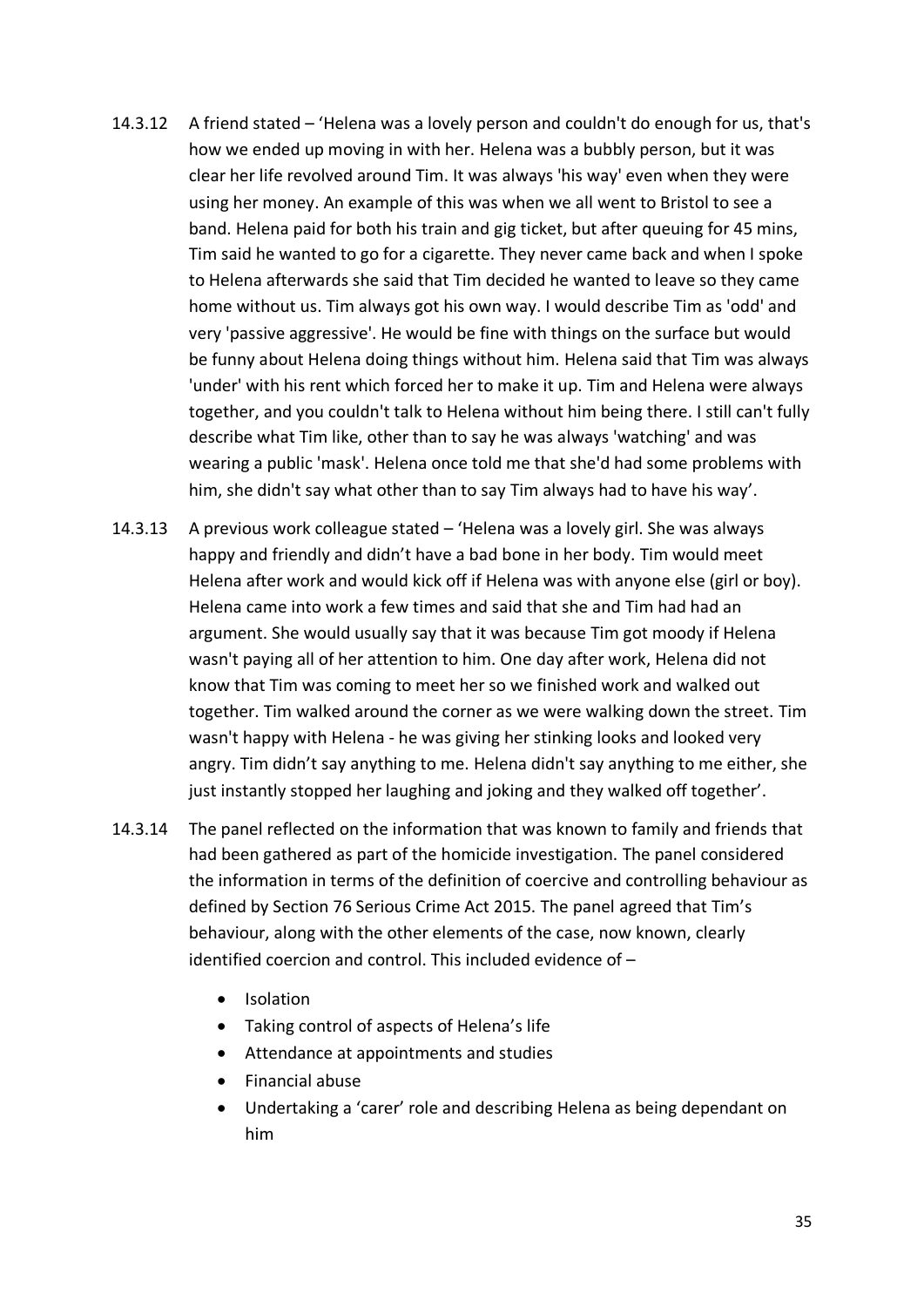14.3.12 A friend stated – 'Helena was a lovely person and couldn't do enough for us, that's how we ended up moving in with her. Helena was a bubbly person, but it was clear her life revolved around Tim. It was always 'his way' even when they were using her money. An example of this was when we all went to Bristol to see a band. Helena paid for both his train and gig ticket, but after queuing for 45 mins, Tim said he wanted to go for a cigarette. They never came back and when I spoke to Helena afterwards she said that Tim decided he wanted to leave so they came home without us. Tim always got his own way. I would describe Tim as 'odd' and very 'passive aggressive'. He would be fine with things on the surface but would be funny about Helena doing things without him. Helena said that Tim was always 'under' with his rent which forced her to make it up. Tim and Helena were always together, and you couldn't talk to Helena without him being there. I still can't fully describe what Tim like, other than to say he was always 'watching' and was wearing a public 'mask'. Helena once told me that she'd had some problems with him, she didn't say what other than to say Tim always had to have his way'.

14.3.13 A previous work colleague stated – 'Helena was a lovely girl. She was always happy and friendly and didn't have a bad bone in her body. Tim would meet Helena after work and would kick off if Helena was with anyone else (girl or boy). Helena came into work a few times and said that she and Tim had had an argument. She would usually say that it was because Tim got moody if Helena wasn't paying all of her attention to him. One day after work, Helena did not know that Tim was coming to meet her so we finished work and walked out together. Tim walked around the corner as we were walking down the street. Tim wasn't happy with Helena - he was giving her stinking looks and looked very angry. Tim didn't say anything to me. Helena didn't say anything to me either, she just instantly stopped her laughing and joking and they walked off together'.

14.3.14 The panel reflected on the information that was known to family and friends that had been gathered as part of the homicide investigation. The panel considered the information in terms of the definition of coercive and controlling behaviour as defined by Section 76 Serious Crime Act 2015. The panel agreed that Tim's behaviour, along with the other elements of the case, now known, clearly identified coercion and control. This included evidence of –

- Isolation
- Taking control of aspects of Helena's life
- Attendance at appointments and studies
- Financial abuse
- Undertaking a 'carer' role and describing Helena as being dependant on him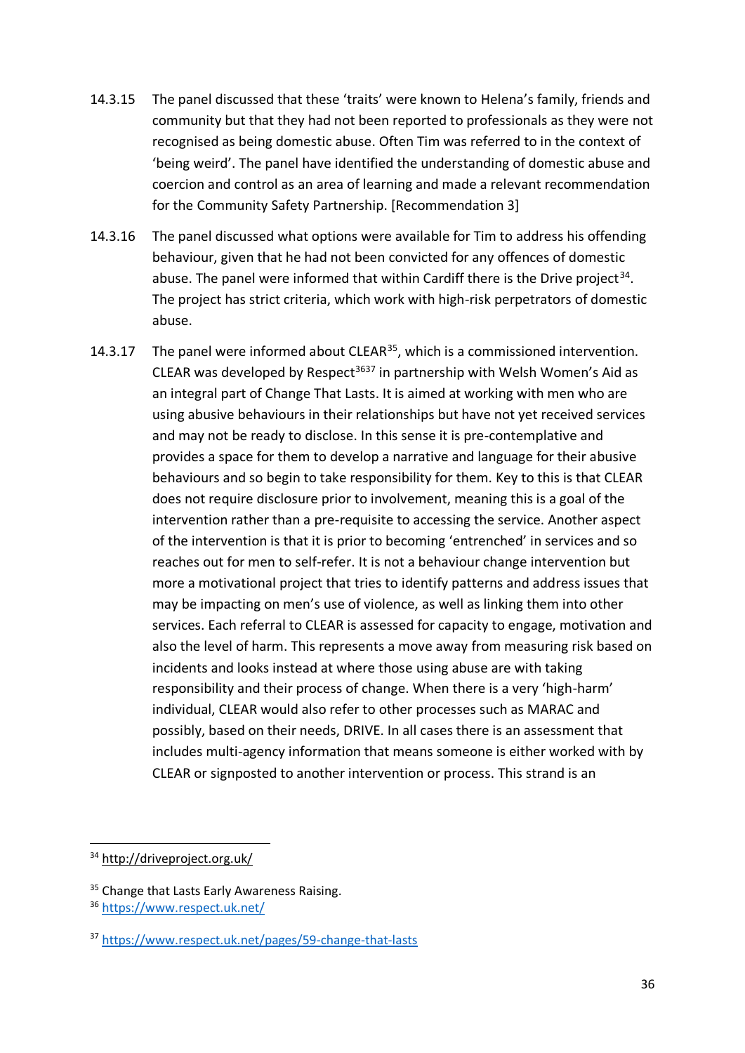14.3.15 The panel discussed that these 'traits' were known to Helena's family, friends and community but that they had not been reported to professionals as they were not recognised as being domestic abuse. Often Tim was referred to in the context of 'being weird'. The panel have identified the understanding of domestic abuse and coercion and control as an area of learning and made a relevant recommendation for the Community Safety Partnership. [Recommendation 3]

14.3.16 The panel discussed what options were available for Tim to address his offending behaviour, given that he had not been convicted for any offences of domestic abuse. The panel were informed that within Cardiff there is the Drive project[34]. The project has strict criteria, which work with high-risk perpetrators of domestic abuse.

14.3.17 The panel were informed about CLEAR[35], which is a commissioned intervention. CLEAR was developed by Respect[36][37] in partnership with Welsh Women's Aid as an integral part of Change That Lasts. It is aimed at working with men who are using abusive behaviours in their relationships but have not yet received services and may not be ready to disclose. In this sense it is pre-contemplative and provides a space for them to develop a narrative and language for their abusive behaviours and so begin to take responsibility for them. Key to this is that CLEAR does not require disclosure prior to involvement, meaning this is a goal of the intervention rather than a pre-requisite to accessing the service. Another aspect of the intervention is that it is prior to becoming 'entrenched' in services and so reaches out for men to self-refer. It is not a behaviour change intervention but more a motivational project that tries to identify patterns and address issues that may be impacting on men's use of violence, as well as linking them into other services. Each referral to CLEAR is assessed for capacity to engage, motivation and also the level of harm. This represents a move away from measuring risk based on incidents and looks instead at where those using abuse are with taking responsibility and their process of change. When there is a very 'high-harm' individual, CLEAR would also refer to other processes such as MARAC and possibly, based on their needs, DRIVE. In all cases there is an assessment that includes multi-agency information that means someone is either worked with by CLEAR or signposted to another intervention or process. This strand is an

[34] http://driveproject.org.uk/

[35] Change that Lasts Early Awareness Raising.

[36] https://www.respect.uk.net/

[37] https://www.respect.uk.net/pages/59-change-that-lasts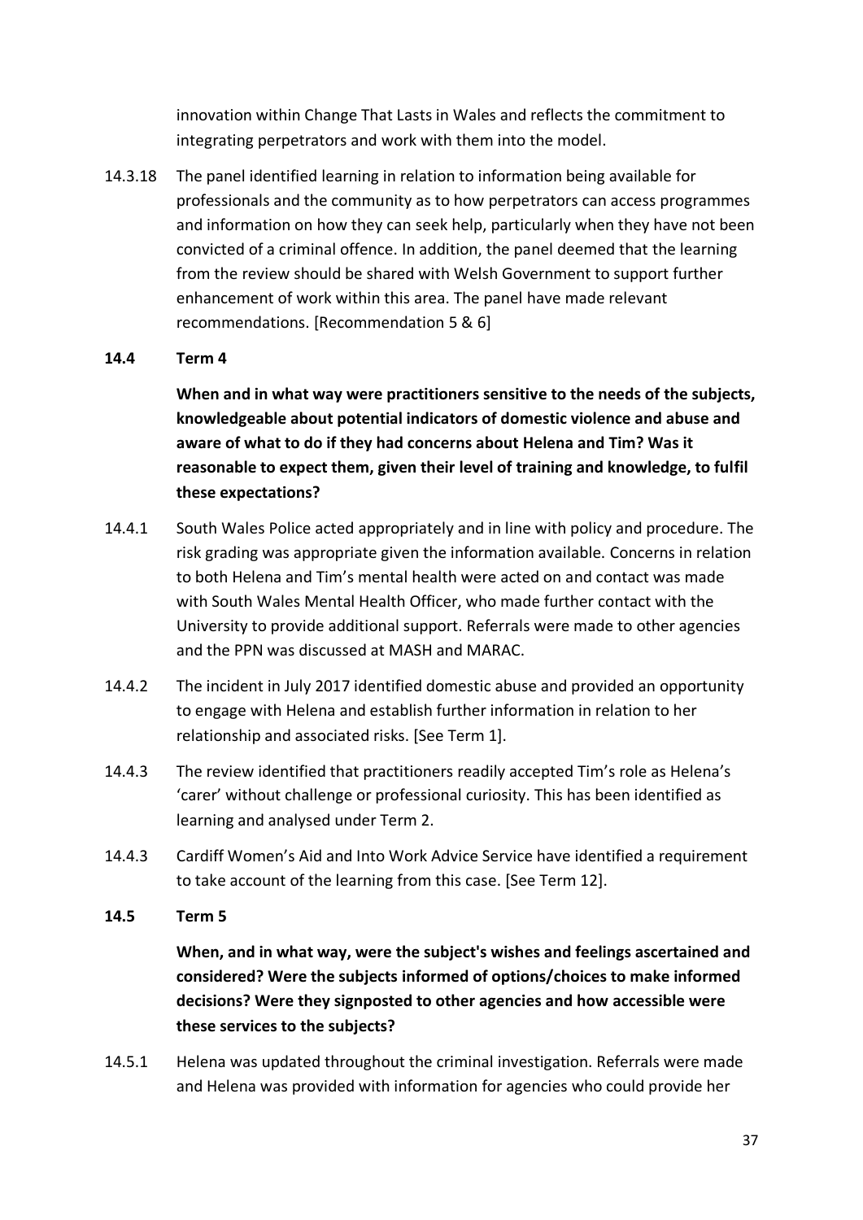innovation within Change That Lasts in Wales and reflects the commitment to integrating perpetrators and work with them into the model.

14.3.18 The panel identified learning in relation to information being available for professionals and the community as to how perpetrators can access programmes and information on how they can seek help, particularly when they have not been convicted of a criminal offence. In addition, the panel deemed that the learning from the review should be shared with Welsh Government to support further enhancement of work within this area. The panel have made relevant recommendations. [Recommendation 5 & 6]

### 14.4 Term 4

**When and in what way were practitioners sensitive to the needs of the subjects, knowledgeable about potential indicators of domestic violence and abuse and aware of what to do if they had concerns about Helena and Tim? Was it reasonable to expect them, given their level of training and knowledge, to fulfil these expectations?**

14.4.1 South Wales Police acted appropriately and in line with policy and procedure. The risk grading was appropriate given the information available. Concerns in relation to both Helena and Tim's mental health were acted on and contact was made with South Wales Mental Health Officer, who made further contact with the University to provide additional support. Referrals were made to other agencies and the PPN was discussed at MASH and MARAC.

14.4.2 The incident in July 2017 identified domestic abuse and provided an opportunity to engage with Helena and establish further information in relation to her relationship and associated risks. [See Term 1].

14.4.3 The review identified that practitioners readily accepted Tim's role as Helena's 'carer' without challenge or professional curiosity. This has been identified as learning and analysed under Term 2.

14.4.3 Cardiff Women's Aid and Into Work Advice Service have identified a requirement to take account of the learning from this case. [See Term 12].

### 14.5 Term 5

**When, and in what way, were the subject's wishes and feelings ascertained and considered? Were the subjects informed of options/choices to make informed decisions? Were they signposted to other agencies and how accessible were these services to the subjects?**

14.5.1 Helena was updated throughout the criminal investigation. Referrals were made and Helena was provided with information for agencies who could provide her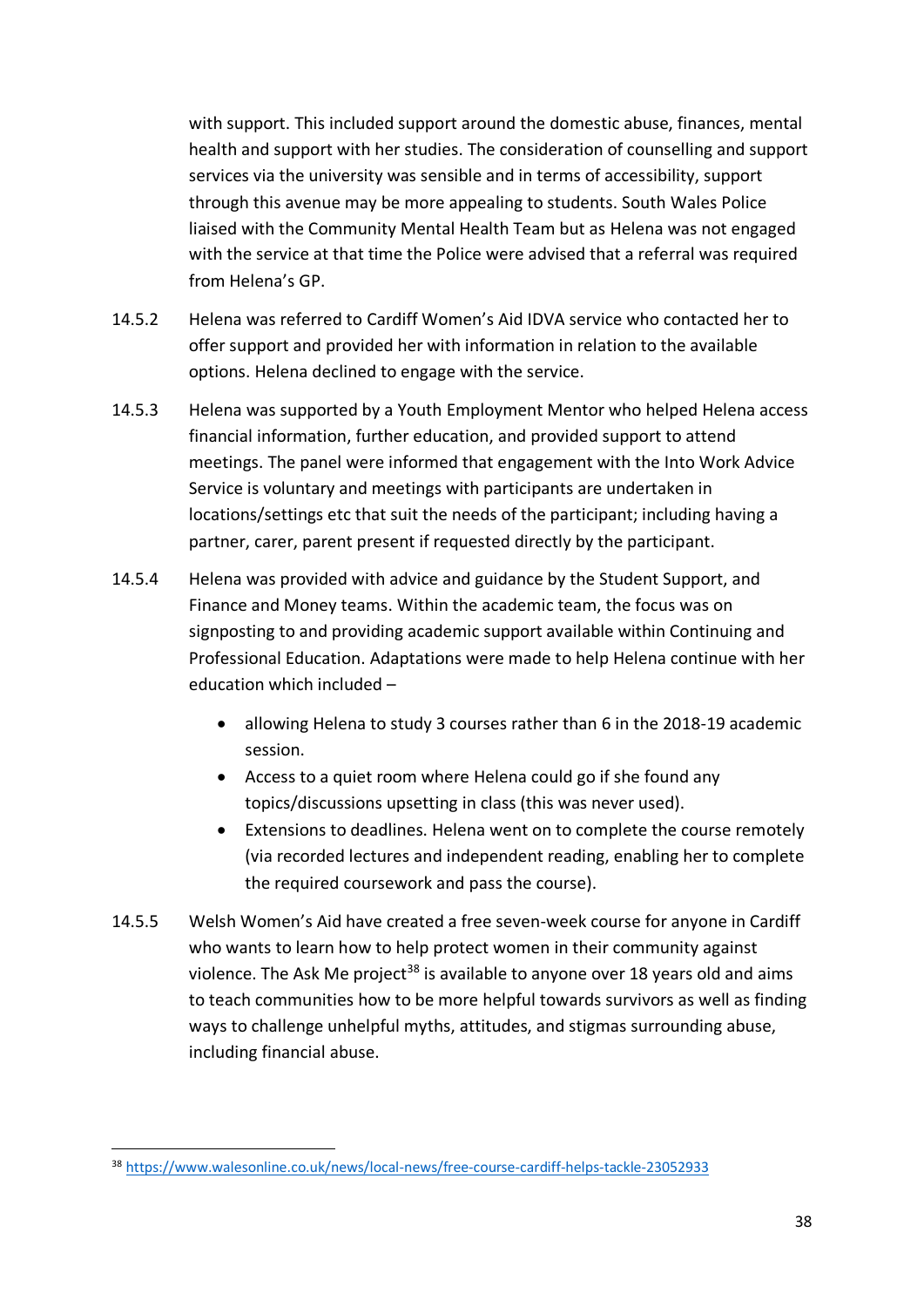with support. This included support around the domestic abuse, finances, mental health and support with her studies. The consideration of counselling and support services via the university was sensible and in terms of accessibility, support through this avenue may be more appealing to students. South Wales Police liaised with the Community Mental Health Team but as Helena was not engaged with the service at that time the Police were advised that a referral was required from Helena's GP.

14.5.2 Helena was referred to Cardiff Women's Aid IDVA service who contacted her to offer support and provided her with information in relation to the available options. Helena declined to engage with the service.

14.5.3 Helena was supported by a Youth Employment Mentor who helped Helena access financial information, further education, and provided support to attend meetings. The panel were informed that engagement with the Into Work Advice Service is voluntary and meetings with participants are undertaken in locations/settings etc that suit the needs of the participant; including having a partner, carer, parent present if requested directly by the participant.

14.5.4 Helena was provided with advice and guidance by the Student Support, and Finance and Money teams. Within the academic team, the focus was on signposting to and providing academic support available within Continuing and Professional Education. Adaptations were made to help Helena continue with her education which included –

- allowing Helena to study 3 courses rather than 6 in the 2018-19 academic session.
- Access to a quiet room where Helena could go if she found any topics/discussions upsetting in class (this was never used).
- Extensions to deadlines. Helena went on to complete the course remotely (via recorded lectures and independent reading, enabling her to complete the required coursework and pass the course).

14.5.5 Welsh Women's Aid have created a free seven-week course for anyone in Cardiff who wants to learn how to help protect women in their community against violence. The Ask Me project[38] is available to anyone over 18 years old and aims to teach communities how to be more helpful towards survivors as well as finding ways to challenge unhelpful myths, attitudes, and stigmas surrounding abuse, including financial abuse.

[38] https://www.walesonline.co.uk/news/local-news/free-course-cardiff-helps-tackle-23052933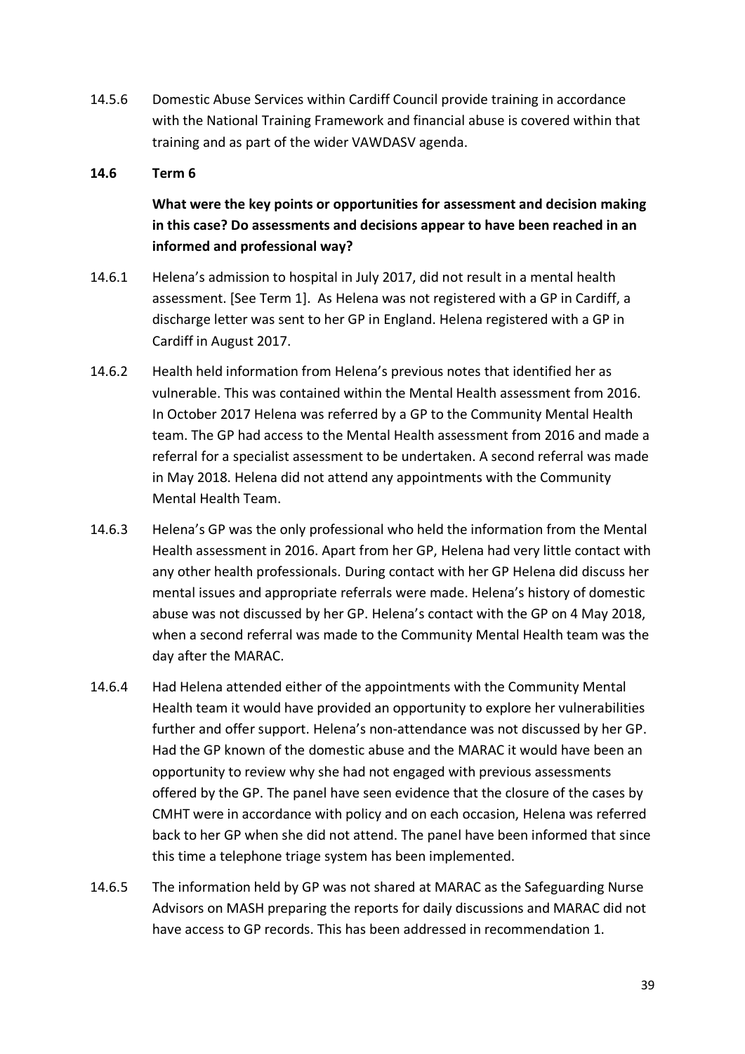14.5.6 Domestic Abuse Services within Cardiff Council provide training in accordance with the National Training Framework and financial abuse is covered within that training and as part of the wider VAWDASV agenda.

### 14.6 Term 6

**What were the key points or opportunities for assessment and decision making in this case? Do assessments and decisions appear to have been reached in an informed and professional way?**

14.6.1 Helena's admission to hospital in July 2017, did not result in a mental health assessment. [See Term 1]. As Helena was not registered with a GP in Cardiff, a discharge letter was sent to her GP in England. Helena registered with a GP in Cardiff in August 2017.

14.6.2 Health held information from Helena's previous notes that identified her as vulnerable. This was contained within the Mental Health assessment from 2016. In October 2017 Helena was referred by a GP to the Community Mental Health team. The GP had access to the Mental Health assessment from 2016 and made a referral for a specialist assessment to be undertaken. A second referral was made in May 2018. Helena did not attend any appointments with the Community Mental Health Team.

14.6.3 Helena's GP was the only professional who held the information from the Mental Health assessment in 2016. Apart from her GP, Helena had very little contact with any other health professionals. During contact with her GP Helena did discuss her mental issues and appropriate referrals were made. Helena's history of domestic abuse was not discussed by her GP. Helena's contact with the GP on 4 May 2018, when a second referral was made to the Community Mental Health team was the day after the MARAC.

14.6.4 Had Helena attended either of the appointments with the Community Mental Health team it would have provided an opportunity to explore her vulnerabilities further and offer support. Helena's non-attendance was not discussed by her GP. Had the GP known of the domestic abuse and the MARAC it would have been an opportunity to review why she had not engaged with previous assessments offered by the GP. The panel have seen evidence that the closure of the cases by CMHT were in accordance with policy and on each occasion, Helena was referred back to her GP when she did not attend. The panel have been informed that since this time a telephone triage system has been implemented.

14.6.5 The information held by GP was not shared at MARAC as the Safeguarding Nurse Advisors on MASH preparing the reports for daily discussions and MARAC did not have access to GP records. This has been addressed in recommendation 1.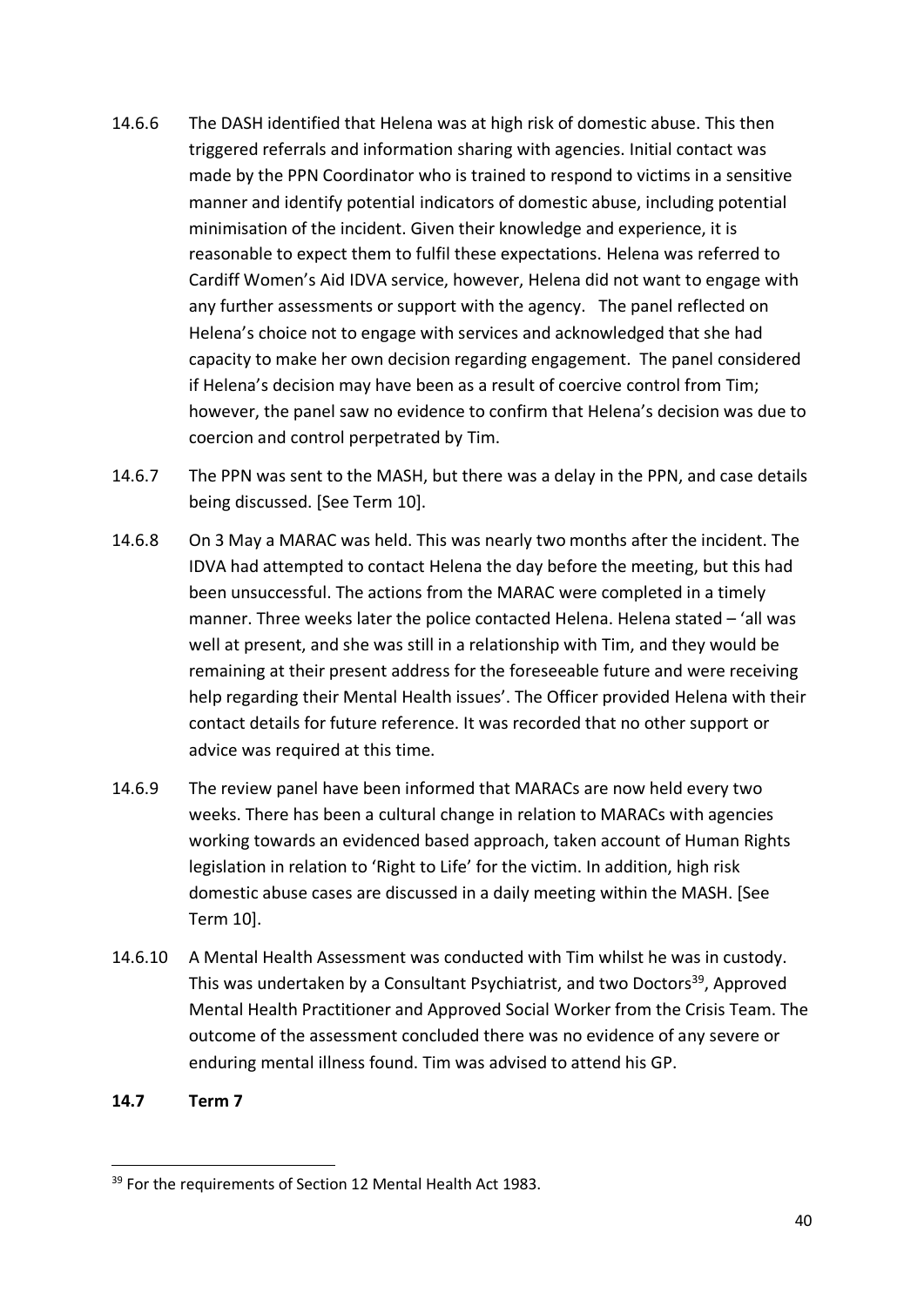14.6.6 The DASH identified that Helena was at high risk of domestic abuse. This then triggered referrals and information sharing with agencies. Initial contact was made by the PPN Coordinator who is trained to respond to victims in a sensitive manner and identify potential indicators of domestic abuse, including potential minimisation of the incident. Given their knowledge and experience, it is reasonable to expect them to fulfil these expectations. Helena was referred to Cardiff Women's Aid IDVA service, however, Helena did not want to engage with any further assessments or support with the agency. The panel reflected on Helena's choice not to engage with services and acknowledged that she had capacity to make her own decision regarding engagement. The panel considered if Helena's decision may have been as a result of coercive control from Tim; however, the panel saw no evidence to confirm that Helena's decision was due to coercion and control perpetrated by Tim.

14.6.7 The PPN was sent to the MASH, but there was a delay in the PPN, and case details being discussed. [See Term 10].

14.6.8 On 3 May a MARAC was held. This was nearly two months after the incident. The IDVA had attempted to contact Helena the day before the meeting, but this had been unsuccessful. The actions from the MARAC were completed in a timely manner. Three weeks later the police contacted Helena. Helena stated – 'all was well at present, and she was still in a relationship with Tim, and they would be remaining at their present address for the foreseeable future and were receiving help regarding their Mental Health issues'. The Officer provided Helena with their contact details for future reference. It was recorded that no other support or advice was required at this time.

14.6.9 The review panel have been informed that MARACs are now held every two weeks. There has been a cultural change in relation to MARACs with agencies working towards an evidenced based approach, taken account of Human Rights legislation in relation to 'Right to Life' for the victim. In addition, high risk domestic abuse cases are discussed in a daily meeting within the MASH. [See Term 10].

14.6.10 A Mental Health Assessment was conducted with Tim whilst he was in custody. This was undertaken by a Consultant Psychiatrist, and two Doctors[39], Approved Mental Health Practitioner and Approved Social Worker from the Crisis Team. The outcome of the assessment concluded there was no evidence of any severe or enduring mental illness found. Tim was advised to attend his GP.

## 14.7 Term 7

---

[39] For the requirements of Section 12 Mental Health Act 1983.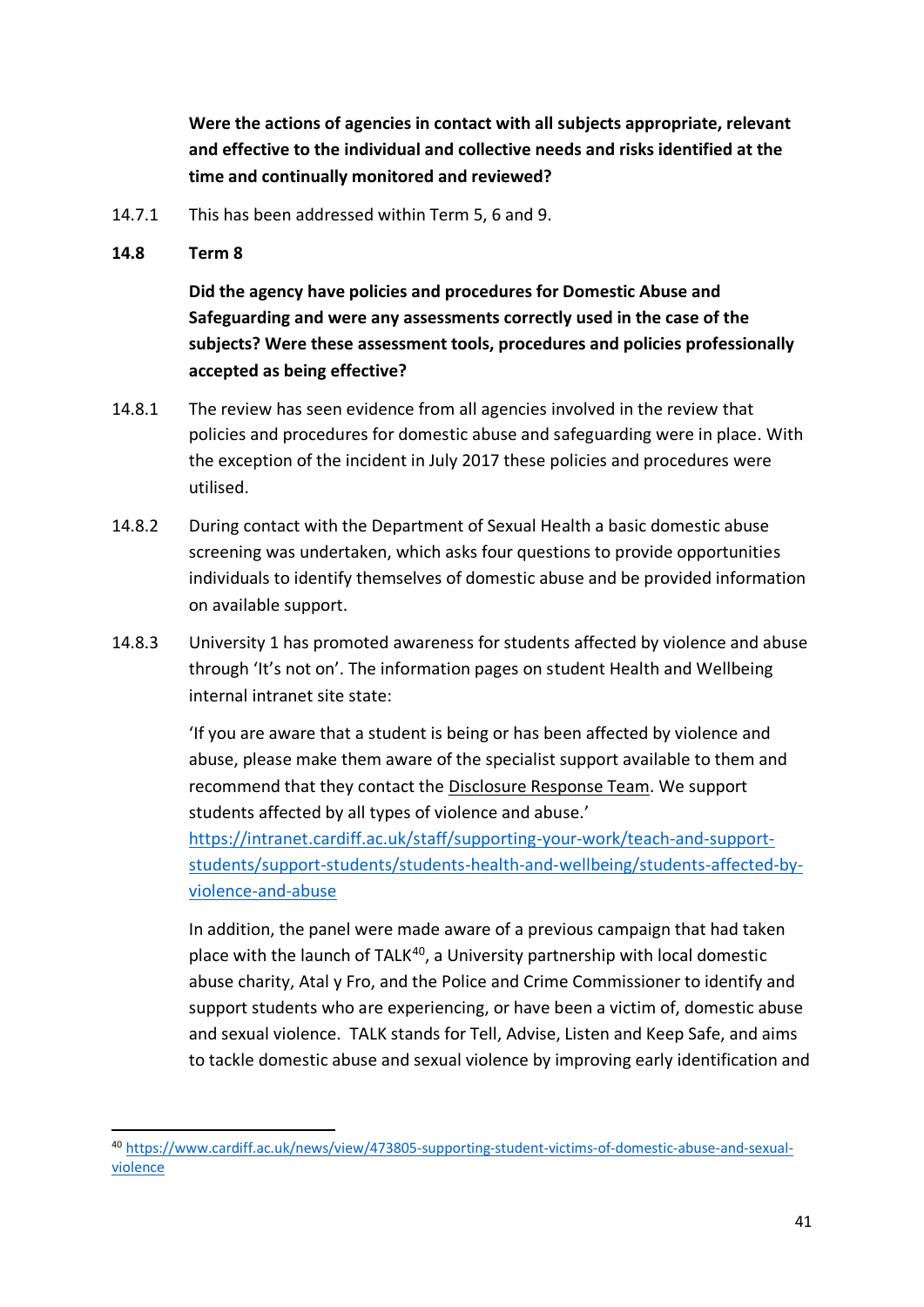**Were the actions of agencies in contact with all subjects appropriate, relevant and effective to the individual and collective needs and risks identified at the time and continually monitored and reviewed?**

14.7.1 This has been addressed within Term 5, 6 and 9.

**14.8 Term 8**

**Did the agency have policies and procedures for Domestic Abuse and Safeguarding and were any assessments correctly used in the case of the subjects? Were these assessment tools, procedures and policies professionally accepted as being effective?**

14.8.1 The review has seen evidence from all agencies involved in the review that policies and procedures for domestic abuse and safeguarding were in place. With the exception of the incident in July 2017 these policies and procedures were utilised.

14.8.2 During contact with the Department of Sexual Health a basic domestic abuse screening was undertaken, which asks four questions to provide opportunities individuals to identify themselves of domestic abuse and be provided information on available support.

14.8.3 University 1 has promoted awareness for students affected by violence and abuse through 'It's not on'. The information pages on student Health and Wellbeing internal intranet site state:

'If you are aware that a student is being or has been affected by violence and abuse, please make them aware of the specialist support available to them and recommend that they contact the Disclosure Response Team. We support students affected by all types of violence and abuse.'
https://intranet.cardiff.ac.uk/staff/supporting-your-work/teach-and-support-students/support-students/students-health-and-wellbeing/students-affected-by-violence-and-abuse

In addition, the panel were made aware of a previous campaign that had taken place with the launch of TALK[40], a University partnership with local domestic abuse charity, Atal y Fro, and the Police and Crime Commissioner to identify and support students who are experiencing, or have been a victim of, domestic abuse and sexual violence. TALK stands for Tell, Advise, Listen and Keep Safe, and aims to tackle domestic abuse and sexual violence by improving early identification and

[40] https://www.cardiff.ac.uk/news/view/473805-supporting-student-victims-of-domestic-abuse-and-sexual-violence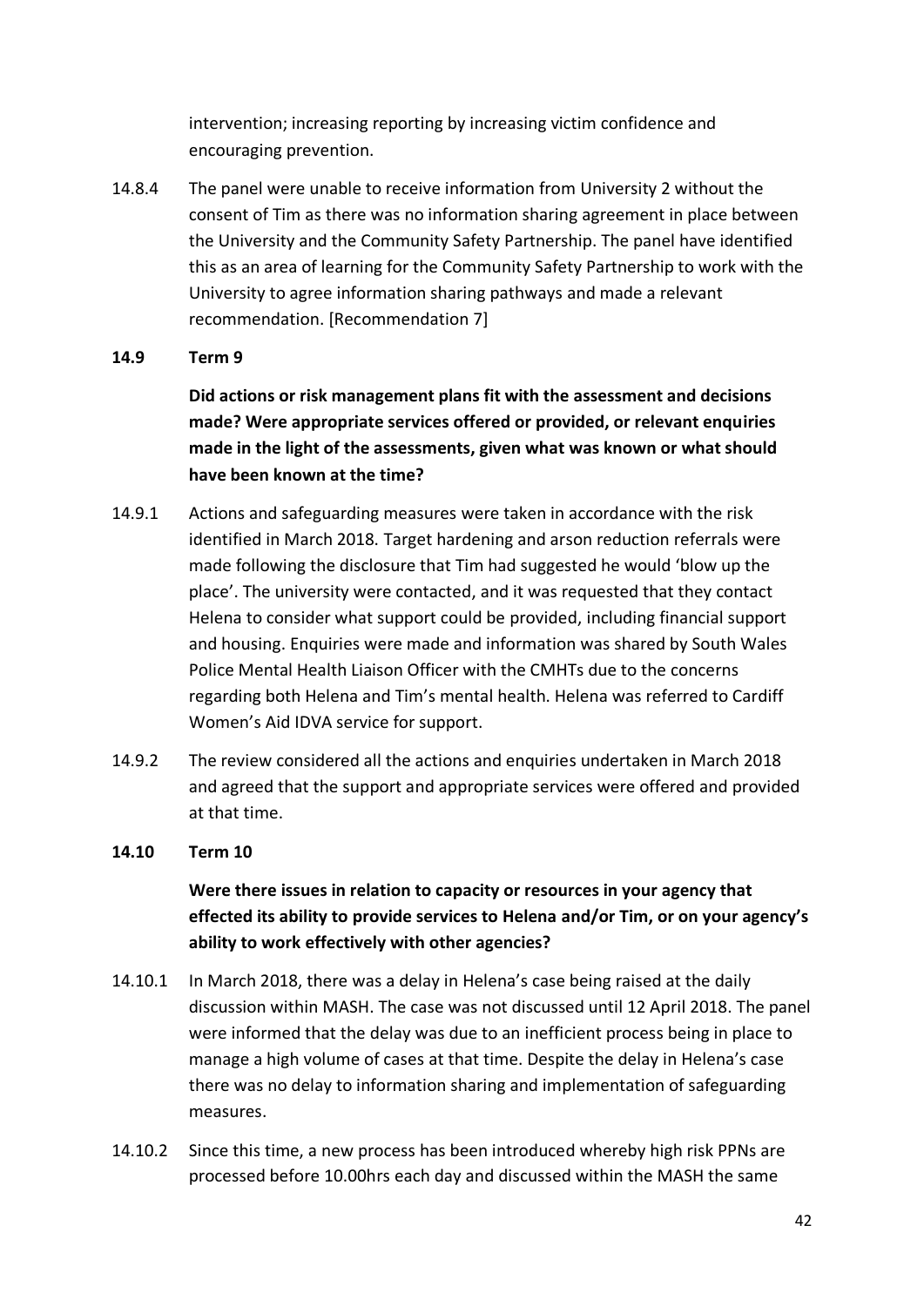intervention; increasing reporting by increasing victim confidence and encouraging prevention.

14.8.4 The panel were unable to receive information from University 2 without the consent of Tim as there was no information sharing agreement in place between the University and the Community Safety Partnership. The panel have identified this as an area of learning for the Community Safety Partnership to work with the University to agree information sharing pathways and made a relevant recommendation. [Recommendation 7]

### 14.9 Term 9

**Did actions or risk management plans fit with the assessment and decisions made? Were appropriate services offered or provided, or relevant enquiries made in the light of the assessments, given what was known or what should have been known at the time?**

14.9.1 Actions and safeguarding measures were taken in accordance with the risk identified in March 2018. Target hardening and arson reduction referrals were made following the disclosure that Tim had suggested he would 'blow up the place'. The university were contacted, and it was requested that they contact Helena to consider what support could be provided, including financial support and housing. Enquiries were made and information was shared by South Wales Police Mental Health Liaison Officer with the CMHTs due to the concerns regarding both Helena and Tim's mental health. Helena was referred to Cardiff Women's Aid IDVA service for support.

14.9.2 The review considered all the actions and enquiries undertaken in March 2018 and agreed that the support and appropriate services were offered and provided at that time.

### 14.10 Term 10

**Were there issues in relation to capacity or resources in your agency that effected its ability to provide services to Helena and/or Tim, or on your agency's ability to work effectively with other agencies?**

14.10.1 In March 2018, there was a delay in Helena's case being raised at the daily discussion within MASH. The case was not discussed until 12 April 2018. The panel were informed that the delay was due to an inefficient process being in place to manage a high volume of cases at that time. Despite the delay in Helena's case there was no delay to information sharing and implementation of safeguarding measures.

14.10.2 Since this time, a new process has been introduced whereby high risk PPNs are processed before 10.00hrs each day and discussed within the MASH the same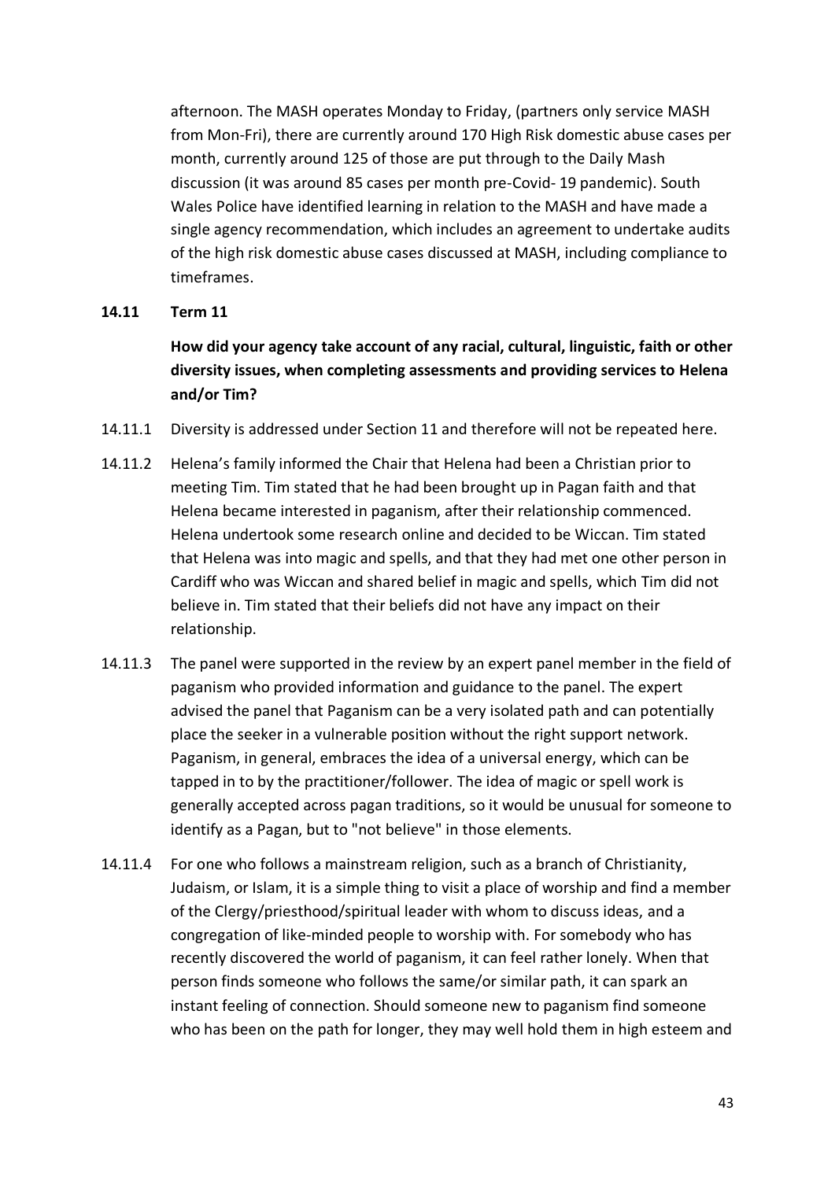afternoon. The MASH operates Monday to Friday, (partners only service MASH from Mon-Fri), there are currently around 170 High Risk domestic abuse cases per month, currently around 125 of those are put through to the Daily Mash discussion (it was around 85 cases per month pre-Covid- 19 pandemic). South Wales Police have identified learning in relation to the MASH and have made a single agency recommendation, which includes an agreement to undertake audits of the high risk domestic abuse cases discussed at MASH, including compliance to timeframes.

**14.11 Term 11**

**How did your agency take account of any racial, cultural, linguistic, faith or other diversity issues, when completing assessments and providing services to Helena and/or Tim?**

14.11.1 Diversity is addressed under Section 11 and therefore will not be repeated here.

14.11.2 Helena's family informed the Chair that Helena had been a Christian prior to meeting Tim. Tim stated that he had been brought up in Pagan faith and that Helena became interested in paganism, after their relationship commenced. Helena undertook some research online and decided to be Wiccan. Tim stated that Helena was into magic and spells, and that they had met one other person in Cardiff who was Wiccan and shared belief in magic and spells, which Tim did not believe in. Tim stated that their beliefs did not have any impact on their relationship.

14.11.3 The panel were supported in the review by an expert panel member in the field of paganism who provided information and guidance to the panel. The expert advised the panel that Paganism can be a very isolated path and can potentially place the seeker in a vulnerable position without the right support network. Paganism, in general, embraces the idea of a universal energy, which can be tapped in to by the practitioner/follower. The idea of magic or spell work is generally accepted across pagan traditions, so it would be unusual for someone to identify as a Pagan, but to "not believe" in those elements.

14.11.4 For one who follows a mainstream religion, such as a branch of Christianity, Judaism, or Islam, it is a simple thing to visit a place of worship and find a member of the Clergy/priesthood/spiritual leader with whom to discuss ideas, and a congregation of like-minded people to worship with. For somebody who has recently discovered the world of paganism, it can feel rather lonely. When that person finds someone who follows the same/or similar path, it can spark an instant feeling of connection. Should someone new to paganism find someone who has been on the path for longer, they may well hold them in high esteem and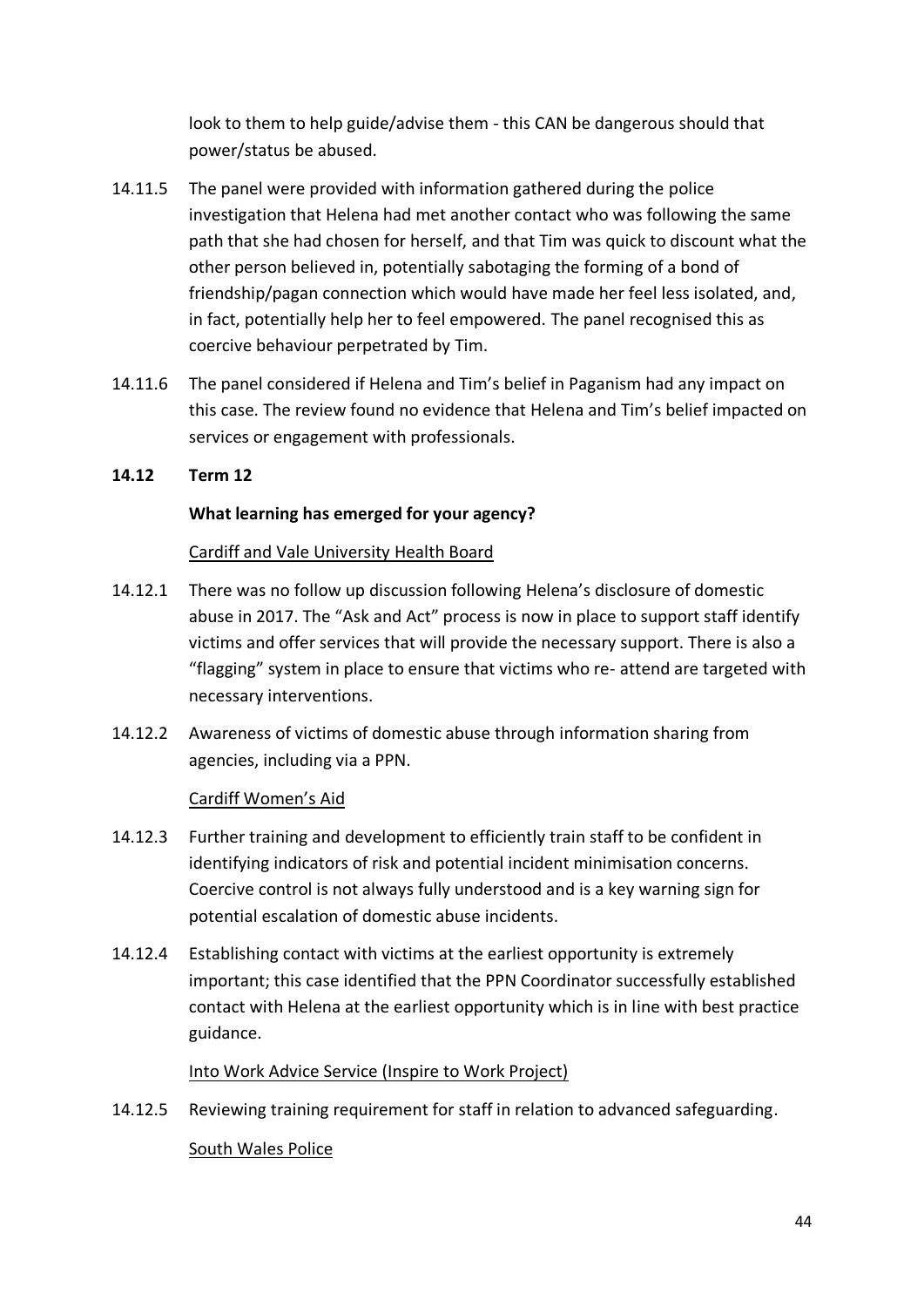look to them to help guide/advise them - this CAN be dangerous should that power/status be abused.

14.11.5 The panel were provided with information gathered during the police investigation that Helena had met another contact who was following the same path that she had chosen for herself, and that Tim was quick to discount what the other person believed in, potentially sabotaging the forming of a bond of friendship/pagan connection which would have made her feel less isolated, and, in fact, potentially help her to feel empowered. The panel recognised this as coercive behaviour perpetrated by Tim.

14.11.6 The panel considered if Helena and Tim's belief in Paganism had any impact on this case. The review found no evidence that Helena and Tim's belief impacted on services or engagement with professionals.

**14.12 Term 12**

**What learning has emerged for your agency?**

Cardiff and Vale University Health Board

14.12.1 There was no follow up discussion following Helena's disclosure of domestic abuse in 2017. The "Ask and Act" process is now in place to support staff identify victims and offer services that will provide the necessary support. There is also a "flagging" system in place to ensure that victims who re- attend are targeted with necessary interventions.

14.12.2 Awareness of victims of domestic abuse through information sharing from agencies, including via a PPN.

Cardiff Women's Aid

14.12.3 Further training and development to efficiently train staff to be confident in identifying indicators of risk and potential incident minimisation concerns. Coercive control is not always fully understood and is a key warning sign for potential escalation of domestic abuse incidents.

14.12.4 Establishing contact with victims at the earliest opportunity is extremely important; this case identified that the PPN Coordinator successfully established contact with Helena at the earliest opportunity which is in line with best practice guidance.

Into Work Advice Service (Inspire to Work Project)

14.12.5 Reviewing training requirement for staff in relation to advanced safeguarding.

South Wales Police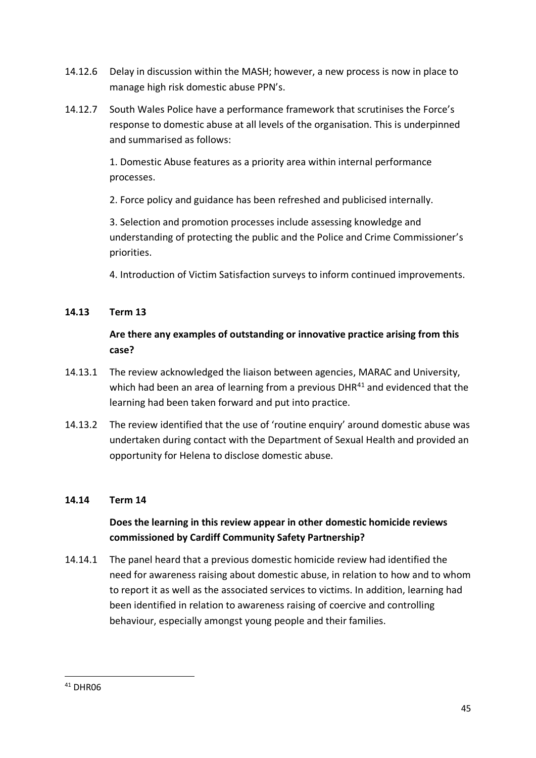14.12.6 Delay in discussion within the MASH; however, a new process is now in place to manage high risk domestic abuse PPN's.

14.12.7 South Wales Police have a performance framework that scrutinises the Force's response to domestic abuse at all levels of the organisation. This is underpinned and summarised as follows:

1. Domestic Abuse features as a priority area within internal performance processes.

2. Force policy and guidance has been refreshed and publicised internally.

3. Selection and promotion processes include assessing knowledge and understanding of protecting the public and the Police and Crime Commissioner's priorities.

4. Introduction of Victim Satisfaction surveys to inform continued improvements.

### 14.13 Term 13

**Are there any examples of outstanding or innovative practice arising from this case?**

14.13.1 The review acknowledged the liaison between agencies, MARAC and University, which had been an area of learning from a previous DHR[41] and evidenced that the learning had been taken forward and put into practice.

14.13.2 The review identified that the use of 'routine enquiry' around domestic abuse was undertaken during contact with the Department of Sexual Health and provided an opportunity for Helena to disclose domestic abuse.

### 14.14 Term 14

**Does the learning in this review appear in other domestic homicide reviews commissioned by Cardiff Community Safety Partnership?**

14.14.1 The panel heard that a previous domestic homicide review had identified the need for awareness raising about domestic abuse, in relation to how and to whom to report it as well as the associated services to victims. In addition, learning had been identified in relation to awareness raising of coercive and controlling behaviour, especially amongst young people and their families.

---

[41] DHR06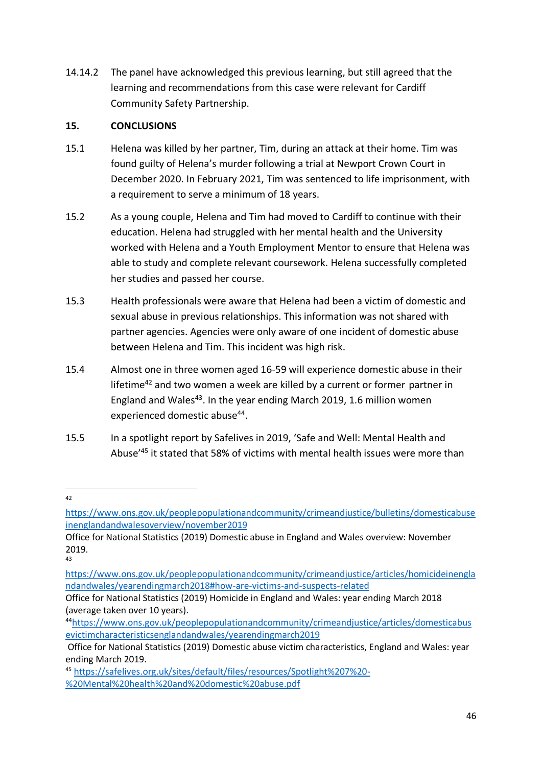14.14.2 The panel have acknowledged this previous learning, but still agreed that the learning and recommendations from this case were relevant for Cardiff Community Safety Partnership.

## 15. CONCLUSIONS

15.1 Helena was killed by her partner, Tim, during an attack at their home. Tim was found guilty of Helena's murder following a trial at Newport Crown Court in December 2020. In February 2021, Tim was sentenced to life imprisonment, with a requirement to serve a minimum of 18 years.

15.2 As a young couple, Helena and Tim had moved to Cardiff to continue with their education. Helena had struggled with her mental health and the University worked with Helena and a Youth Employment Mentor to ensure that Helena was able to study and complete relevant coursework. Helena successfully completed her studies and passed her course.

15.3 Health professionals were aware that Helena had been a victim of domestic and sexual abuse in previous relationships. This information was not shared with partner agencies. Agencies were only aware of one incident of domestic abuse between Helena and Tim. This incident was high risk.

15.4 Almost one in three women aged 16-59 will experience domestic abuse in their lifetime[42] and two women a week are killed by a current or former partner in England and Wales[43]. In the year ending March 2019, 1.6 million women experienced domestic abuse[44].

15.5 In a spotlight report by Safelives in 2019, 'Safe and Well: Mental Health and Abuse'[45] it stated that 58% of victims with mental health issues were more than

---

[42] https://www.ons.gov.uk/peoplepopulationandcommunity/crimeandjustice/bulletins/domesticabuseinenglandandwalesoverview/november2019
Office for National Statistics (2019) Domestic abuse in England and Wales overview: November 2019.

[43] https://www.ons.gov.uk/peoplepopulationandcommunity/crimeandjustice/articles/homicideinenglandandwales/yearendingmarch2018#how-are-victims-and-suspects-related
Office for National Statistics (2019) Homicide in England and Wales: year ending March 2018 (average taken over 10 years).

[44] https://www.ons.gov.uk/peoplepopulationandcommunity/crimeandjustice/articles/domesticabusevictimcharacteristicsenglandandwales/yearendingmarch2019
Office for National Statistics (2019) Domestic abuse victim characteristics, England and Wales: year ending March 2019.

[45] https://safelives.org.uk/sites/default/files/resources/Spotlight%207%20-%20Mental%20health%20and%20domestic%20abuse.pdf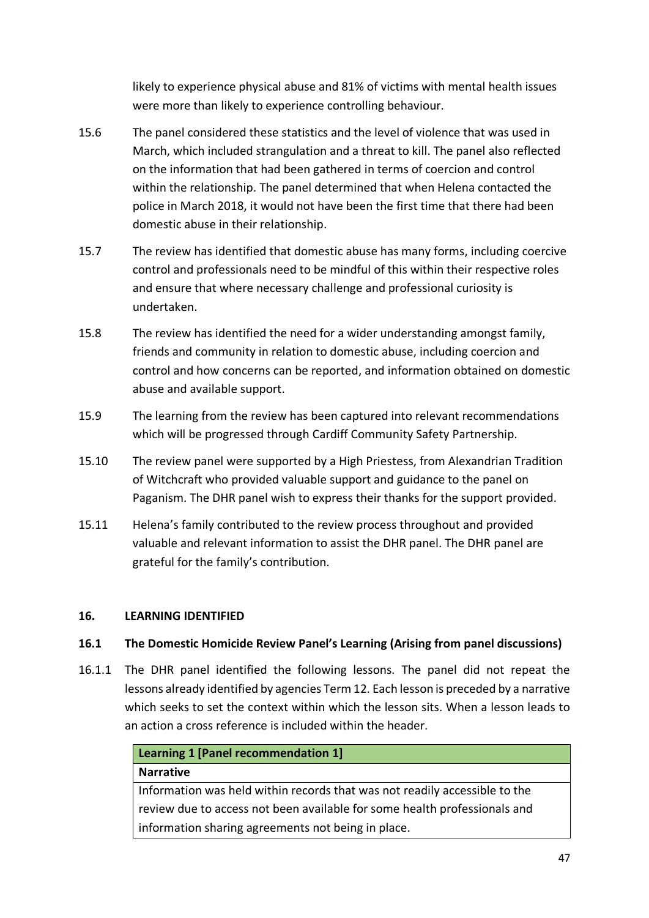likely to experience physical abuse and 81% of victims with mental health issues were more than likely to experience controlling behaviour.

15.6 The panel considered these statistics and the level of violence that was used in March, which included strangulation and a threat to kill. The panel also reflected on the information that had been gathered in terms of coercion and control within the relationship. The panel determined that when Helena contacted the police in March 2018, it would not have been the first time that there had been domestic abuse in their relationship.

15.7 The review has identified that domestic abuse has many forms, including coercive control and professionals need to be mindful of this within their respective roles and ensure that where necessary challenge and professional curiosity is undertaken.

15.8 The review has identified the need for a wider understanding amongst family, friends and community in relation to domestic abuse, including coercion and control and how concerns can be reported, and information obtained on domestic abuse and available support.

15.9 The learning from the review has been captured into relevant recommendations which will be progressed through Cardiff Community Safety Partnership.

15.10 The review panel were supported by a High Priestess, from Alexandrian Tradition of Witchcraft who provided valuable support and guidance to the panel on Paganism. The DHR panel wish to express their thanks for the support provided.

15.11 Helena's family contributed to the review process throughout and provided valuable and relevant information to assist the DHR panel. The DHR panel are grateful for the family's contribution.

## 16. LEARNING IDENTIFIED

### 16.1 The Domestic Homicide Review Panel's Learning (Arising from panel discussions)

16.1.1 The DHR panel identified the following lessons. The panel did not repeat the lessons already identified by agencies Term 12. Each lesson is preceded by a narrative which seeks to set the context within which the lesson sits. When a lesson leads to an action a cross reference is included within the header.

| **Learning 1 [Panel recommendation 1]** |
|---|
| **Narrative** |
| Information was held within records that was not readily accessible to the review due to access not been available for some health professionals and information sharing agreements not being in place. |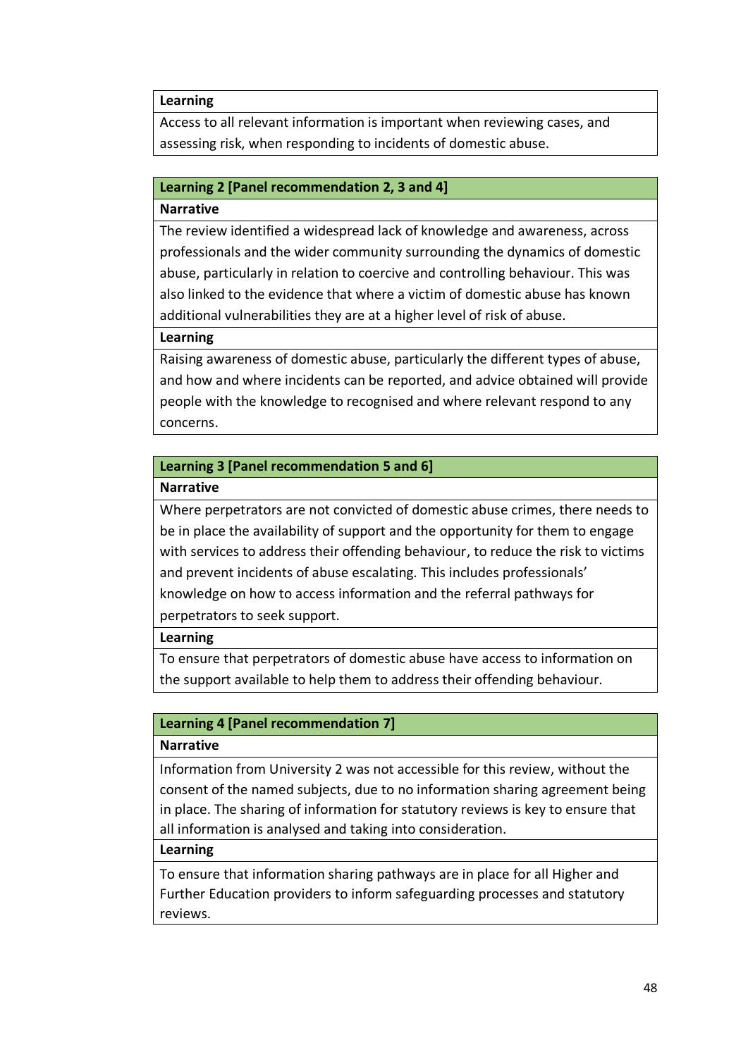| **Learning** |
|---|
| Access to all relevant information is important when reviewing cases, and assessing risk, when responding to incidents of domestic abuse. |

| **Learning 2 [Panel recommendation 2, 3 and 4]** |
|---|
| **Narrative** |
| The review identified a widespread lack of knowledge and awareness, across professionals and the wider community surrounding the dynamics of domestic abuse, particularly in relation to coercive and controlling behaviour. This was also linked to the evidence that where a victim of domestic abuse has known additional vulnerabilities they are at a higher level of risk of abuse. |
| **Learning** |
| Raising awareness of domestic abuse, particularly the different types of abuse, and how and where incidents can be reported, and advice obtained will provide people with the knowledge to recognised and where relevant respond to any concerns. |

| **Learning 3 [Panel recommendation 5 and 6]** |
|---|
| **Narrative** |
| Where perpetrators are not convicted of domestic abuse crimes, there needs to be in place the availability of support and the opportunity for them to engage with services to address their offending behaviour, to reduce the risk to victims and prevent incidents of abuse escalating. This includes professionals' knowledge on how to access information and the referral pathways for perpetrators to seek support. |
| **Learning** |
| To ensure that perpetrators of domestic abuse have access to information on the support available to help them to address their offending behaviour. |

| **Learning 4 [Panel recommendation 7]** |
|---|
| **Narrative** |
| Information from University 2 was not accessible for this review, without the consent of the named subjects, due to no information sharing agreement being in place. The sharing of information for statutory reviews is key to ensure that all information is analysed and taking into consideration. |
| **Learning** |
| To ensure that information sharing pathways are in place for all Higher and Further Education providers to inform safeguarding processes and statutory reviews. |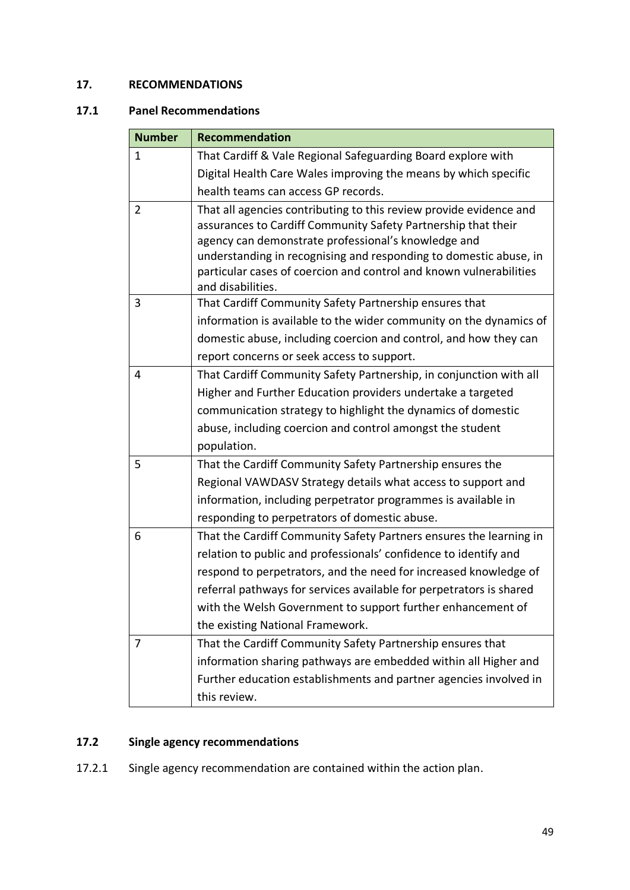## 17. RECOMMENDATIONS

### 17.1 Panel Recommendations

| Number | Recommendation |
|---|---|
| 1 | That Cardiff & Vale Regional Safeguarding Board explore with Digital Health Care Wales improving the means by which specific health teams can access GP records. |
| 2 | That all agencies contributing to this review provide evidence and assurances to Cardiff Community Safety Partnership that their agency can demonstrate professional's knowledge and understanding in recognising and responding to domestic abuse, in particular cases of coercion and control and known vulnerabilities and disabilities. |
| 3 | That Cardiff Community Safety Partnership ensures that information is available to the wider community on the dynamics of domestic abuse, including coercion and control, and how they can report concerns or seek access to support. |
| 4 | That Cardiff Community Safety Partnership, in conjunction with all Higher and Further Education providers undertake a targeted communication strategy to highlight the dynamics of domestic abuse, including coercion and control amongst the student population. |
| 5 | That the Cardiff Community Safety Partnership ensures the Regional VAWDASV Strategy details what access to support and information, including perpetrator programmes is available in responding to perpetrators of domestic abuse. |
| 6 | That the Cardiff Community Safety Partners ensures the learning in relation to public and professionals' confidence to identify and respond to perpetrators, and the need for increased knowledge of referral pathways for services available for perpetrators is shared with the Welsh Government to support further enhancement of the existing National Framework. |
| 7 | That the Cardiff Community Safety Partnership ensures that information sharing pathways are embedded within all Higher and Further education establishments and partner agencies involved in this review. |

### 17.2 Single agency recommendations

17.2.1 Single agency recommendation are contained within the action plan.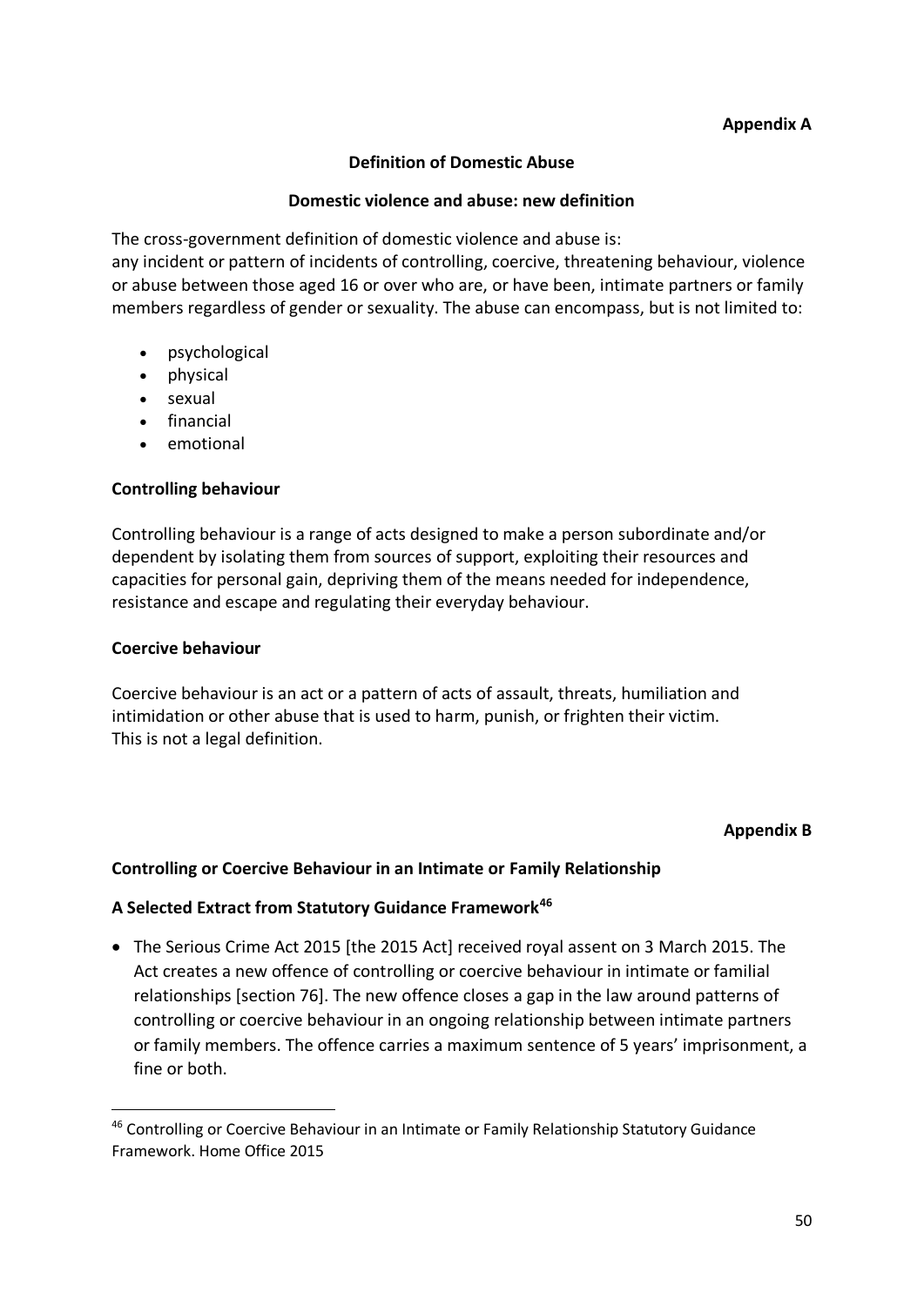**Appendix A**

## Definition of Domestic Abuse

### Domestic violence and abuse: new definition

The cross-government definition of domestic violence and abuse is:
any incident or pattern of incidents of controlling, coercive, threatening behaviour, violence or abuse between those aged 16 or over who are, or have been, intimate partners or family members regardless of gender or sexuality. The abuse can encompass, but is not limited to:

- psychological
- physical
- sexual
- financial
- emotional

### Controlling behaviour

Controlling behaviour is a range of acts designed to make a person subordinate and/or dependent by isolating them from sources of support, exploiting their resources and capacities for personal gain, depriving them of the means needed for independence, resistance and escape and regulating their everyday behaviour.

### Coercive behaviour

Coercive behaviour is an act or a pattern of acts of assault, threats, humiliation and intimidation or other abuse that is used to harm, punish, or frighten their victim.
This is not a legal definition.

**Appendix B**

## Controlling or Coercive Behaviour in an Intimate or Family Relationship

### A Selected Extract from Statutory Guidance Framework[46]

- The Serious Crime Act 2015 [the 2015 Act] received royal assent on 3 March 2015. The Act creates a new offence of controlling or coercive behaviour in intimate or familial relationships [section 76]. The new offence closes a gap in the law around patterns of controlling or coercive behaviour in an ongoing relationship between intimate partners or family members. The offence carries a maximum sentence of 5 years' imprisonment, a fine or both.

---

[46] Controlling or Coercive Behaviour in an Intimate or Family Relationship Statutory Guidance Framework. Home Office 2015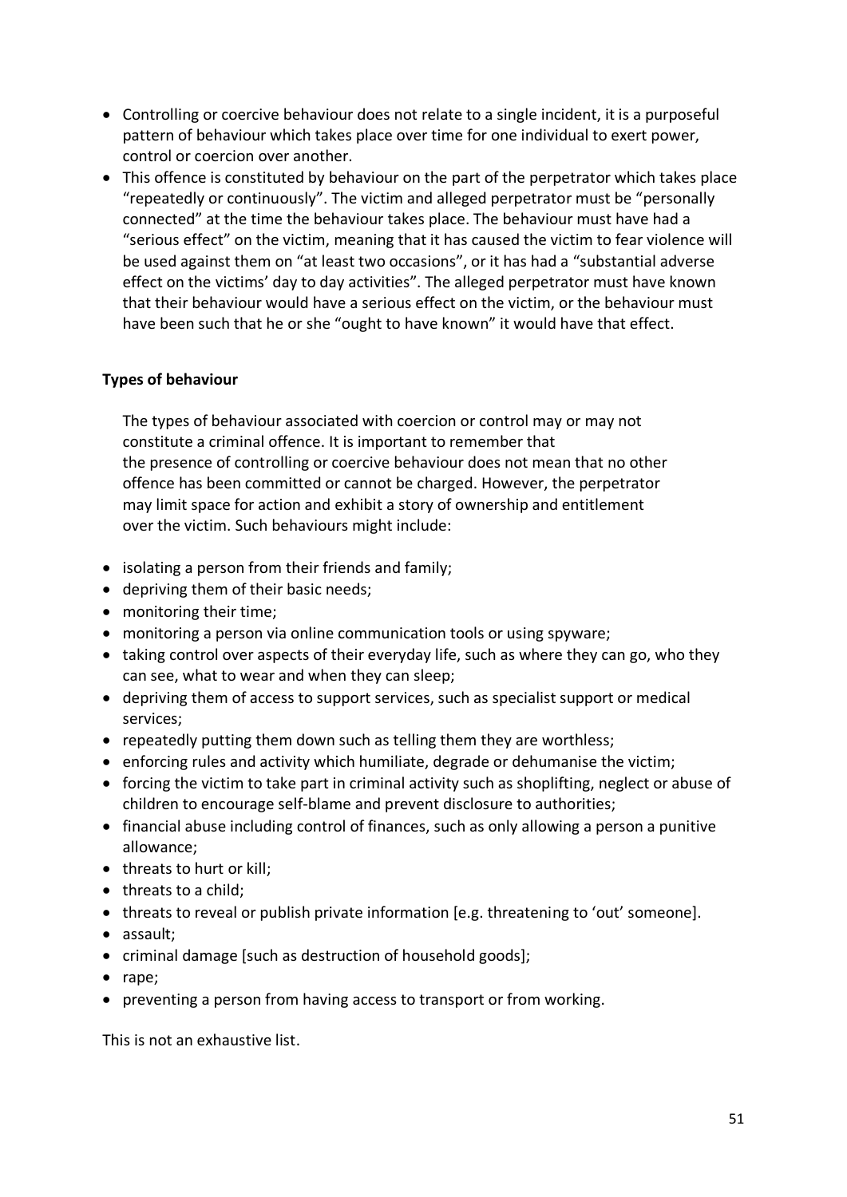- Controlling or coercive behaviour does not relate to a single incident, it is a purposeful pattern of behaviour which takes place over time for one individual to exert power, control or coercion over another.
- This offence is constituted by behaviour on the part of the perpetrator which takes place "repeatedly or continuously". The victim and alleged perpetrator must be "personally connected" at the time the behaviour takes place. The behaviour must have had a "serious effect" on the victim, meaning that it has caused the victim to fear violence will be used against them on "at least two occasions", or it has had a "substantial adverse effect on the victims' day to day activities". The alleged perpetrator must have known that their behaviour would have a serious effect on the victim, or the behaviour must have been such that he or she "ought to have known" it would have that effect.

**Types of behaviour**

The types of behaviour associated with coercion or control may or may not constitute a criminal offence. It is important to remember that the presence of controlling or coercive behaviour does not mean that no other offence has been committed or cannot be charged. However, the perpetrator may limit space for action and exhibit a story of ownership and entitlement over the victim. Such behaviours might include:

- isolating a person from their friends and family;
- depriving them of their basic needs;
- monitoring their time;
- monitoring a person via online communication tools or using spyware;
- taking control over aspects of their everyday life, such as where they can go, who they can see, what to wear and when they can sleep;
- depriving them of access to support services, such as specialist support or medical services;
- repeatedly putting them down such as telling them they are worthless;
- enforcing rules and activity which humiliate, degrade or dehumanise the victim;
- forcing the victim to take part in criminal activity such as shoplifting, neglect or abuse of children to encourage self-blame and prevent disclosure to authorities;
- financial abuse including control of finances, such as only allowing a person a punitive allowance;
- threats to hurt or kill;
- threats to a child;
- threats to reveal or publish private information [e.g. threatening to 'out' someone].
- assault;
- criminal damage [such as destruction of household goods];
- rape;
- preventing a person from having access to transport or from working.

This is not an exhaustive list.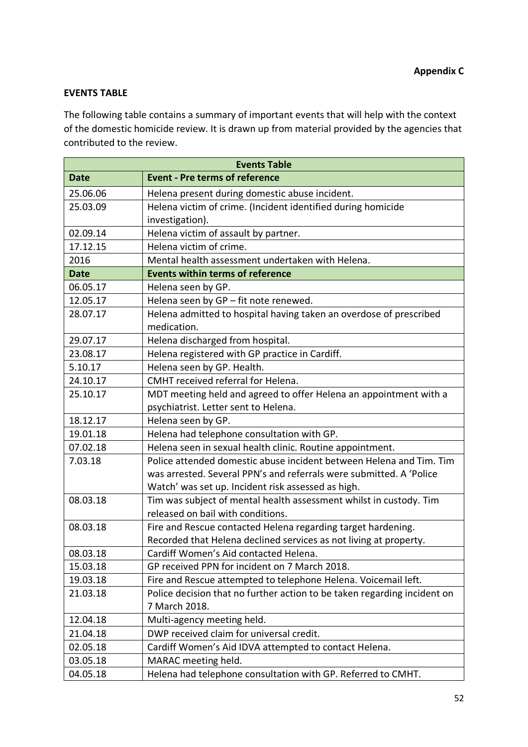**Appendix C**

**EVENTS TABLE**

The following table contains a summary of important events that will help with the context of the domestic homicide review. It is drawn up from material provided by the agencies that contributed to the review.

| **Events Table** | |
|---|---|
| **Date** | **Event - Pre terms of reference** |
| 25.06.06 | Helena present during domestic abuse incident. |
| 25.03.09 | Helena victim of crime. (Incident identified during homicide investigation). |
| 02.09.14 | Helena victim of assault by partner. |
| 17.12.15 | Helena victim of crime. |
| 2016 | Mental health assessment undertaken with Helena. |
| **Date** | **Events within terms of reference** |
| 06.05.17 | Helena seen by GP. |
| 12.05.17 | Helena seen by GP – fit note renewed. |
| 28.07.17 | Helena admitted to hospital having taken an overdose of prescribed medication. |
| 29.07.17 | Helena discharged from hospital. |
| 23.08.17 | Helena registered with GP practice in Cardiff. |
| 5.10.17 | Helena seen by GP. Health. |
| 24.10.17 | CMHT received referral for Helena. |
| 25.10.17 | MDT meeting held and agreed to offer Helena an appointment with a psychiatrist. Letter sent to Helena. |
| 18.12.17 | Helena seen by GP. |
| 19.01.18 | Helena had telephone consultation with GP. |
| 07.02.18 | Helena seen in sexual health clinic. Routine appointment. |
| 7.03.18 | Police attended domestic abuse incident between Helena and Tim. Tim was arrested. Several PPN's and referrals were submitted. A 'Police Watch' was set up. Incident risk assessed as high. |
| 08.03.18 | Tim was subject of mental health assessment whilst in custody. Tim released on bail with conditions. |
| 08.03.18 | Fire and Rescue contacted Helena regarding target hardening. Recorded that Helena declined services as not living at property. |
| 08.03.18 | Cardiff Women's Aid contacted Helena. |
| 15.03.18 | GP received PPN for incident on 7 March 2018. |
| 19.03.18 | Fire and Rescue attempted to telephone Helena. Voicemail left. |
| 21.03.18 | Police decision that no further action to be taken regarding incident on 7 March 2018. |
| 12.04.18 | Multi-agency meeting held. |
| 21.04.18 | DWP received claim for universal credit. |
| 02.05.18 | Cardiff Women's Aid IDVA attempted to contact Helena. |
| 03.05.18 | MARAC meeting held. |
| 04.05.18 | Helena had telephone consultation with GP. Referred to CMHT. |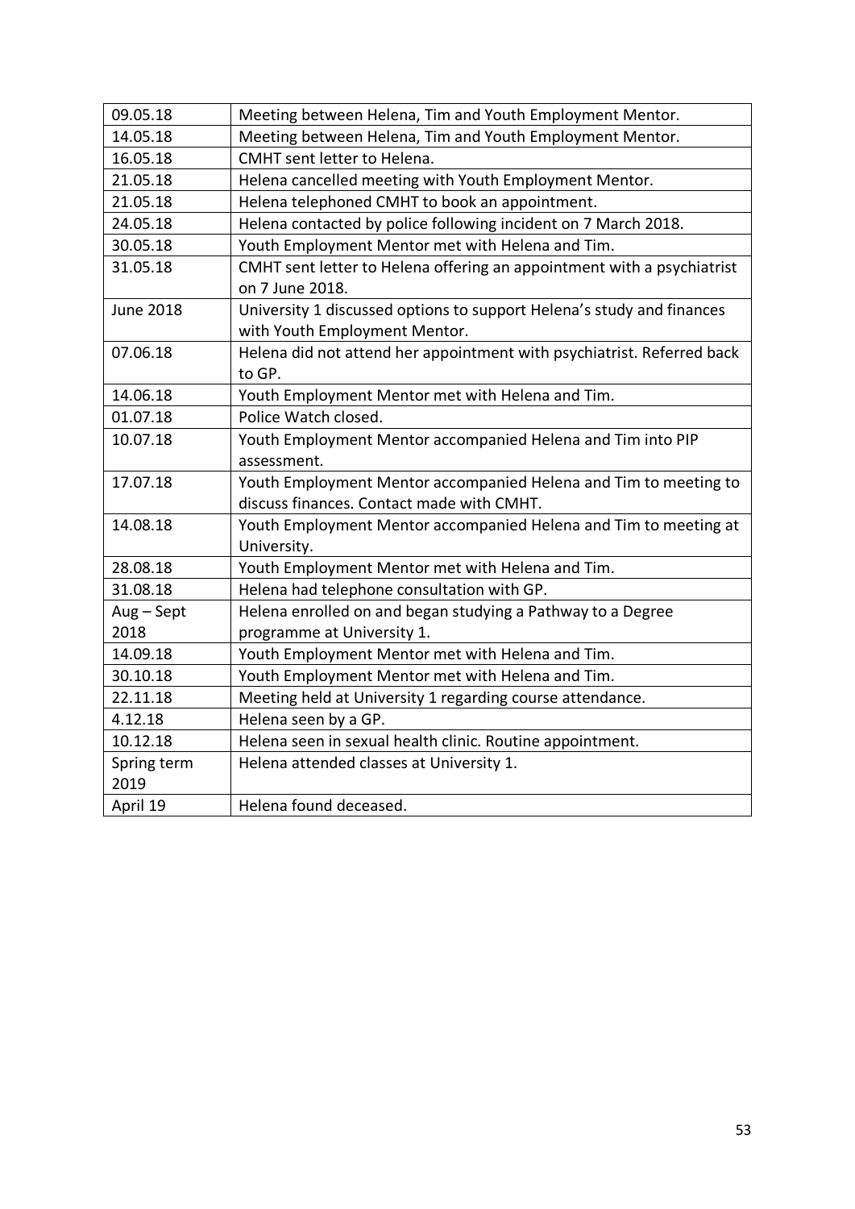| | |
|---|---|
| 09.05.18 | Meeting between Helena, Tim and Youth Employment Mentor. |
| 14.05.18 | Meeting between Helena, Tim and Youth Employment Mentor. |
| 16.05.18 | CMHT sent letter to Helena. |
| 21.05.18 | Helena cancelled meeting with Youth Employment Mentor. |
| 21.05.18 | Helena telephoned CMHT to book an appointment. |
| 24.05.18 | Helena contacted by police following incident on 7 March 2018. |
| 30.05.18 | Youth Employment Mentor met with Helena and Tim. |
| 31.05.18 | CMHT sent letter to Helena offering an appointment with a psychiatrist on 7 June 2018. |
| June 2018 | University 1 discussed options to support Helena's study and finances with Youth Employment Mentor. |
| 07.06.18 | Helena did not attend her appointment with psychiatrist. Referred back to GP. |
| 14.06.18 | Youth Employment Mentor met with Helena and Tim. |
| 01.07.18 | Police Watch closed. |
| 10.07.18 | Youth Employment Mentor accompanied Helena and Tim into PIP assessment. |
| 17.07.18 | Youth Employment Mentor accompanied Helena and Tim to meeting to discuss finances. Contact made with CMHT. |
| 14.08.18 | Youth Employment Mentor accompanied Helena and Tim to meeting at University. |
| 28.08.18 | Youth Employment Mentor met with Helena and Tim. |
| 31.08.18 | Helena had telephone consultation with GP. |
| Aug – Sept 2018 | Helena enrolled on and began studying a Pathway to a Degree programme at University 1. |
| 14.09.18 | Youth Employment Mentor met with Helena and Tim. |
| 30.10.18 | Youth Employment Mentor met with Helena and Tim. |
| 22.11.18 | Meeting held at University 1 regarding course attendance. |
| 4.12.18 | Helena seen by a GP. |
| 10.12.18 | Helena seen in sexual health clinic. Routine appointment. |
| Spring term 2019 | Helena attended classes at University 1. |
| April 19 | Helena found deceased. |